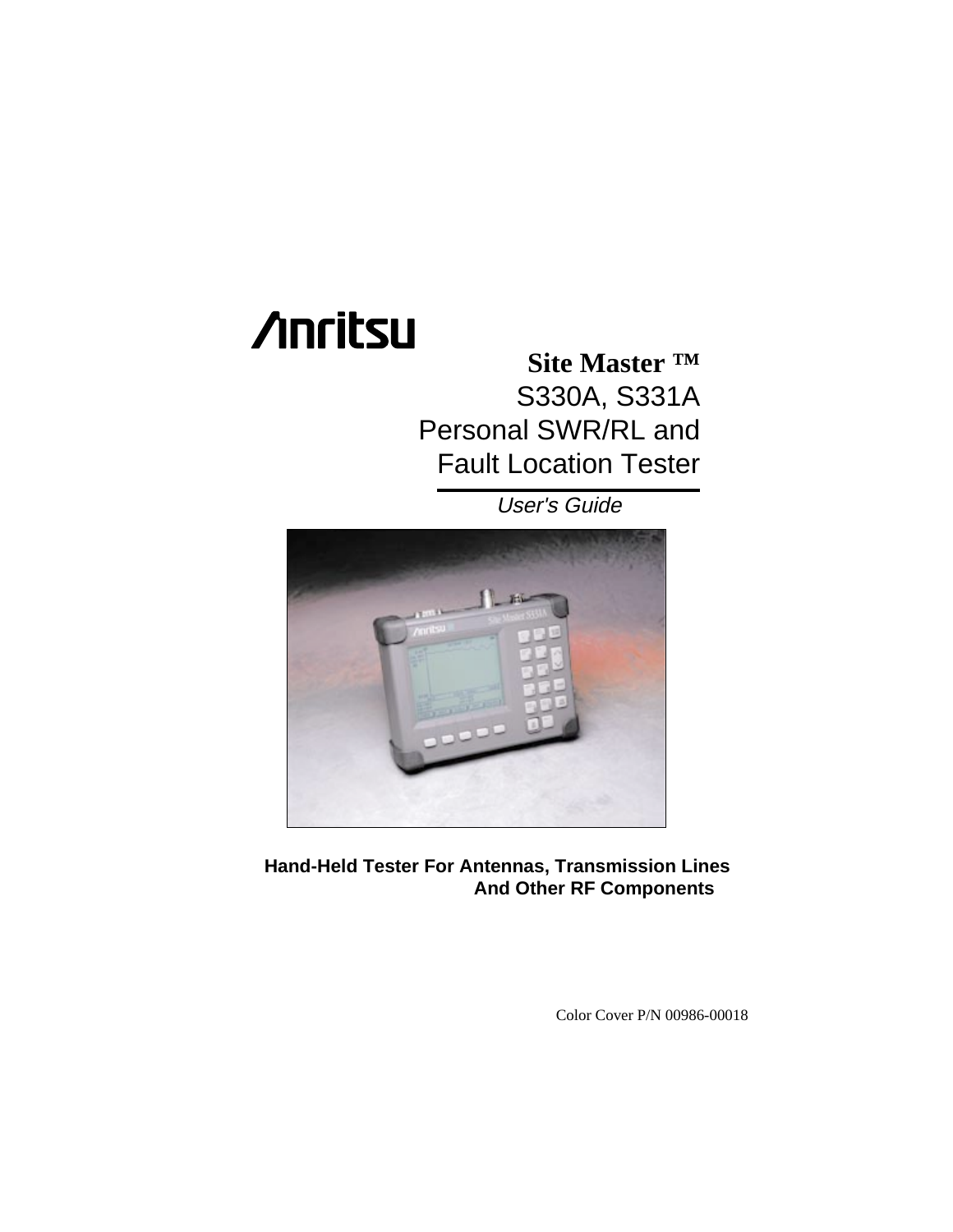Anritsu

# Site Master ™

## S330A, S331A
## Personal SWR/RL and Fault Location Tester

*User's Guide*

**Hand-Held Tester For Antennas, Transmission Lines And Other RF Components**

Color Cover P/N 00986-00018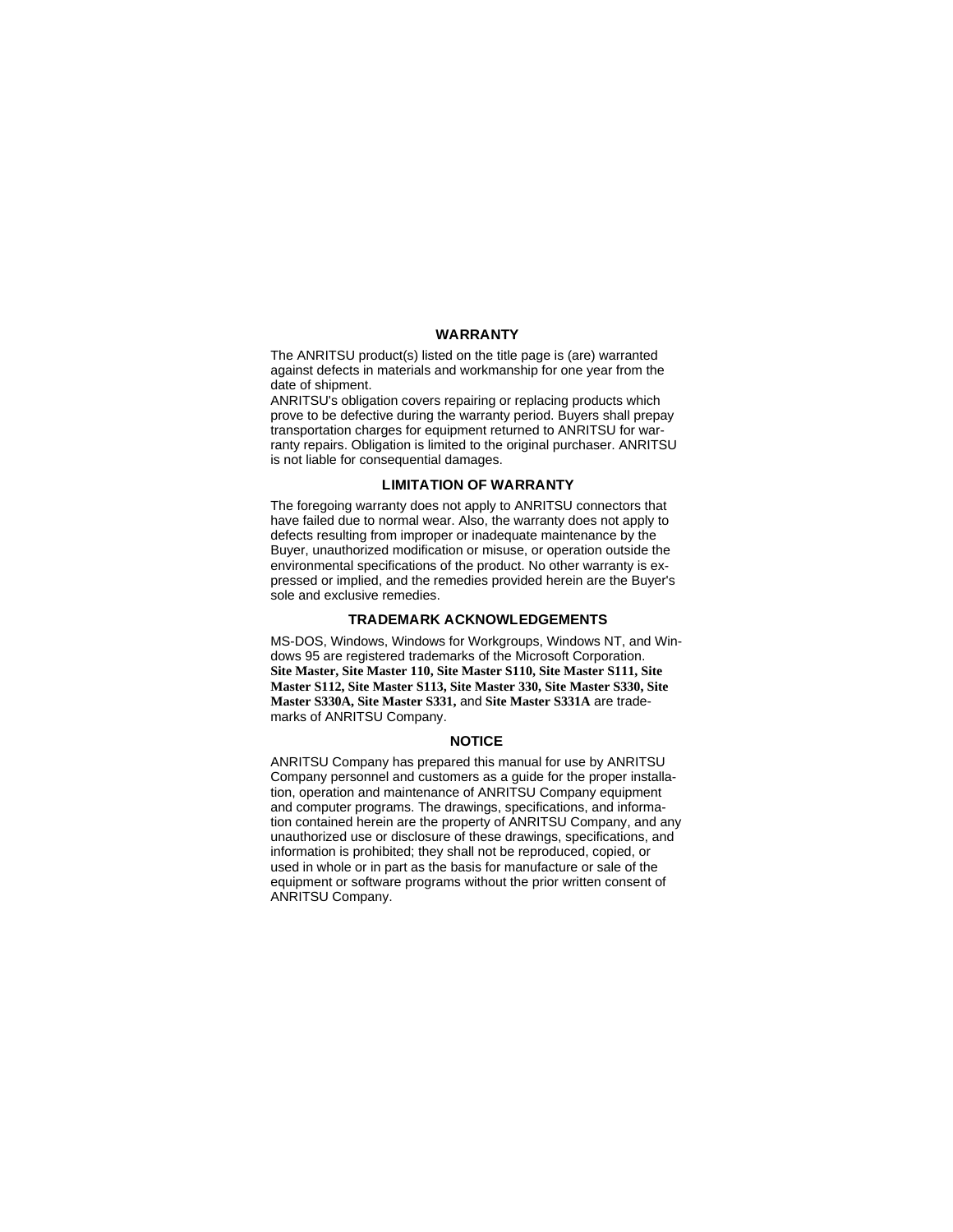## WARRANTY

The ANRITSU product(s) listed on the title page is (are) warranted against defects in materials and workmanship for one year from the date of shipment.

ANRITSU's obligation covers repairing or replacing products which prove to be defective during the warranty period. Buyers shall prepay transportation charges for equipment returned to ANRITSU for warranty repairs. Obligation is limited to the original purchaser. ANRITSU is not liable for consequential damages.

## LIMITATION OF WARRANTY

The foregoing warranty does not apply to ANRITSU connectors that have failed due to normal wear. Also, the warranty does not apply to defects resulting from improper or inadequate maintenance by the Buyer, unauthorized modification or misuse, or operation outside the environmental specifications of the product. No other warranty is expressed or implied, and the remedies provided herein are the Buyer's sole and exclusive remedies.

## TRADEMARK ACKNOWLEDGEMENTS

MS-DOS, Windows, Windows for Workgroups, Windows NT, and Windows 95 are registered trademarks of the Microsoft Corporation. **Site Master, Site Master 110, Site Master S110, Site Master S111, Site Master S112, Site Master S113, Site Master 330, Site Master S330, Site Master S330A, Site Master S331,** and **Site Master S331A** are trademarks of ANRITSU Company.

## NOTICE

ANRITSU Company has prepared this manual for use by ANRITSU Company personnel and customers as a guide for the proper installation, operation and maintenance of ANRITSU Company equipment and computer programs. The drawings, specifications, and information contained herein are the property of ANRITSU Company, and any unauthorized use or disclosure of these drawings, specifications, and information is prohibited; they shall not be reproduced, copied, or used in whole or in part as the basis for manufacture or sale of the equipment or software programs without the prior written consent of ANRITSU Company.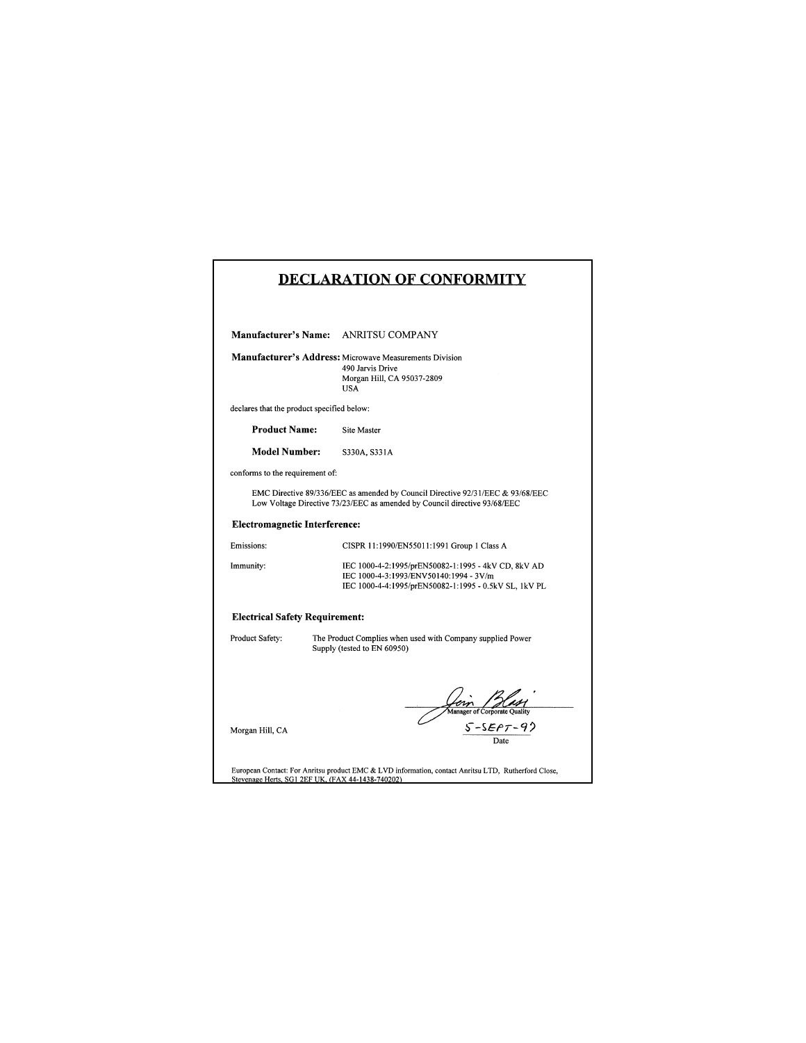# DECLARATION OF CONFORMITY

**Manufacturer's Name:** ANRITSU COMPANY

**Manufacturer's Address:** Microwave Measurements Division
490 Jarvis Drive
Morgan Hill, CA 95037-2809
USA

declares that the product specified below:

**Product Name:** Site Master

**Model Number:** S330A, S331A

conforms to the requirement of:

EMC Directive 89/336/EEC as amended by Council Directive 92/31/EEC & 93/68/EEC
Low Voltage Directive 73/23/EEC as amended by Council directive 93/68/EEC

**Electromagnetic Interference:**

Emissions: CISPR 11:1990/EN55011:1991 Group 1 Class A

Immunity: IEC 1000-4-2:1995/prEN50082-1:1995 - 4kV CD, 8kV AD
IEC 1000-4-3:1993/ENV50140:1994 - 3V/m
IEC 1000-4-4:1995/prEN50082-1:1995 - 0.5kV SL, 1kV PL

**Electrical Safety Requirement:**

Product Safety: The Product Complies when used with Company supplied Power Supply (tested to EN 60950)

Manager of Corporate Quality

Morgan Hill, CA

5-SEPT-97
Date

European Contact: For Anritsu product EMC & LVD information, contact Anritsu LTD, Rutherford Close, Stevenage Herts, SG1 2EF UK, (FAX 44-1438-740202)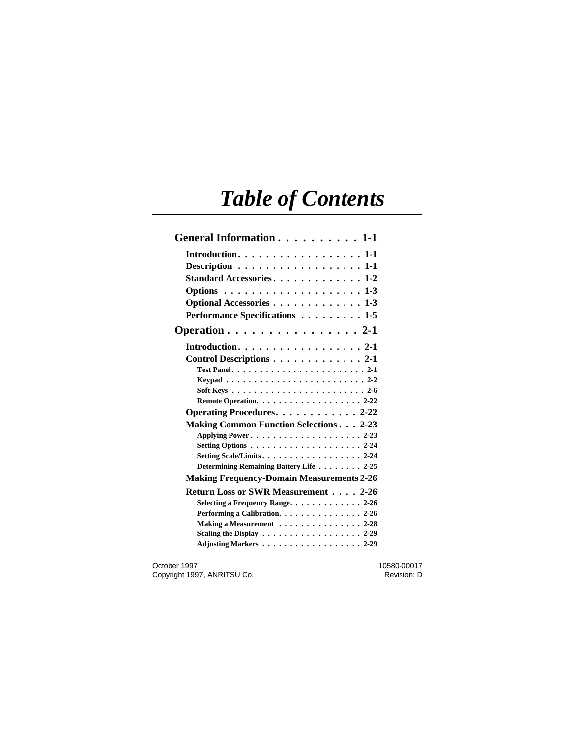# *Table of Contents*

**General Information . . . . . . . . . . 1-1**

- **Introduction. . . . . . . . . . . . . . . . . . 1-1**
- **Description . . . . . . . . . . . . . . . . . 1-1**
- **Standard Accessories . . . . . . . . . . . . 1-2**
- **Options . . . . . . . . . . . . . . . . . . . 1-3**
- **Optional Accessories . . . . . . . . . . . . 1-3**
- **Performance Specifications . . . . . . . . . 1-5**

**Operation . . . . . . . . . . . . . . . . 2-1**

- **Introduction. . . . . . . . . . . . . . . . . . 2-1**
- **Control Descriptions . . . . . . . . . . . . 2-1**
  - **Test Panel . . . . . . . . . . . . . . . . . . . . . . . . 2-1**
  - **Keypad . . . . . . . . . . . . . . . . . . . . . . . . . 2-2**
  - **Soft Keys . . . . . . . . . . . . . . . . . . . . . . . . 2-6**
  - **Remote Operation. . . . . . . . . . . . . . . . . . . 2-22**
- **Operating Procedures. . . . . . . . . . . . 2-22**
- **Making Common Function Selections . . . 2-23**
  - **Applying Power . . . . . . . . . . . . . . . . . . . . 2-23**
  - **Setting Options . . . . . . . . . . . . . . . . . . . . 2-24**
  - **Setting Scale/Limits . . . . . . . . . . . . . . . . . . 2-24**
  - **Determining Remaining Battery Life . . . . . . . . 2-25**
- **Making Frequency-Domain Measurements 2-26**
- **Return Loss or SWR Measurement . . . . 2-26**
  - **Selecting a Frequency Range. . . . . . . . . . . . . 2-26**
  - **Performing a Calibration. . . . . . . . . . . . . . . 2-26**
  - **Making a Measurement . . . . . . . . . . . . . . . 2-28**
  - **Scaling the Display . . . . . . . . . . . . . . . . . . 2-29**
  - **Adjusting Markers . . . . . . . . . . . . . . . . . . 2-29**

October 1997
Copyright 1997, ANRITSU Co.

10580-00017
Revision: D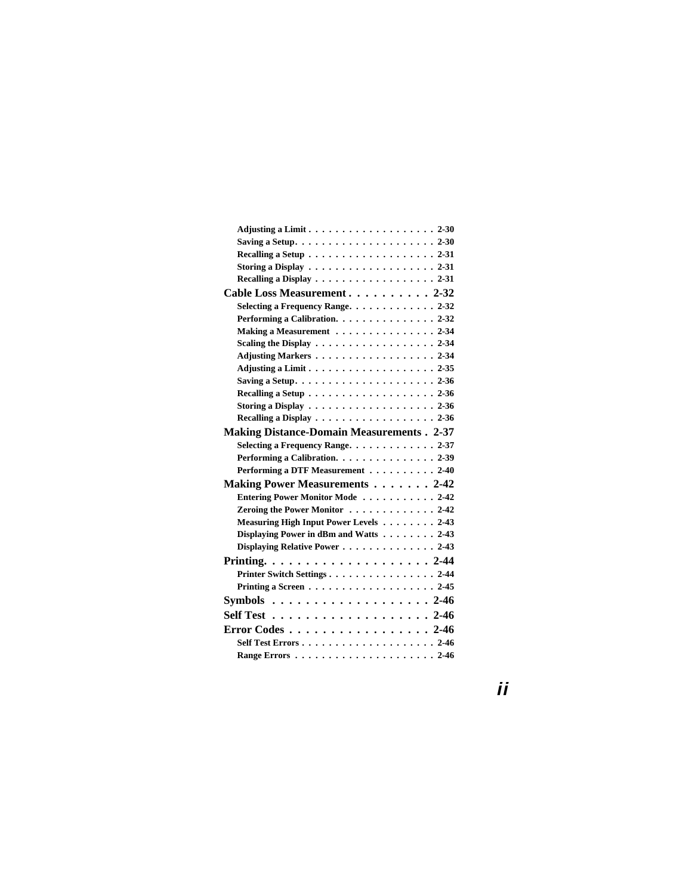Adjusting a Limit . . . . . . . . . . . . . . . . . . . 2-30
Saving a Setup. . . . . . . . . . . . . . . . . . . . . 2-30
Recalling a Setup . . . . . . . . . . . . . . . . . . . 2-31
Storing a Display . . . . . . . . . . . . . . . . . . . 2-31
Recalling a Display . . . . . . . . . . . . . . . . . . 2-31

**Cable Loss Measurement . . . . . . . . . . 2-32**

Selecting a Frequency Range. . . . . . . . . . . . . 2-32
Performing a Calibration. . . . . . . . . . . . . . . 2-32
Making a Measurement . . . . . . . . . . . . . . . 2-34
Scaling the Display . . . . . . . . . . . . . . . . . . 2-34
Adjusting Markers . . . . . . . . . . . . . . . . . . 2-34
Adjusting a Limit . . . . . . . . . . . . . . . . . . . 2-35
Saving a Setup. . . . . . . . . . . . . . . . . . . . . 2-36
Recalling a Setup . . . . . . . . . . . . . . . . . . . 2-36
Storing a Display . . . . . . . . . . . . . . . . . . . 2-36
Recalling a Display . . . . . . . . . . . . . . . . . . 2-36

**Making Distance-Domain Measurements . 2-37**

Selecting a Frequency Range. . . . . . . . . . . . . 2-37
Performing a Calibration. . . . . . . . . . . . . . . 2-39
Performing a DTF Measurement . . . . . . . . . . 2-40

**Making Power Measurements . . . . . . . 2-42**

Entering Power Monitor Mode . . . . . . . . . . . 2-42
Zeroing the Power Monitor . . . . . . . . . . . . . 2-42
Measuring High Input Power Levels . . . . . . . . 2-43
Displaying Power in dBm and Watts . . . . . . . . 2-43
Displaying Relative Power . . . . . . . . . . . . . . 2-43

**Printing. . . . . . . . . . . . . . . . . . . . 2-44**

Printer Switch Settings . . . . . . . . . . . . . . . . 2-44
Printing a Screen . . . . . . . . . . . . . . . . . . . 2-45

**Symbols . . . . . . . . . . . . . . . . . . . 2-46**

**Self Test . . . . . . . . . . . . . . . . . . . 2-46**

**Error Codes . . . . . . . . . . . . . . . . . 2-46**

Self Test Errors . . . . . . . . . . . . . . . . . . . . 2-46
Range Errors . . . . . . . . . . . . . . . . . . . . . 2-46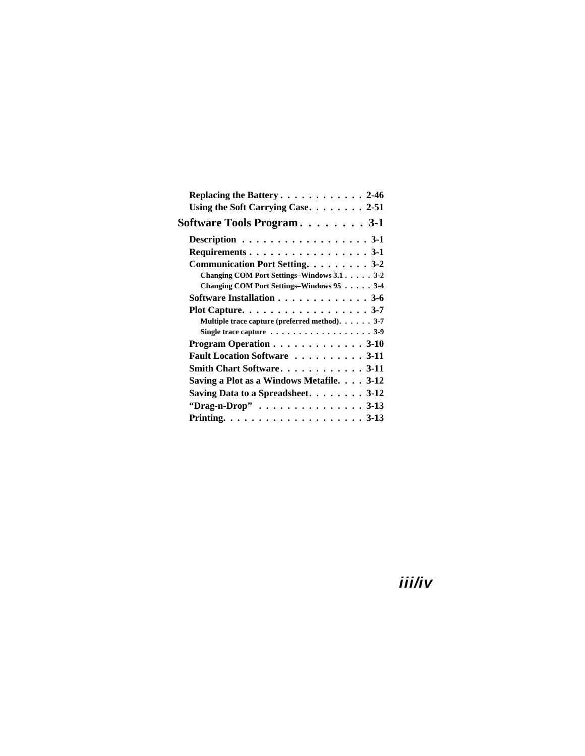- **Replacing the Battery . . . . . . . . . . . . 2-46**
- **Using the Soft Carrying Case. . . . . . . . 2-51**

## Software Tools Program . . . . . . . . 3-1

- **Description . . . . . . . . . . . . . . . . . . 3-1**
- **Requirements . . . . . . . . . . . . . . . . . 3-1**
- **Communication Port Setting. . . . . . . . . 3-2**
  - **Changing COM Port Settings–Windows 3.1 . . . . . 3-2**
  - **Changing COM Port Settings–Windows 95 . . . . . 3-4**
- **Software Installation . . . . . . . . . . . . . 3-6**
- **Plot Capture. . . . . . . . . . . . . . . . . . 3-7**
  - **Multiple trace capture (preferred method). . . . . . 3-7**
  - **Single trace capture . . . . . . . . . . . . . . . . . . 3-9**
- **Program Operation . . . . . . . . . . . . . 3-10**
- **Fault Location Software . . . . . . . . . . 3-11**
- **Smith Chart Software. . . . . . . . . . . . 3-11**
- **Saving a Plot as a Windows Metafile. . . . 3-12**
- **Saving Data to a Spreadsheet. . . . . . . . 3-12**
- **"Drag-n-Drop" . . . . . . . . . . . . . . . 3-13**
- **Printing. . . . . . . . . . . . . . . . . . . . 3-13**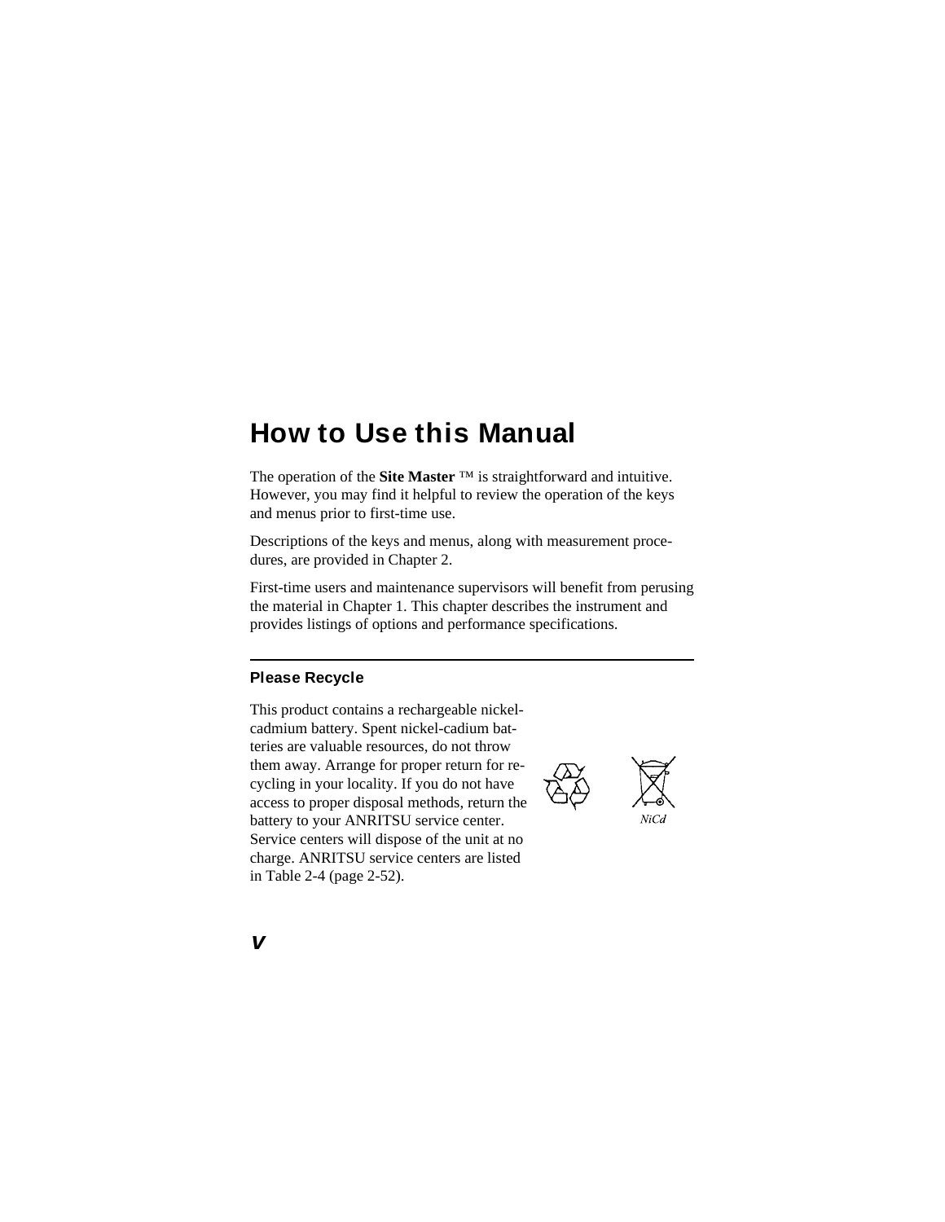# How to Use this Manual

The operation of the **Site Master** ™ is straightforward and intuitive. However, you may find it helpful to review the operation of the keys and menus prior to first-time use.

Descriptions of the keys and menus, along with measurement procedures, are provided in Chapter 2.

First-time users and maintenance supervisors will benefit from perusing the material in Chapter 1. This chapter describes the instrument and provides listings of options and performance specifications.

---

### Please Recycle

This product contains a rechargeable nickel-cadmium battery. Spent nickel-cadium batteries are valuable resources, do not throw them away. Arrange for proper return for recycling in your locality. If you do not have access to proper disposal methods, return the battery to your ANRITSU service center. Service centers will dispose of the unit at no charge. ANRITSU service centers are listed in Table 2-4 (page 2-52).

NiCd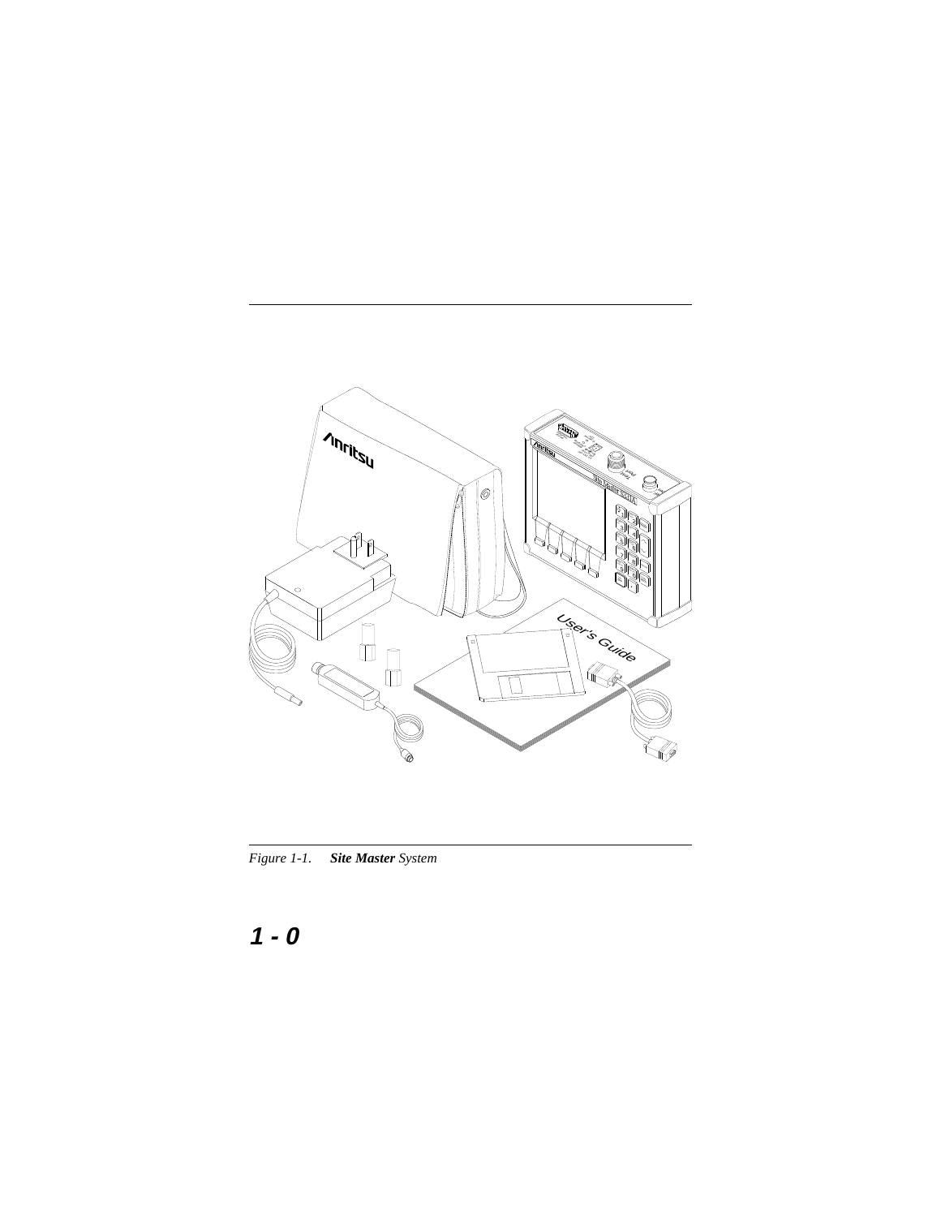*Figure 1-1.* ***Site Master*** *System*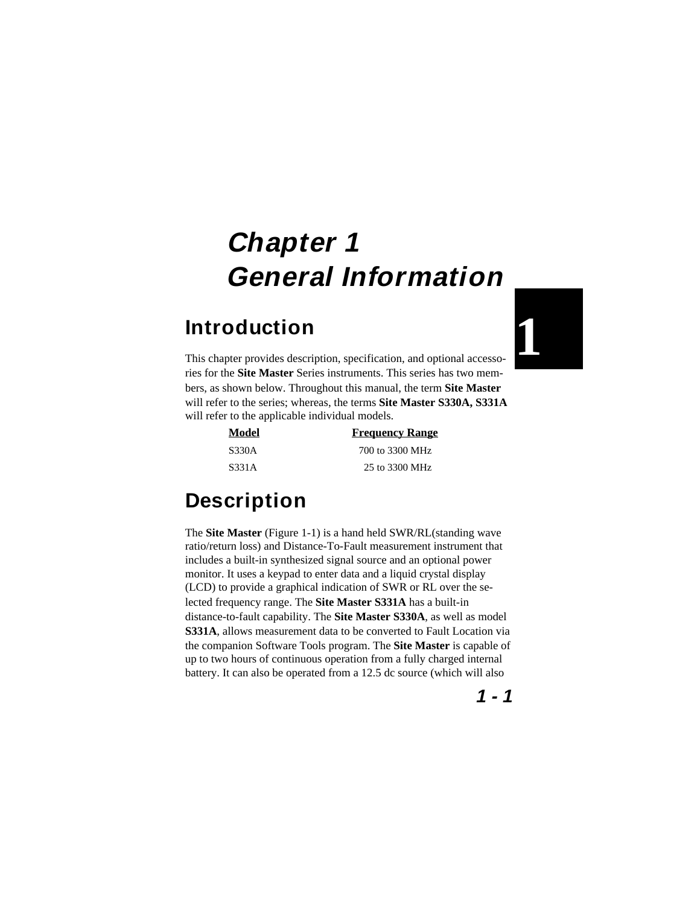# Chapter 1
# General Information

## Introduction

This chapter provides description, specification, and optional accessories for the **Site Master** Series instruments. This series has two members, as shown below. Throughout this manual, the term **Site Master** will refer to the series; whereas, the terms **Site Master S330A, S331A** will refer to the applicable individual models.

| Model | Frequency Range |
|---|---|
| S330A | 700 to 3300 MHz |
| S331A | 25 to 3300 MHz |

## Description

The **Site Master** (Figure 1-1) is a hand held SWR/RL(standing wave ratio/return loss) and Distance-To-Fault measurement instrument that includes a built-in synthesized signal source and an optional power monitor. It uses a keypad to enter data and a liquid crystal display (LCD) to provide a graphical indication of SWR or RL over the selected frequency range. The **Site Master S331A** has a built-in distance-to-fault capability. The **Site Master S330A**, as well as model **S331A**, allows measurement data to be converted to Fault Location via the companion Software Tools program. The **Site Master** is capable of up to two hours of continuous operation from a fully charged internal battery. It can also be operated from a 12.5 dc source (which will also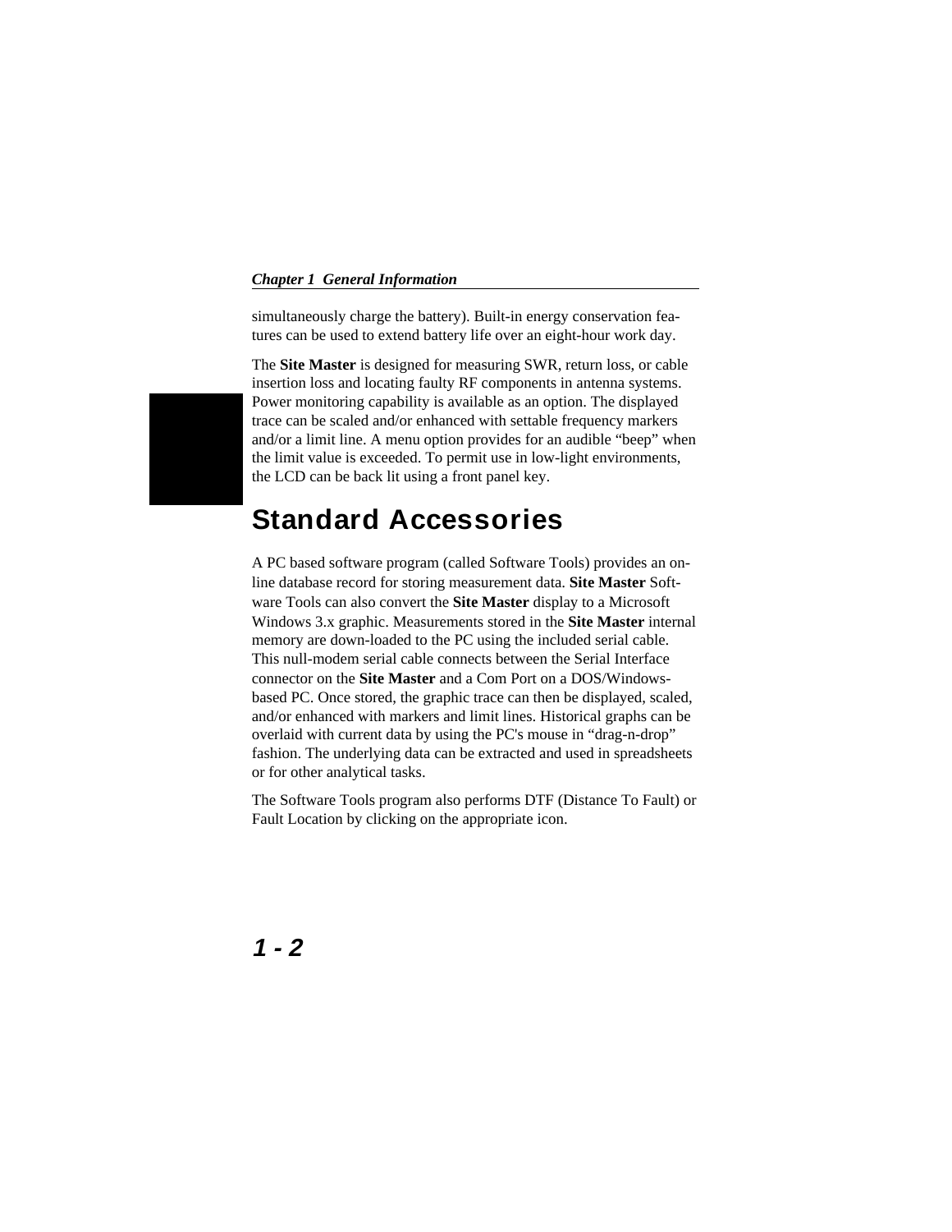simultaneously charge the battery). Built-in energy conservation features can be used to extend battery life over an eight-hour work day.

The **Site Master** is designed for measuring SWR, return loss, or cable insertion loss and locating faulty RF components in antenna systems. Power monitoring capability is available as an option. The displayed trace can be scaled and/or enhanced with settable frequency markers and/or a limit line. A menu option provides for an audible "beep" when the limit value is exceeded. To permit use in low-light environments, the LCD can be back lit using a front panel key.

## Standard Accessories

A PC based software program (called Software Tools) provides an on-line database record for storing measurement data. **Site Master** Software Tools can also convert the **Site Master** display to a Microsoft Windows 3.x graphic. Measurements stored in the **Site Master** internal memory are down-loaded to the PC using the included serial cable. This null-modem serial cable connects between the Serial Interface connector on the **Site Master** and a Com Port on a DOS/Windows-based PC. Once stored, the graphic trace can then be displayed, scaled, and/or enhanced with markers and limit lines. Historical graphs can be overlaid with current data by using the PC's mouse in "drag-n-drop" fashion. The underlying data can be extracted and used in spreadsheets or for other analytical tasks.

The Software Tools program also performs DTF (Distance To Fault) or Fault Location by clicking on the appropriate icon.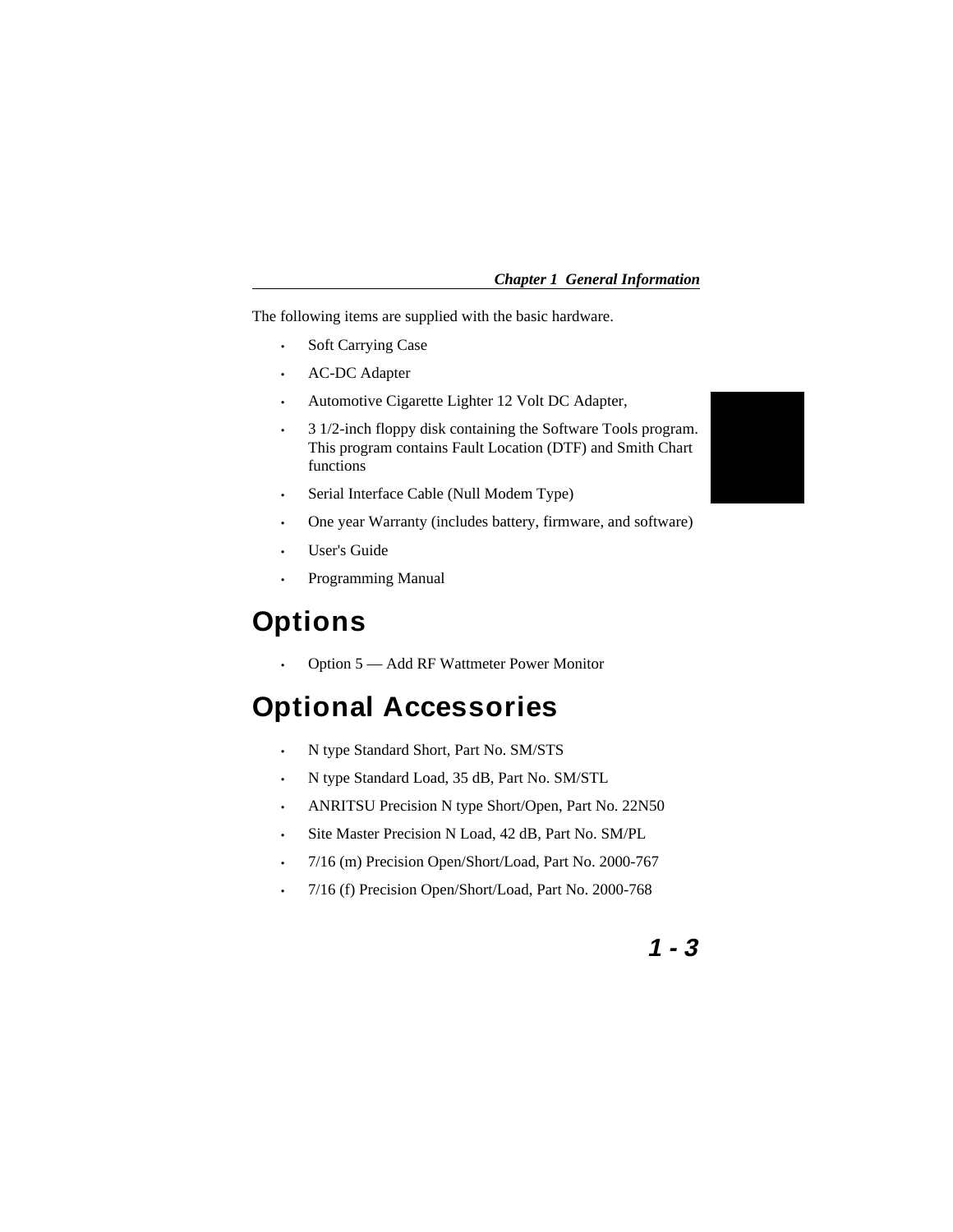The following items are supplied with the basic hardware.

- Soft Carrying Case
- AC-DC Adapter
- Automotive Cigarette Lighter 12 Volt DC Adapter,
- 3 1/2-inch floppy disk containing the Software Tools program. This program contains Fault Location (DTF) and Smith Chart functions
- Serial Interface Cable (Null Modem Type)
- One year Warranty (includes battery, firmware, and software)
- User's Guide
- Programming Manual

# Options

- Option 5 — Add RF Wattmeter Power Monitor

# Optional Accessories

- N type Standard Short, Part No. SM/STS
- N type Standard Load, 35 dB, Part No. SM/STL
- ANRITSU Precision N type Short/Open, Part No. 22N50
- Site Master Precision N Load, 42 dB, Part No. SM/PL
- 7/16 (m) Precision Open/Short/Load, Part No. 2000-767
- 7/16 (f) Precision Open/Short/Load, Part No. 2000-768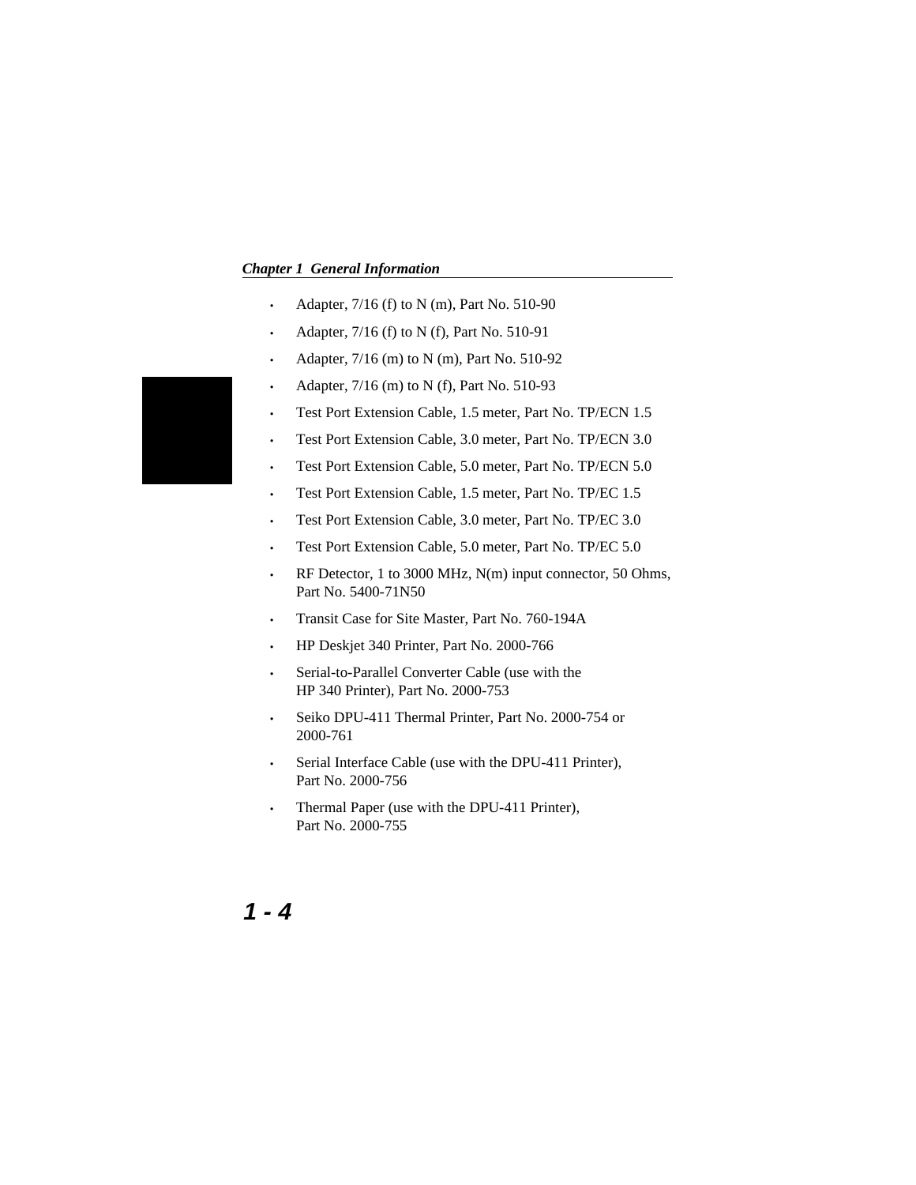- Adapter, 7/16 (f) to N (m), Part No. 510-90
- Adapter, 7/16 (f) to N (f), Part No. 510-91
- Adapter, 7/16 (m) to N (m), Part No. 510-92
- Adapter, 7/16 (m) to N (f), Part No. 510-93
- Test Port Extension Cable, 1.5 meter, Part No. TP/ECN 1.5
- Test Port Extension Cable, 3.0 meter, Part No. TP/ECN 3.0
- Test Port Extension Cable, 5.0 meter, Part No. TP/ECN 5.0
- Test Port Extension Cable, 1.5 meter, Part No. TP/EC 1.5
- Test Port Extension Cable, 3.0 meter, Part No. TP/EC 3.0
- Test Port Extension Cable, 5.0 meter, Part No. TP/EC 5.0
- RF Detector, 1 to 3000 MHz, N(m) input connector, 50 Ohms, Part No. 5400-71N50
- Transit Case for Site Master, Part No. 760-194A
- HP Deskjet 340 Printer, Part No. 2000-766
- Serial-to-Parallel Converter Cable (use with the HP 340 Printer), Part No. 2000-753
- Seiko DPU-411 Thermal Printer, Part No. 2000-754 or 2000-761
- Serial Interface Cable (use with the DPU-411 Printer), Part No. 2000-756
- Thermal Paper (use with the DPU-411 Printer), Part No. 2000-755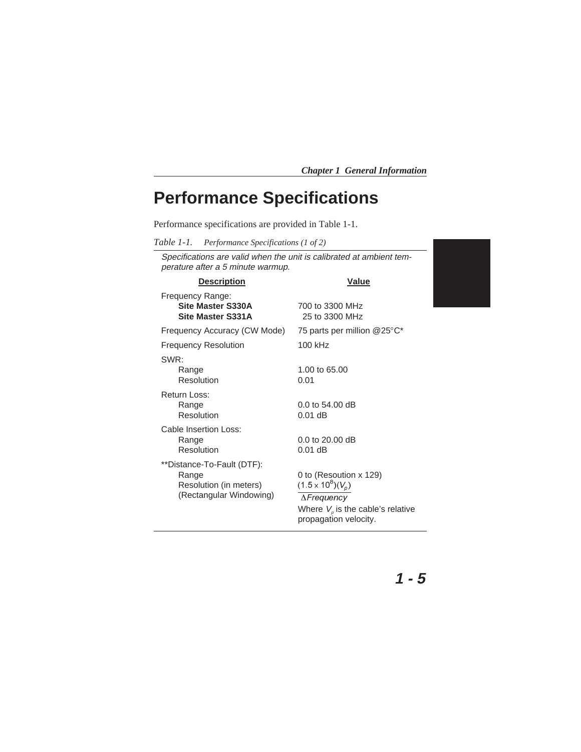# Performance Specifications

Performance specifications are provided in Table 1-1.

*Table 1-1. Performance Specifications (1 of 2)*

*Specifications are valid when the unit is calibrated at ambient temperature after a 5 minute warmup.*

| Description | Value |
|---|---|
| Frequency Range: | |
| **Site Master S330A** | 700 to 3300 MHz |
| **Site Master S331A** | 25 to 3300 MHz |
| Frequency Accuracy (CW Mode) | 75 parts per million @25°C* |
| Frequency Resolution | 100 kHz |
| SWR: | |
| Range | 1.00 to 65.00 |
| Resolution | 0.01 |
| Return Loss: | |
| Range | 0.0 to 54.00 dB |
| Resolution | 0.01 dB |
| Cable Insertion Loss: | |
| Range | 0.0 to 20.00 dB |
| Resolution | 0.01 dB |
| **Distance-To-Fault (DTF): | |
| Range | 0 to (Resoution x 129) |
| Resolution (in meters) (Rectangular Windowing) | $\frac{(1.5 \times 10^8)(V_p)}{\Delta Frequency}$ Where $V_p$ is the cable's relative propagation velocity. |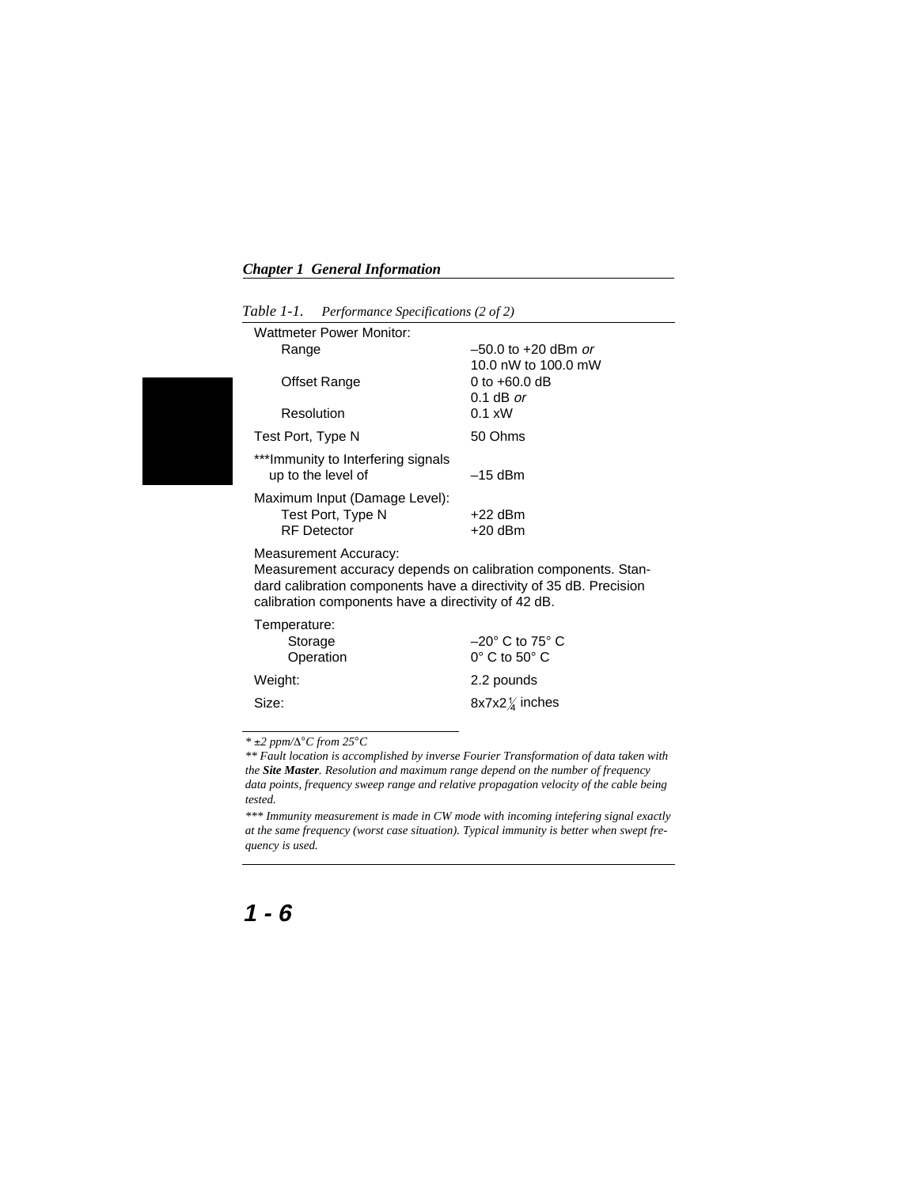*Table 1-1. Performance Specifications (2 of 2)*

| | |
|---|---|
| Wattmeter Power Monitor: | |
| Range | –50.0 to +20 dBm *or* 10.0 nW to 100.0 mW |
| Offset Range | 0 to +60.0 dB |
| Resolution | 0.1 dB *or* 0.1 xW |
| Test Port, Type N | 50 Ohms |
| ***Immunity to Interfering signals up to the level of | –15 dBm |
| Maximum Input (Damage Level): | |
| Test Port, Type N | +22 dBm |
| RF Detector | +20 dBm |
| Measurement Accuracy: Measurement accuracy depends on calibration components. Standard calibration components have a directivity of 35 dB. Precision calibration components have a directivity of 42 dB. | |
| Temperature: | |
| Storage | –20° C to 75° C |
| Operation | 0° C to 50° C |
| Weight: | 2.2 pounds |
| Size: | 8x7x2¼ inches |

*\* ±2 ppm/Δ°C from 25°C*

*\*\* Fault location is accomplished by inverse Fourier Transformation of data taken with the* ***Site Master****. Resolution and maximum range depend on the number of frequency data points, frequency sweep range and relative propagation velocity of the cable being tested.*

*\*\*\* Immunity measurement is made in CW mode with incoming intefering signal exactly at the same frequency (worst case situation). Typical immunity is better when swept frequency is used.*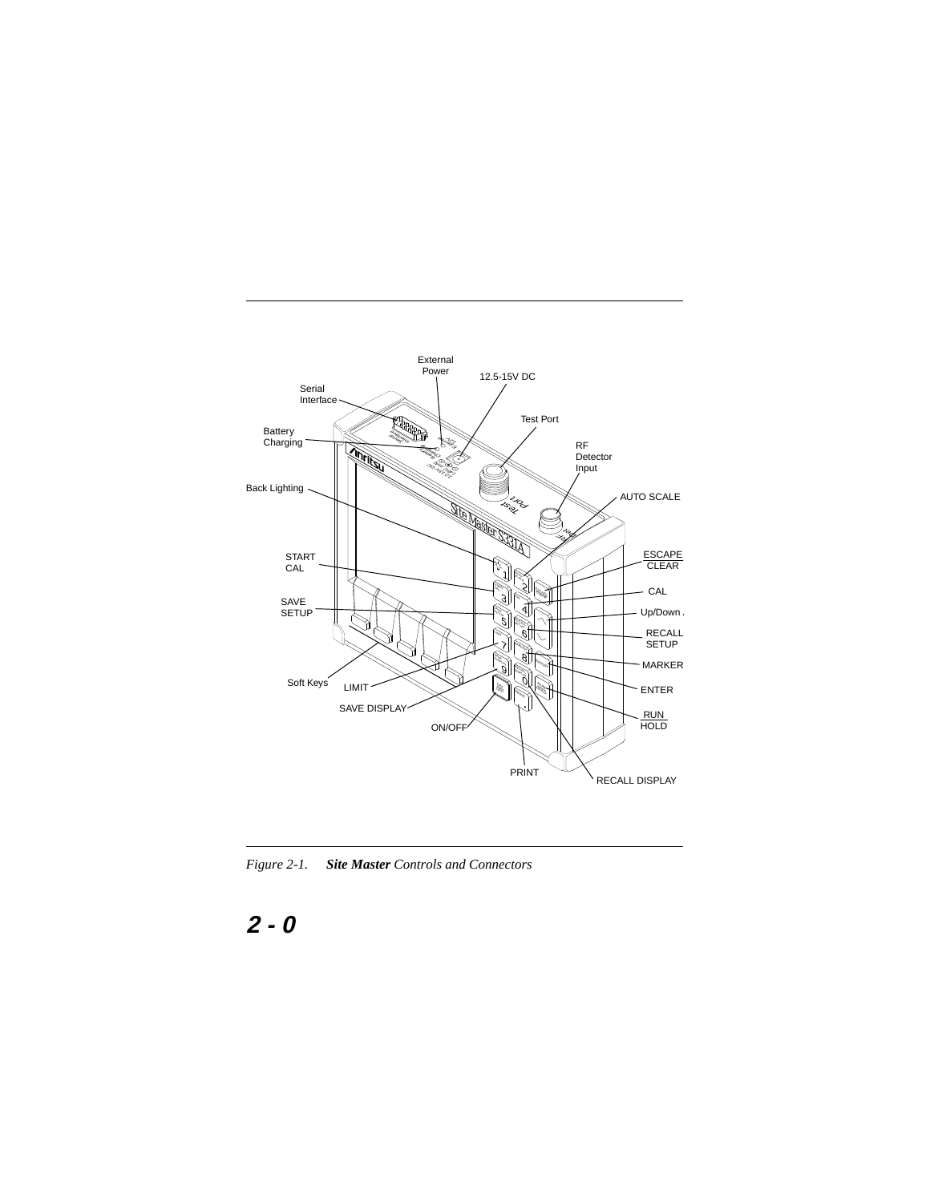External Power

12.5-15V DC

Serial Interface

Test Port

Battery Charging

RF Detector Input

Back Lighting

AUTO SCALE

START CAL

ESCAPE CLEAR

CAL

SAVE SETUP

Up/Down

RECALL SETUP

MARKER

ENTER

Soft Keys

LIMIT

SAVE DISPLAY

RUN HOLD

ON/OFF

PRINT

RECALL DISPLAY

*Figure 2-1.* ***Site Master*** *Controls and Connectors*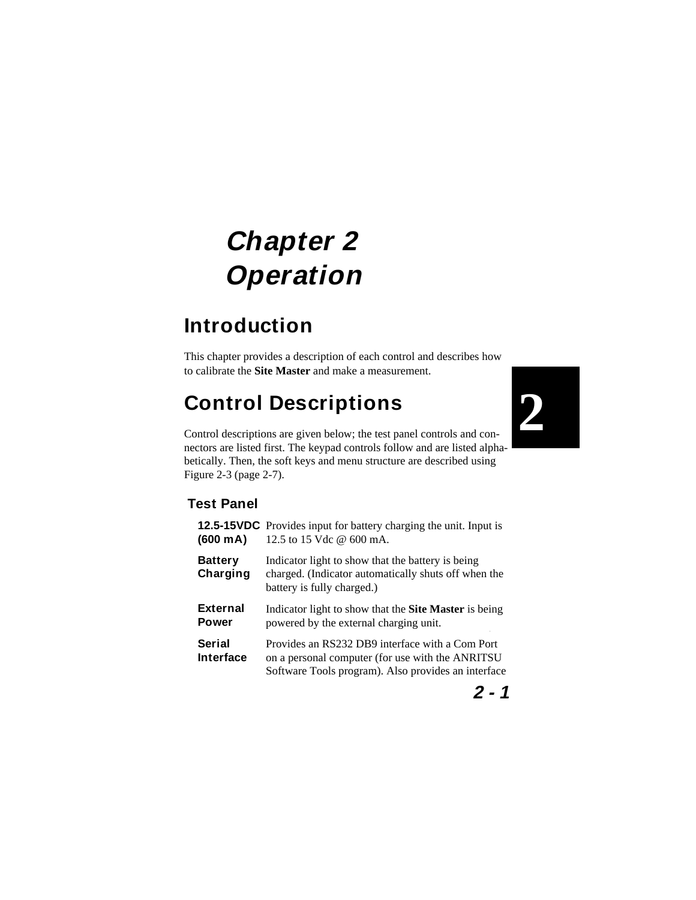# Chapter 2 Operation

## Introduction

This chapter provides a description of each control and describes how to calibrate the **Site Master** and make a measurement.

## Control Descriptions

Control descriptions are given below; the test panel controls and connectors are listed first. The keypad controls follow and are listed alphabetically. Then, the soft keys and menu structure are described using Figure 2-3 (page 2-7).

### Test Panel

**12.5-15VDC (600 mA)** Provides input for battery charging the unit. Input is 12.5 to 15 Vdc @ 600 mA.

**Battery Charging** Indicator light to show that the battery is being charged. (Indicator automatically shuts off when the battery is fully charged.)

**External Power** Indicator light to show that the **Site Master** is being powered by the external charging unit.

**Serial Interface** Provides an RS232 DB9 interface with a Com Port on a personal computer (for use with the ANRITSU Software Tools program). Also provides an interface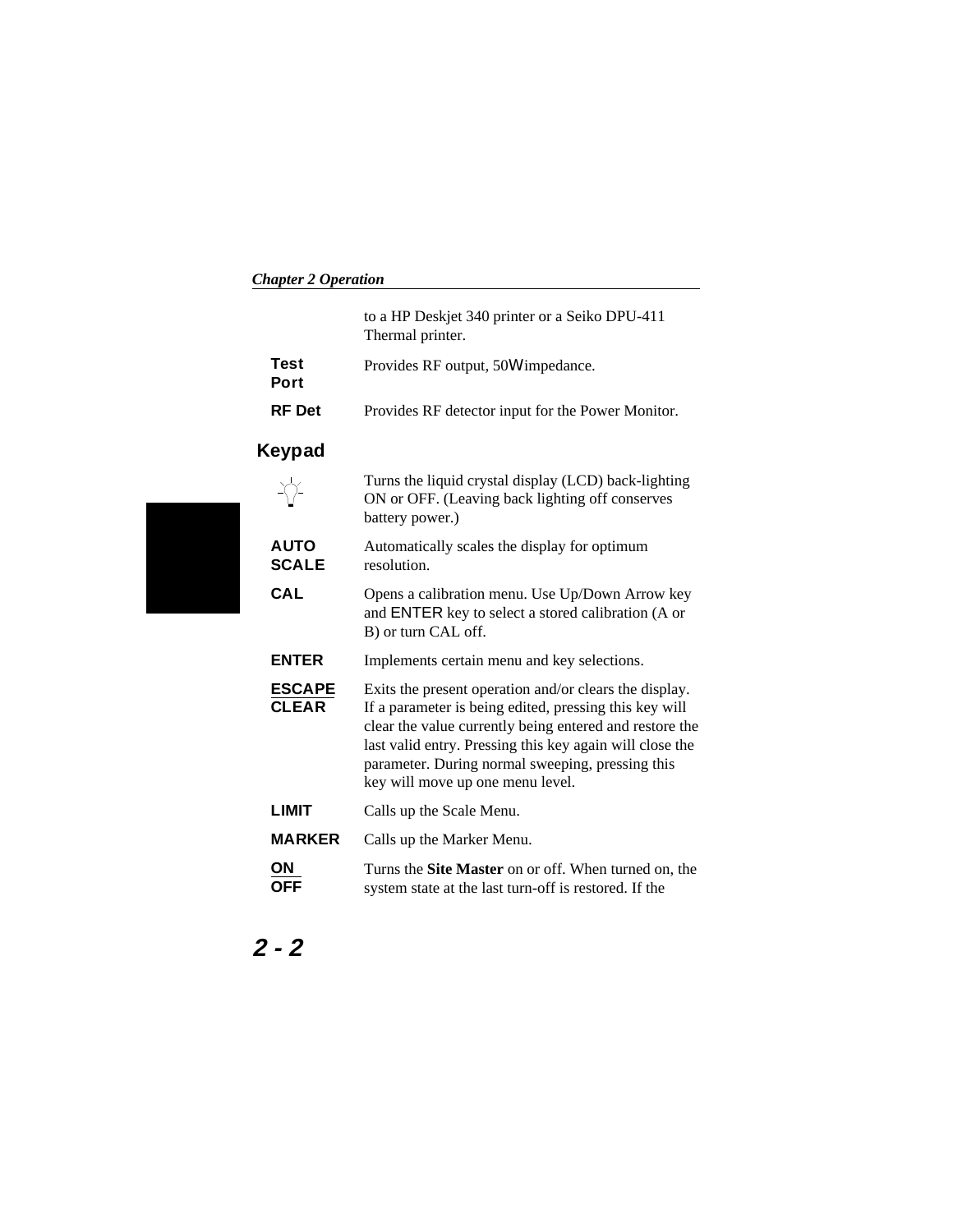to a HP Deskjet 340 printer or a Seiko DPU-411 Thermal printer.

| | |
|---|---|
| **Test Port** | Provides RF output, 50Ω impedance. |
| **RF Det** | Provides RF detector input for the Power Monitor. |

## Keypad

| | |
|---|---|
| (back-light key) | Turns the liquid crystal display (LCD) back-lighting ON or OFF. (Leaving back lighting off conserves battery power.) |
| **AUTO SCALE** | Automatically scales the display for optimum resolution. |
| **CAL** | Opens a calibration menu. Use Up/Down Arrow key and ENTER key to select a stored calibration (A or B) or turn CAL off. |
| **ENTER** | Implements certain menu and key selections. |
| **ESCAPE / CLEAR** | Exits the present operation and/or clears the display. If a parameter is being edited, pressing this key will clear the value currently being entered and restore the last valid entry. Pressing this key again will close the parameter. During normal sweeping, pressing this key will move up one menu level. |
| **LIMIT** | Calls up the Scale Menu. |
| **MARKER** | Calls up the Marker Menu. |
| **ON / OFF** | Turns the **Site Master** on or off. When turned on, the system state at the last turn-off is restored. If the |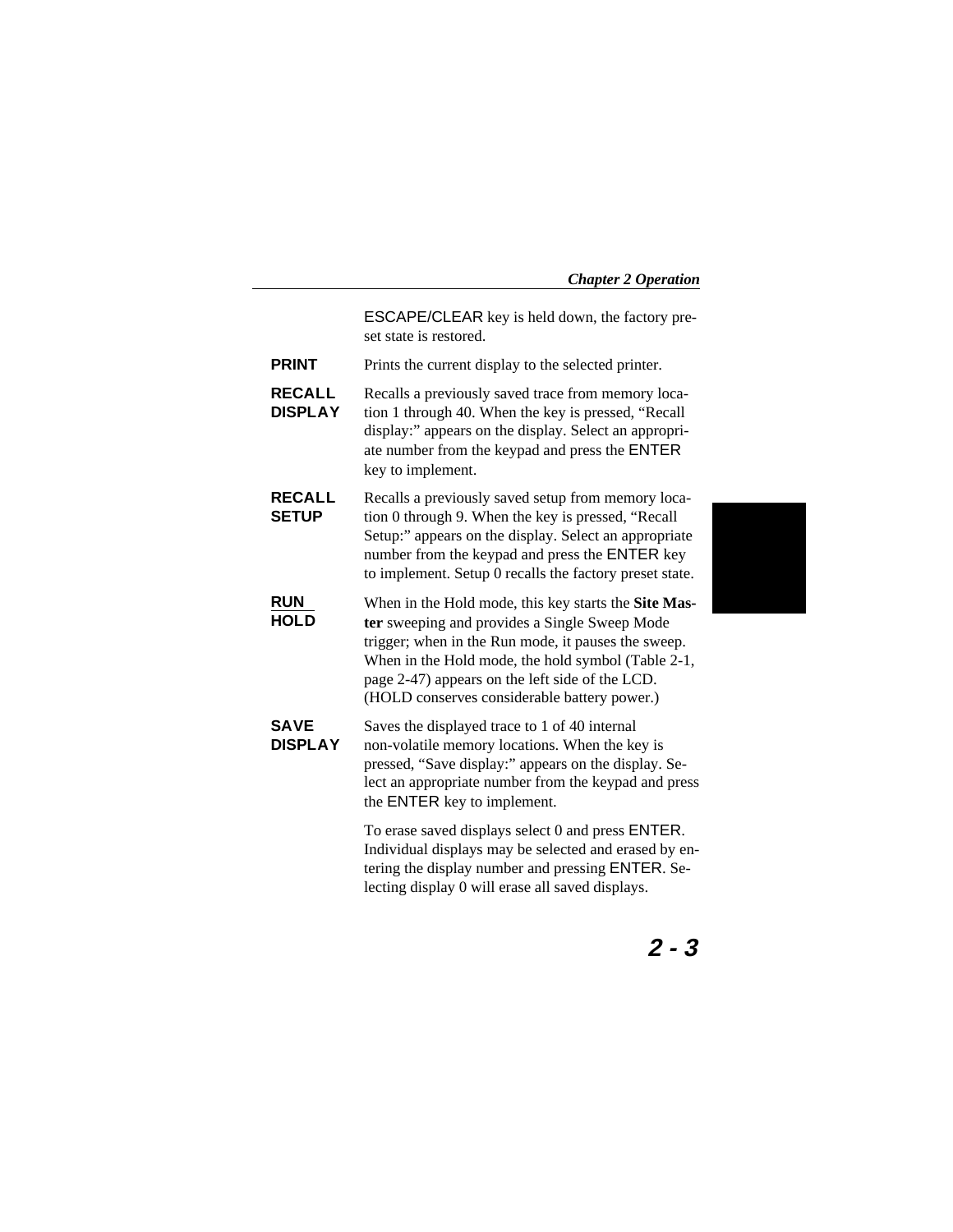ESCAPE/CLEAR key is held down, the factory preset state is restored.

**PRINT** Prints the current display to the selected printer.

**RECALL DISPLAY** Recalls a previously saved trace from memory location 1 through 40. When the key is pressed, "Recall display:" appears on the display. Select an appropriate number from the keypad and press the ENTER key to implement.

**RECALL SETUP** Recalls a previously saved setup from memory location 0 through 9. When the key is pressed, "Recall Setup:" appears on the display. Select an appropriate number from the keypad and press the ENTER key to implement. Setup 0 recalls the factory preset state.

**RUN HOLD** When in the Hold mode, this key starts the **Site Master** sweeping and provides a Single Sweep Mode trigger; when in the Run mode, it pauses the sweep. When in the Hold mode, the hold symbol (Table 2-1, page 2-47) appears on the left side of the LCD. (HOLD conserves considerable battery power.)

**SAVE DISPLAY** Saves the displayed trace to 1 of 40 internal non-volatile memory locations. When the key is pressed, "Save display:" appears on the display. Select an appropriate number from the keypad and press the ENTER key to implement.

To erase saved displays select 0 and press ENTER. Individual displays may be selected and erased by entering the display number and pressing ENTER. Selecting display 0 will erase all saved displays.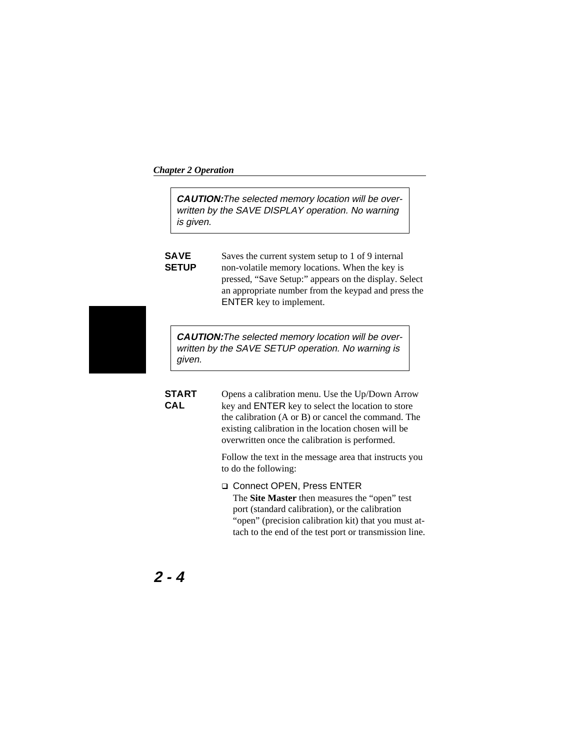> ***CAUTION:*** *The selected memory location will be over-written by the SAVE DISPLAY operation. No warning is given.*

**SAVE SETUP** Saves the current system setup to 1 of 9 internal non-volatile memory locations. When the key is pressed, “Save Setup:” appears on the display. Select an appropriate number from the keypad and press the ENTER key to implement.

> ***CAUTION:*** *The selected memory location will be over-written by the SAVE SETUP operation. No warning is given.*

**START CAL** Opens a calibration menu. Use the Up/Down Arrow key and ENTER key to select the location to store the calibration (A or B) or cancel the command. The existing calibration in the location chosen will be overwritten once the calibration is performed.

Follow the text in the message area that instructs you to do the following:

- Connect OPEN, Press ENTER
  The **Site Master** then measures the “open” test port (standard calibration), or the calibration “open” (precision calibration kit) that you must attach to the end of the test port or transmission line.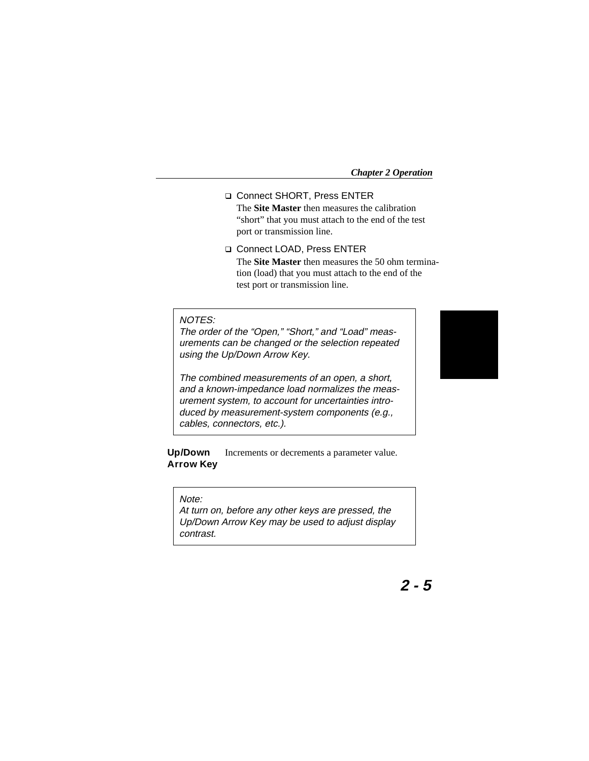- ❑ Connect SHORT, Press ENTER

  The **Site Master** then measures the calibration "short" that you must attach to the end of the test port or transmission line.

- ❑ Connect LOAD, Press ENTER

  The **Site Master** then measures the 50 ohm termination (load) that you must attach to the end of the test port or transmission line.

> *NOTES:*
> *The order of the "Open," "Short," and "Load" measurements can be changed or the selection repeated using the Up/Down Arrow Key.*
>
> *The combined measurements of an open, a short, and a known-impedance load normalizes the measurement system, to account for uncertainties introduced by measurement-system components (e.g., cables, connectors, etc.).*

**Up/Down Arrow Key** Increments or decrements a parameter value.

> *Note:*
> *At turn on, before any other keys are pressed, the Up/Down Arrow Key may be used to adjust display contrast.*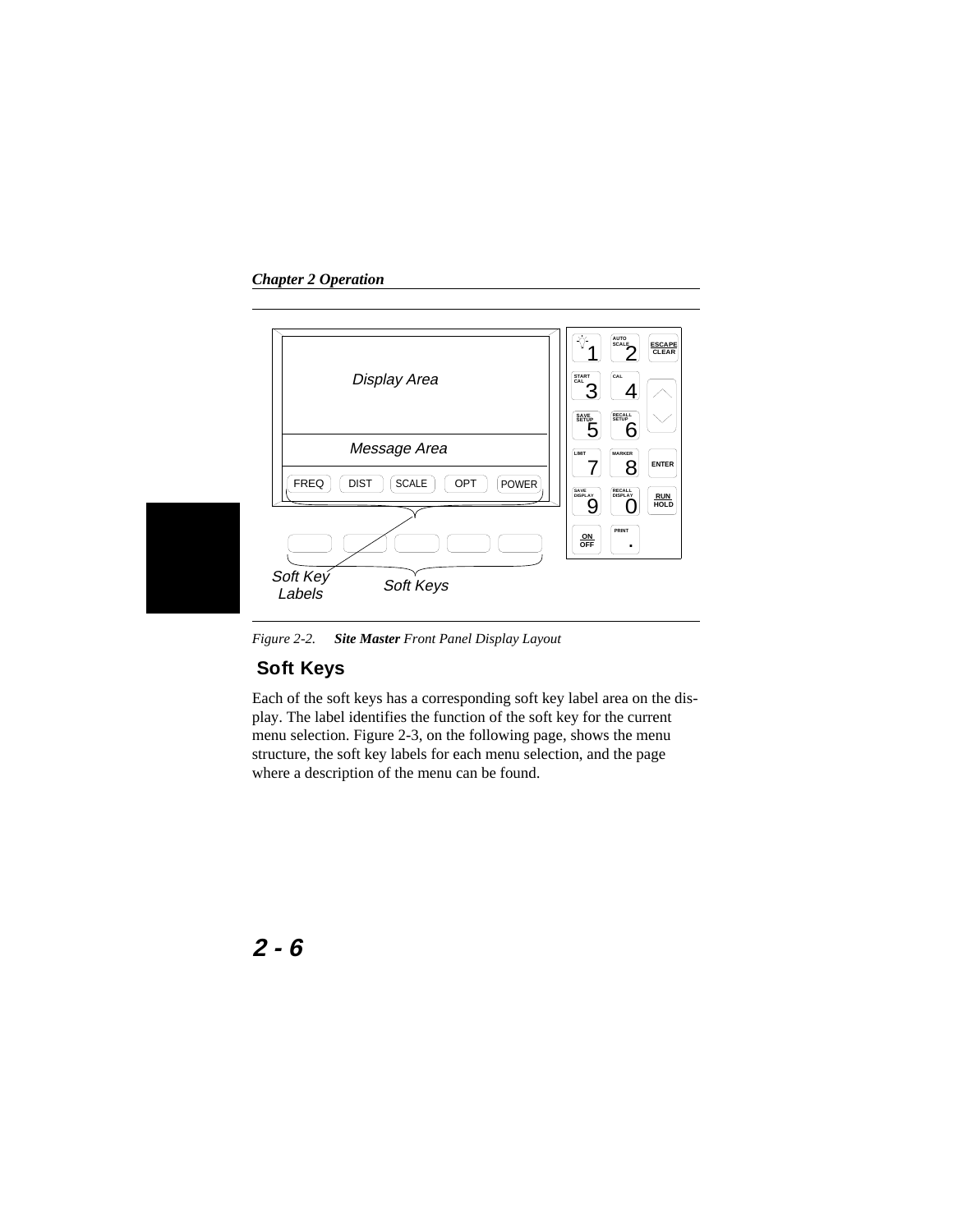Display Area

Message Area

FREQ | DIST | SCALE | OPT | POWER

Soft Key Labels

Soft Keys

*Figure 2-2.* ***Site Master*** *Front Panel Display Layout*

## Soft Keys

Each of the soft keys has a corresponding soft key label area on the display. The label identifies the function of the soft key for the current menu selection. Figure 2-3, on the following page, shows the menu structure, the soft key labels for each menu selection, and the page where a description of the menu can be found.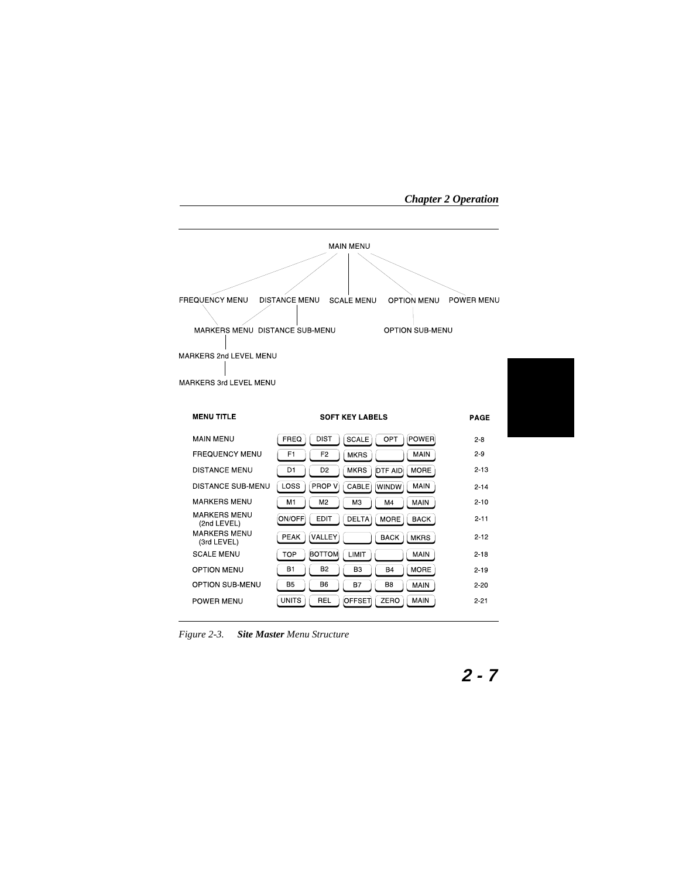MAIN MENU

FREQUENCY MENU    DISTANCE MENU    SCALE MENU    OPTION MENU    POWER MENU

MARKERS MENU    DISTANCE SUB-MENU    OPTION SUB-MENU

MARKERS 2nd LEVEL MENU

MARKERS 3rd LEVEL MENU

| MENU TITLE | SOFT KEY LABELS | | | | | PAGE |
|---|---|---|---|---|---|---|
| MAIN MENU | FREQ | DIST | SCALE | OPT | POWER | 2-8 |
| FREQUENCY MENU | F1 | F2 | MKRS | | MAIN | 2-9 |
| DISTANCE MENU | D1 | D2 | MKRS | DTF AID | MORE | 2-13 |
| DISTANCE SUB-MENU | LOSS | PROP V | CABLE | WINDW | MAIN | 2-14 |
| MARKERS MENU | M1 | M2 | M3 | M4 | MAIN | 2-10 |
| MARKERS MENU (2nd LEVEL) | ON/OFF | EDIT | DELTA | MORE | BACK | 2-11 |
| MARKERS MENU (3rd LEVEL) | PEAK | VALLEY | | BACK | MKRS | 2-12 |
| SCALE MENU | TOP | BOTTOM | LIMIT | | MAIN | 2-18 |
| OPTION MENU | B1 | B2 | B3 | B4 | MORE | 2-19 |
| OPTION SUB-MENU | B5 | B6 | B7 | B8 | MAIN | 2-20 |
| POWER MENU | UNITS | REL | OFFSET | ZERO | MAIN | 2-21 |

*Figure 2-3.* ***Site Master*** *Menu Structure*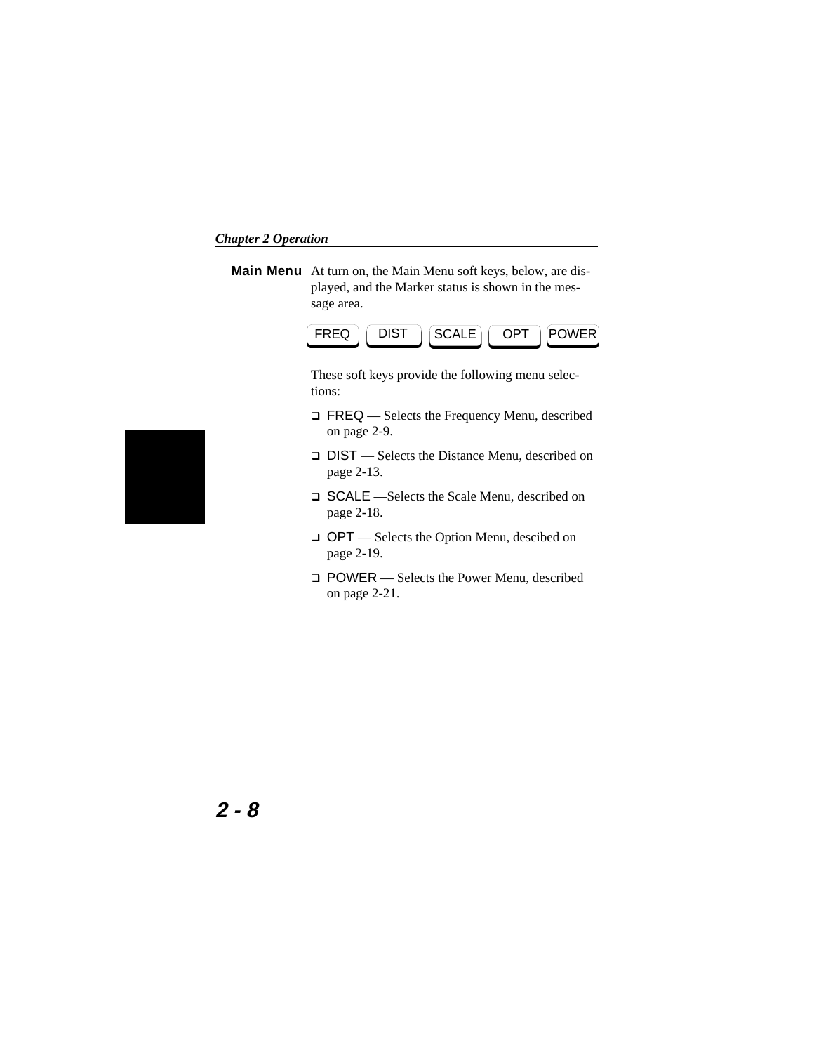## Main Menu

At turn on, the Main Menu soft keys, below, are displayed, and the Marker status is shown in the message area.

FREQ | DIST | SCALE | OPT | POWER

These soft keys provide the following menu selections:

- FREQ — Selects the Frequency Menu, described on page 2-9.
- DIST — Selects the Distance Menu, described on page 2-13.
- SCALE —Selects the Scale Menu, described on page 2-18.
- OPT — Selects the Option Menu, descibed on page 2-19.
- POWER — Selects the Power Menu, described on page 2-21.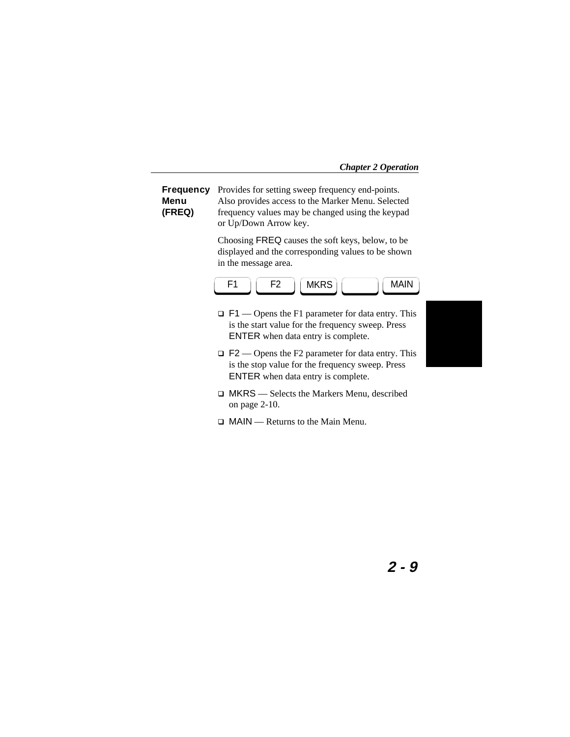### Frequency Menu (FREQ)

Provides for setting sweep frequency end-points. Also provides access to the Marker Menu. Selected frequency values may be changed using the keypad or Up/Down Arrow key.

Choosing FREQ causes the soft keys, below, to be displayed and the corresponding values to be shown in the message area.

| F1 | F2 | MKRS | | MAIN |
|---|---|---|---|---|

- F1 — Opens the F1 parameter for data entry. This is the start value for the frequency sweep. Press ENTER when data entry is complete.
- F2 — Opens the F2 parameter for data entry. This is the stop value for the frequency sweep. Press ENTER when data entry is complete.
- MKRS — Selects the Markers Menu, described on page 2-10.
- MAIN — Returns to the Main Menu.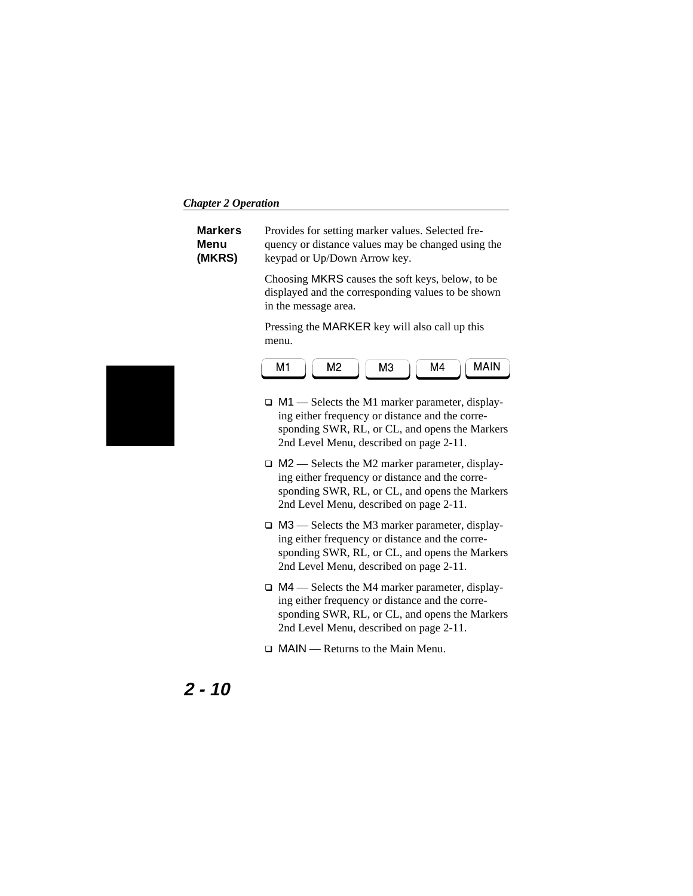## Markers Menu (MKRS)

Provides for setting marker values. Selected frequency or distance values may be changed using the keypad or Up/Down Arrow key.

Choosing MKRS causes the soft keys, below, to be displayed and the corresponding values to be shown in the message area.

Pressing the MARKER key will also call up this menu.

M1 | M2 | M3 | M4 | MAIN

- M1 — Selects the M1 marker parameter, displaying either frequency or distance and the corresponding SWR, RL, or CL, and opens the Markers 2nd Level Menu, described on page 2-11.
- M2 — Selects the M2 marker parameter, displaying either frequency or distance and the corresponding SWR, RL, or CL, and opens the Markers 2nd Level Menu, described on page 2-11.
- M3 — Selects the M3 marker parameter, displaying either frequency or distance and the corresponding SWR, RL, or CL, and opens the Markers 2nd Level Menu, described on page 2-11.
- M4 — Selects the M4 marker parameter, displaying either frequency or distance and the corresponding SWR, RL, or CL, and opens the Markers 2nd Level Menu, described on page 2-11.
- MAIN — Returns to the Main Menu.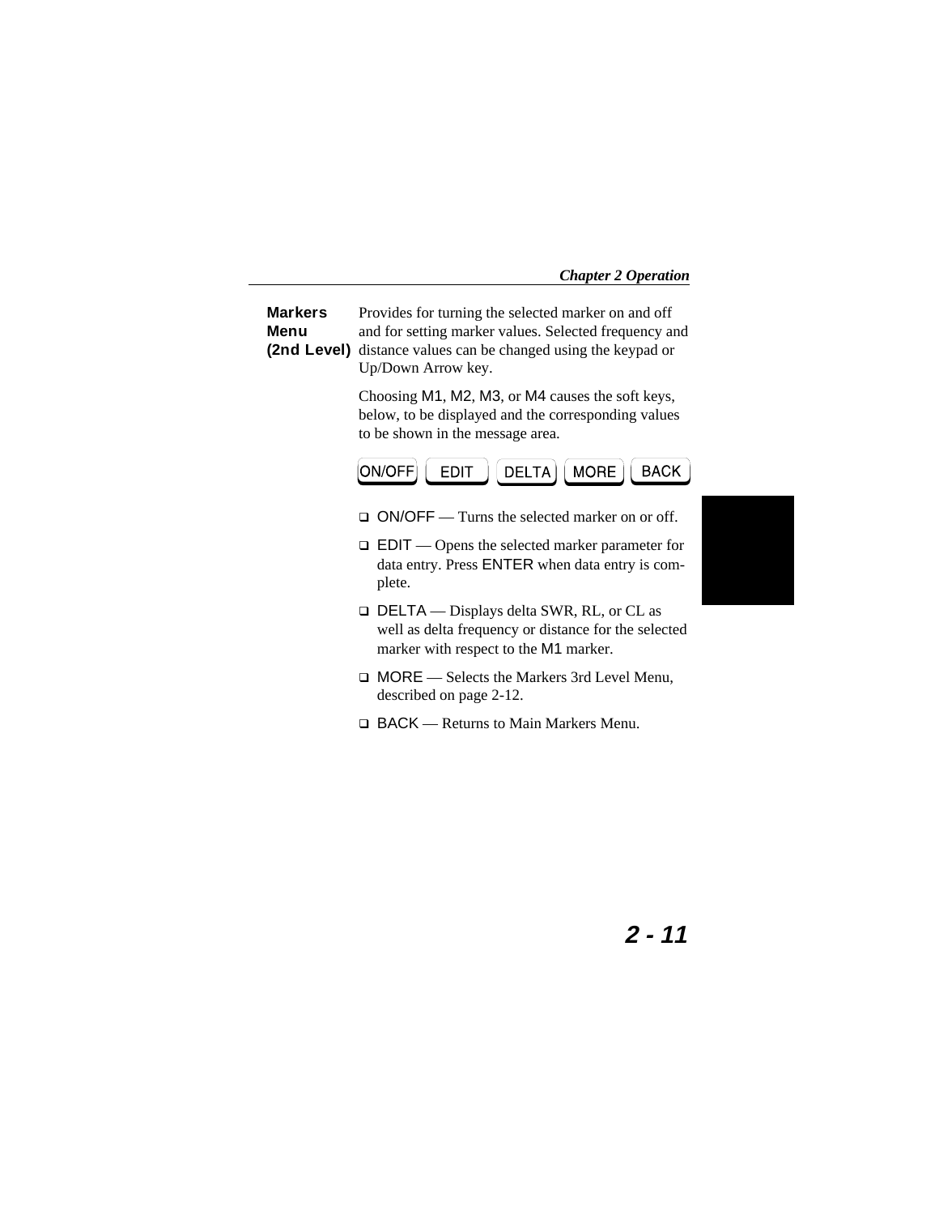## Markers Menu (2nd Level)

Provides for turning the selected marker on and off and for setting marker values. Selected frequency and distance values can be changed using the keypad or Up/Down Arrow key.

Choosing M1, M2, M3, or M4 causes the soft keys, below, to be displayed and the corresponding values to be shown in the message area.

ON/OFF | EDIT | DELTA | MORE | BACK

- ON/OFF — Turns the selected marker on or off.
- EDIT — Opens the selected marker parameter for data entry. Press ENTER when data entry is complete.
- DELTA — Displays delta SWR, RL, or CL as well as delta frequency or distance for the selected marker with respect to the M1 marker.
- MORE — Selects the Markers 3rd Level Menu, described on page 2-12.
- BACK — Returns to Main Markers Menu.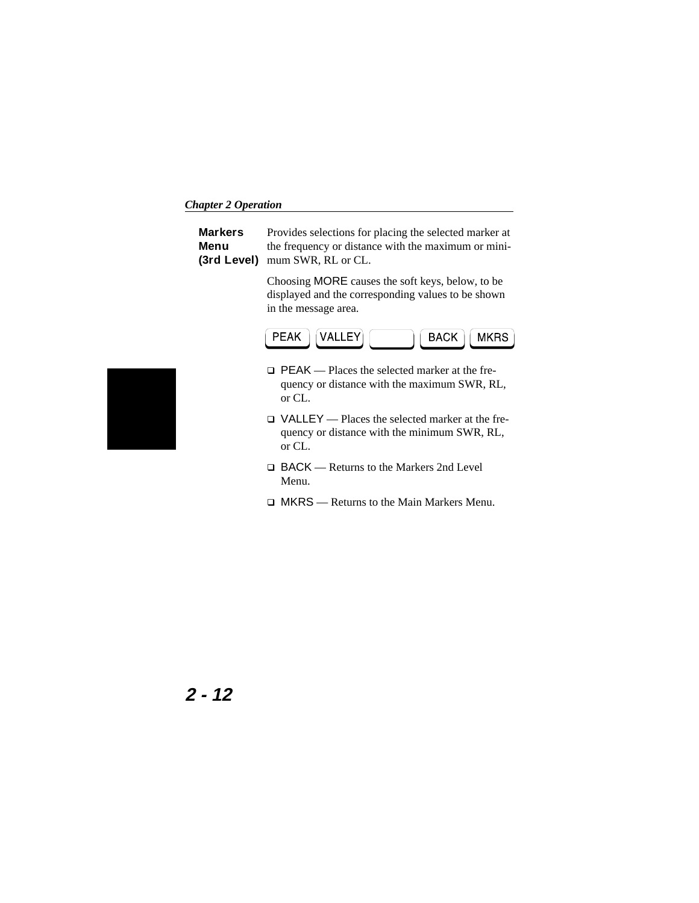**Markers Menu (3rd Level)**

Provides selections for placing the selected marker at the frequency or distance with the maximum or minimum SWR, RL or CL.

Choosing MORE causes the soft keys, below, to be displayed and the corresponding values to be shown in the message area.

| PEAK | VALLEY | | BACK | MKRS |
|---|---|---|---|---|

- PEAK — Places the selected marker at the frequency or distance with the maximum SWR, RL, or CL.
- VALLEY — Places the selected marker at the frequency or distance with the minimum SWR, RL, or CL.
- BACK — Returns to the Markers 2nd Level Menu.
- MKRS — Returns to the Main Markers Menu.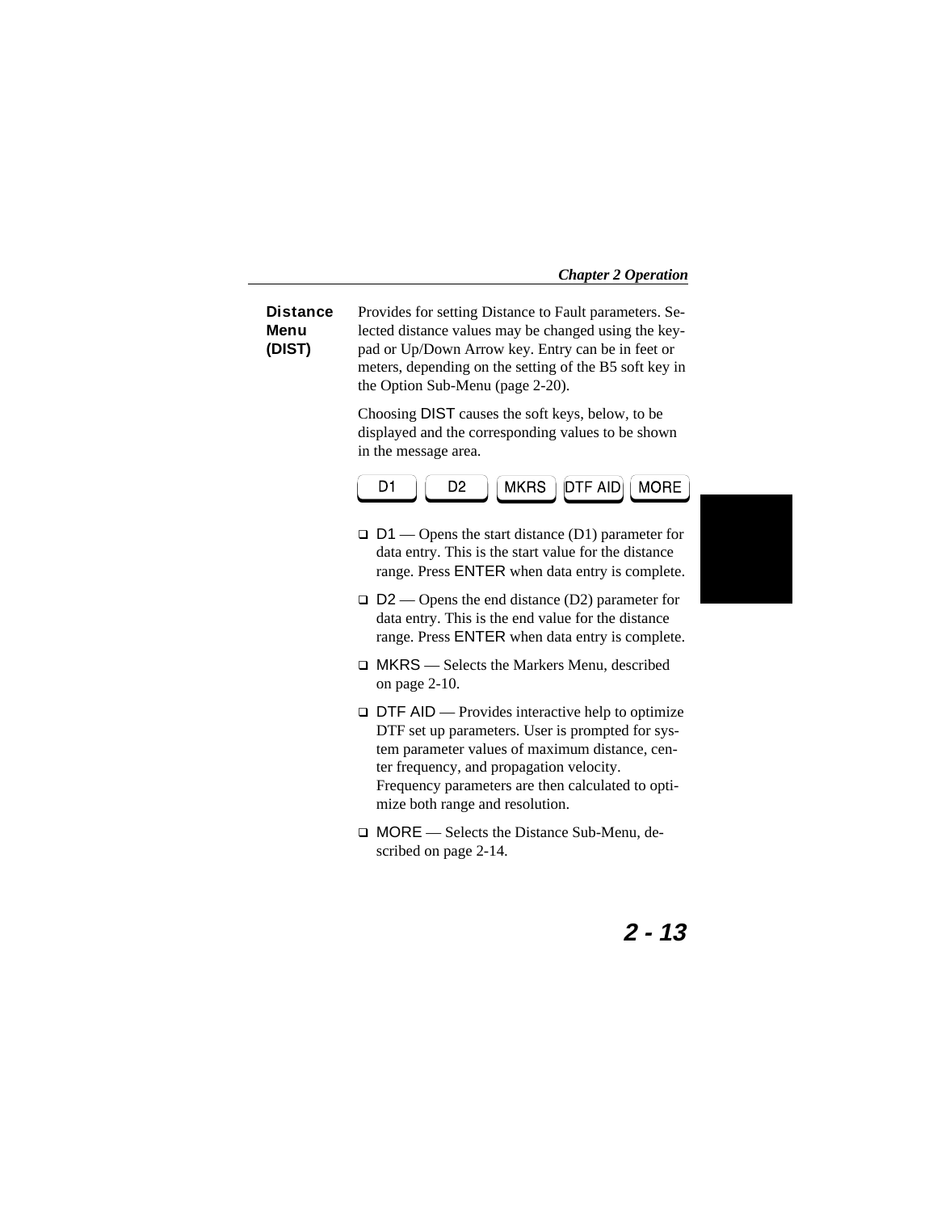### Distance Menu (DIST)

Provides for setting Distance to Fault parameters. Selected distance values may be changed using the keypad or Up/Down Arrow key. Entry can be in feet or meters, depending on the setting of the B5 soft key in the Option Sub-Menu (page 2-20).

Choosing DIST causes the soft keys, below, to be displayed and the corresponding values to be shown in the message area.

| D1 | D2 | MKRS | DTF AID | MORE |
|---|---|---|---|---|

- D1 — Opens the start distance (D1) parameter for data entry. This is the start value for the distance range. Press ENTER when data entry is complete.
- D2 — Opens the end distance (D2) parameter for data entry. This is the end value for the distance range. Press ENTER when data entry is complete.
- MKRS — Selects the Markers Menu, described on page 2-10.
- DTF AID — Provides interactive help to optimize DTF set up parameters. User is prompted for system parameter values of maximum distance, center frequency, and propagation velocity. Frequency parameters are then calculated to optimize both range and resolution.
- MORE — Selects the Distance Sub-Menu, described on page 2-14.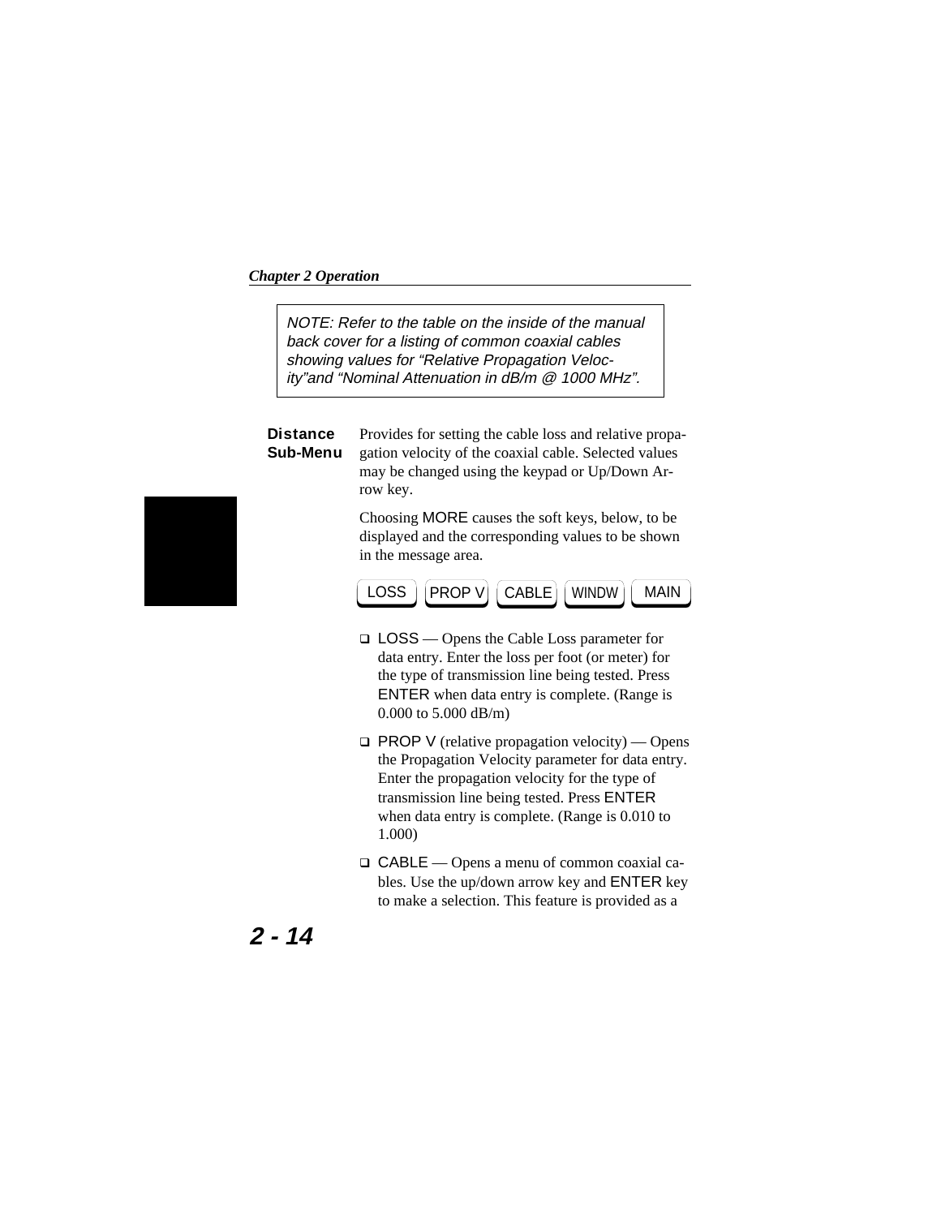> *NOTE: Refer to the table on the inside of the manual back cover for a listing of common coaxial cables showing values for "Relative Propagation Velocity"and "Nominal Attenuation in dB/m @ 1000 MHz".*

**Distance Sub-Menu**

Provides for setting the cable loss and relative propagation velocity of the coaxial cable. Selected values may be changed using the keypad or Up/Down Arrow key.

Choosing MORE causes the soft keys, below, to be displayed and the corresponding values to be shown in the message area.

LOSS | PROP V | CABLE | WINDW | MAIN

- LOSS — Opens the Cable Loss parameter for data entry. Enter the loss per foot (or meter) for the type of transmission line being tested. Press ENTER when data entry is complete. (Range is 0.000 to 5.000 dB/m)
- PROP V (relative propagation velocity) — Opens the Propagation Velocity parameter for data entry. Enter the propagation velocity for the type of transmission line being tested. Press ENTER when data entry is complete. (Range is 0.010 to 1.000)
- CABLE — Opens a menu of common coaxial cables. Use the up/down arrow key and ENTER key to make a selection. This feature is provided as a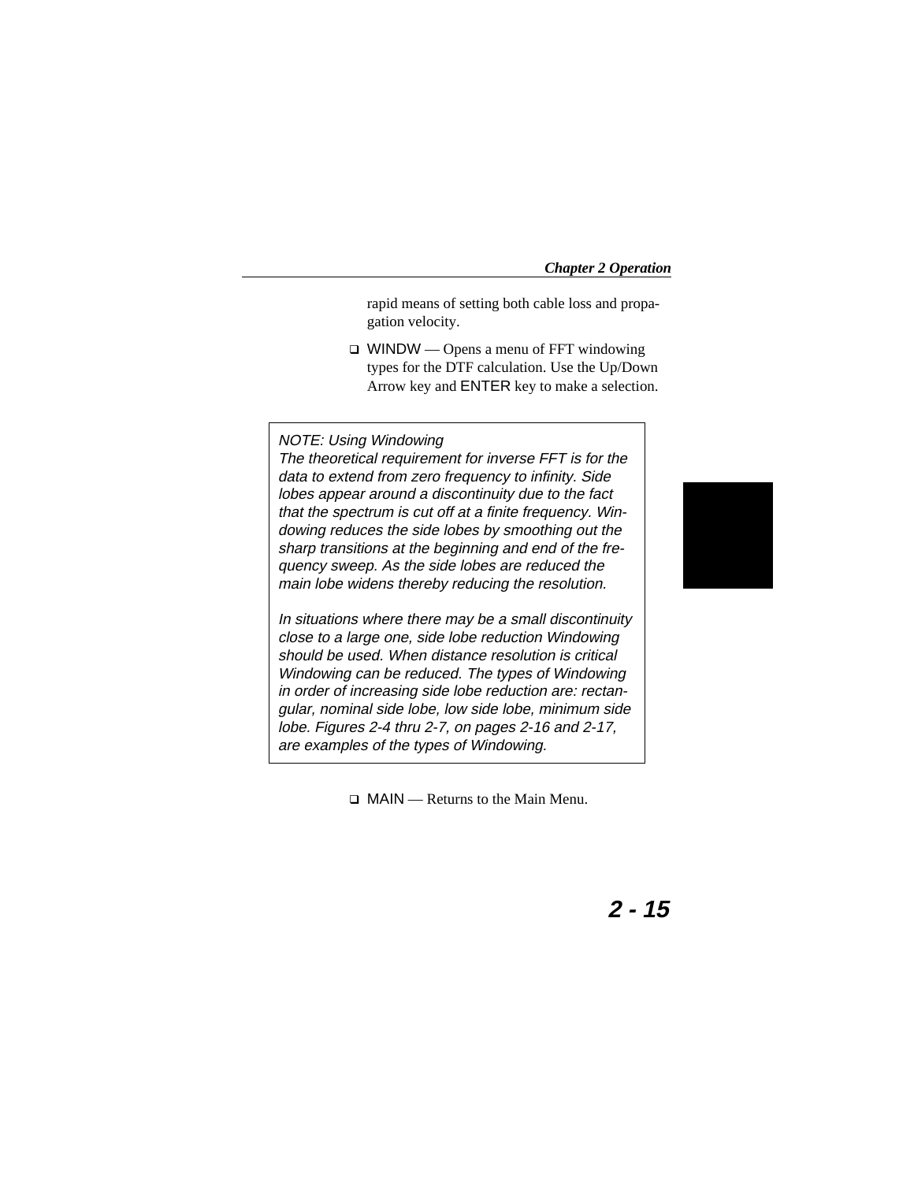rapid means of setting both cable loss and propagation velocity.

- WINDW — Opens a menu of FFT windowing types for the DTF calculation. Use the Up/Down Arrow key and ENTER key to make a selection.

> *NOTE: Using Windowing*
> *The theoretical requirement for inverse FFT is for the data to extend from zero frequency to infinity. Side lobes appear around a discontinuity due to the fact that the spectrum is cut off at a finite frequency. Windowing reduces the side lobes by smoothing out the sharp transitions at the beginning and end of the frequency sweep. As the side lobes are reduced the main lobe widens thereby reducing the resolution.*
>
> *In situations where there may be a small discontinuity close to a large one, side lobe reduction Windowing should be used. When distance resolution is critical Windowing can be reduced. The types of Windowing in order of increasing side lobe reduction are: rectangular, nominal side lobe, low side lobe, minimum side lobe. Figures 2-4 thru 2-7, on pages 2-16 and 2-17, are examples of the types of Windowing.*

- MAIN — Returns to the Main Menu.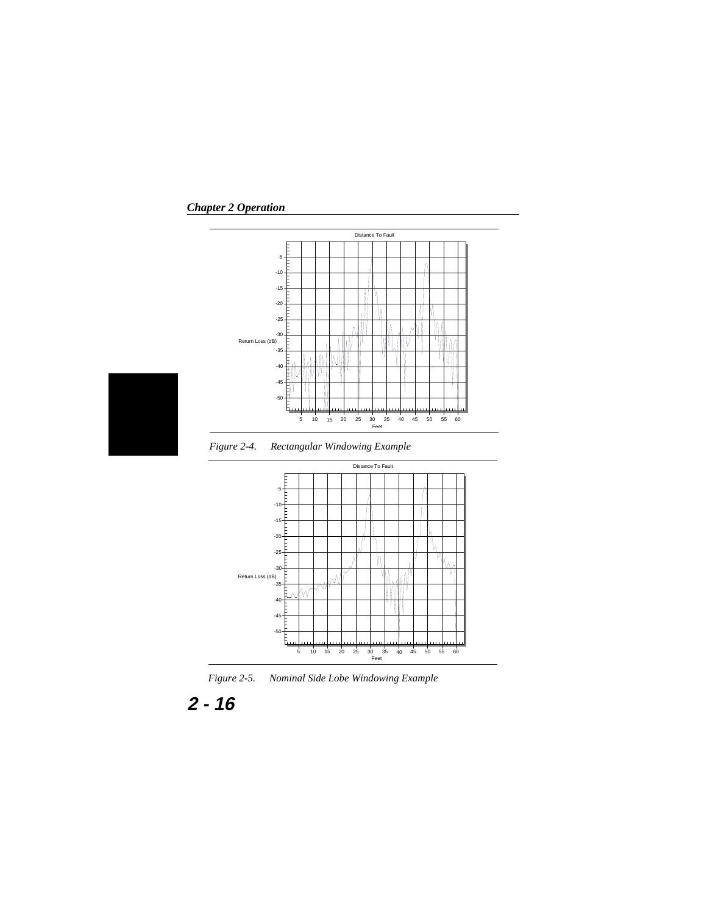*Figure 2-4. Rectangular Windowing Example*

*Figure 2-5. Nominal Side Lobe Windowing Example*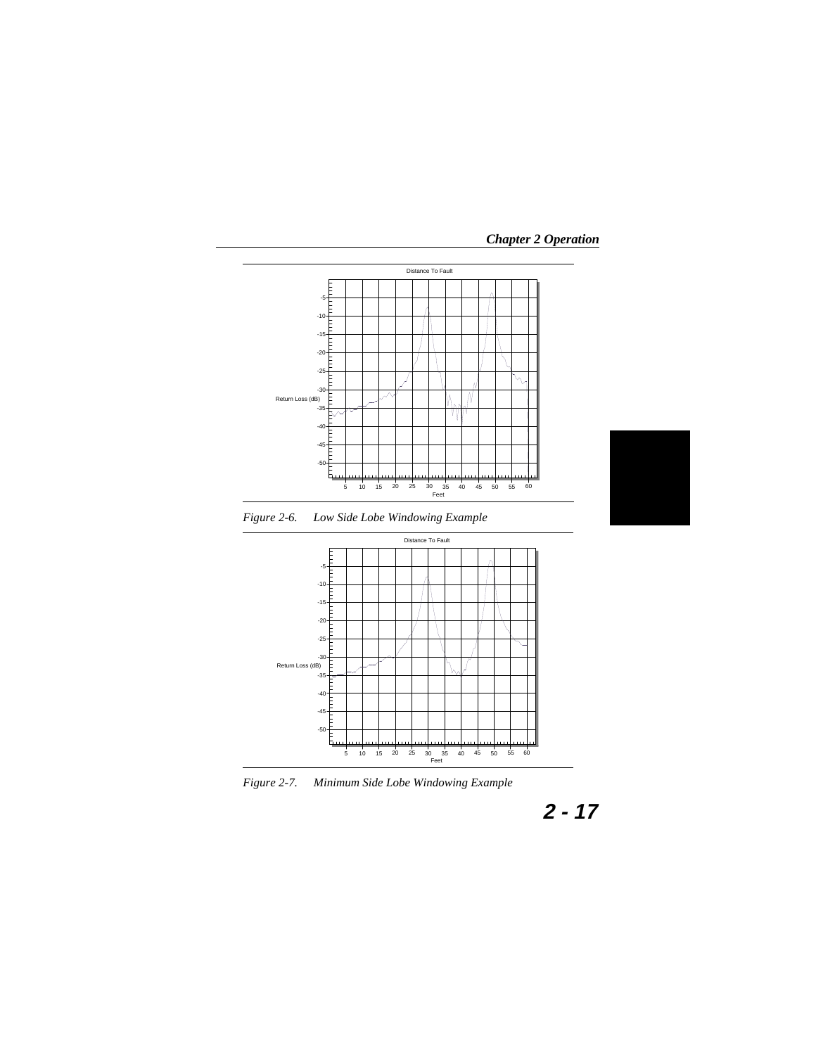Distance To Fault

Return Loss (dB)

Feet

*Figure 2-6. Low Side Lobe Windowing Example*

Distance To Fault

Return Loss (dB)

Feet

*Figure 2-7. Minimum Side Lobe Windowing Example*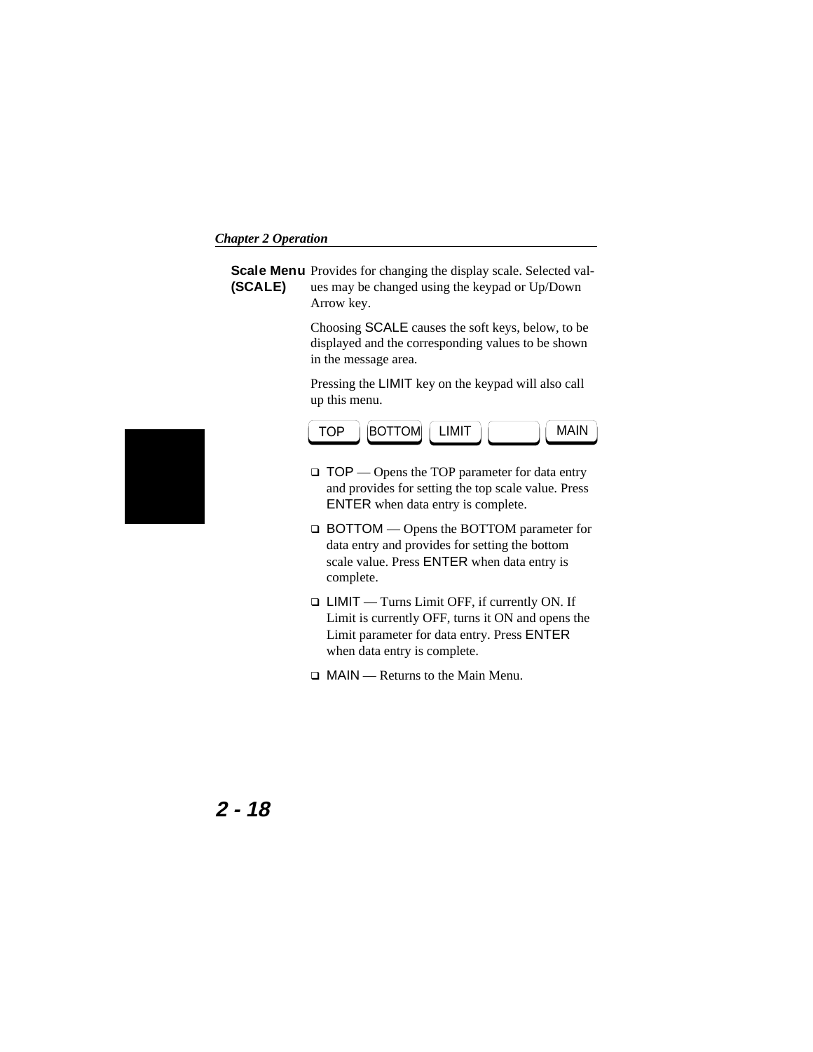**Scale Menu (SCALE)**

Provides for changing the display scale. Selected values may be changed using the keypad or Up/Down Arrow key.

Choosing SCALE causes the soft keys, below, to be displayed and the corresponding values to be shown in the message area.

Pressing the LIMIT key on the keypad will also call up this menu.

| TOP | BOTTOM | LIMIT | | MAIN |
|---|---|---|---|---|

- TOP — Opens the TOP parameter for data entry and provides for setting the top scale value. Press ENTER when data entry is complete.
- BOTTOM — Opens the BOTTOM parameter for data entry and provides for setting the bottom scale value. Press ENTER when data entry is complete.
- LIMIT — Turns Limit OFF, if currently ON. If Limit is currently OFF, turns it ON and opens the Limit parameter for data entry. Press ENTER when data entry is complete.
- MAIN — Returns to the Main Menu.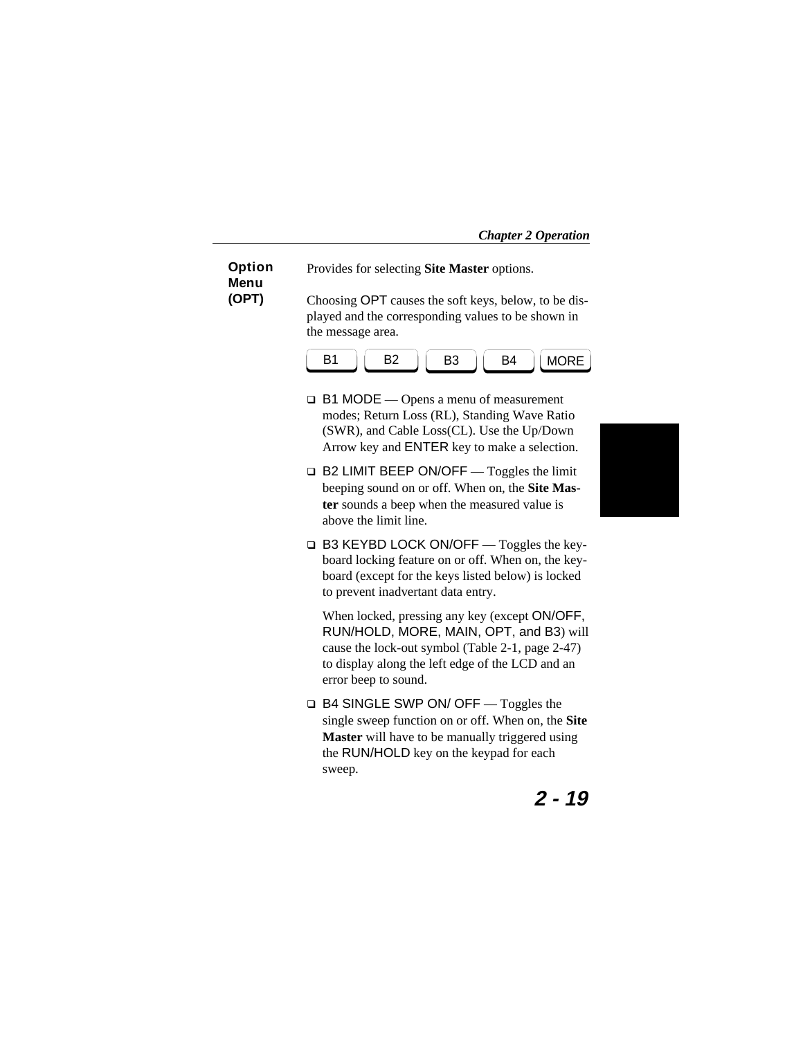## Option Menu (OPT)

Provides for selecting **Site Master** options.

Choosing OPT causes the soft keys, below, to be displayed and the corresponding values to be shown in the message area.

| B1 | B2 | B3 | B4 | MORE |
|---|---|---|---|---|

- B1 MODE — Opens a menu of measurement modes; Return Loss (RL), Standing Wave Ratio (SWR), and Cable Loss(CL). Use the Up/Down Arrow key and ENTER key to make a selection.
- B2 LIMIT BEEP ON/OFF — Toggles the limit beeping sound on or off. When on, the **Site Master** sounds a beep when the measured value is above the limit line.
- B3 KEYBD LOCK ON/OFF — Toggles the keyboard locking feature on or off. When on, the keyboard (except for the keys listed below) is locked to prevent inadvertant data entry.

  When locked, pressing any key (except ON/OFF, RUN/HOLD, MORE, MAIN, OPT, and B3) will cause the lock-out symbol (Table 2-1, page 2-47) to display along the left edge of the LCD and an error beep to sound.
- B4 SINGLE SWP ON/ OFF — Toggles the single sweep function on or off. When on, the **Site Master** will have to be manually triggered using the RUN/HOLD key on the keypad for each sweep.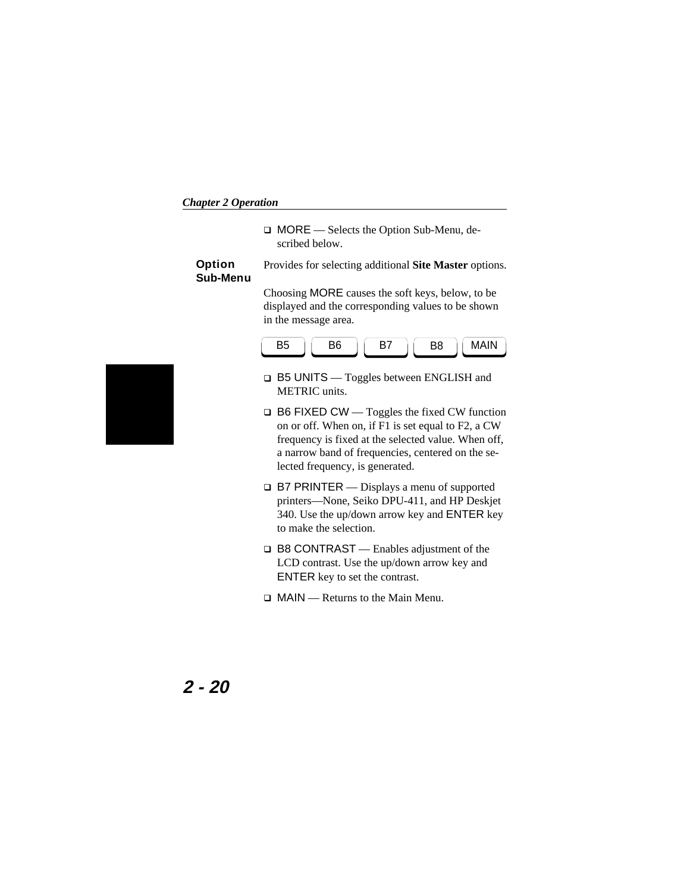- MORE — Selects the Option Sub-Menu, described below.

## Option Sub-Menu

Provides for selecting additional **Site Master** options.

Choosing MORE causes the soft keys, below, to be displayed and the corresponding values to be shown in the message area.

| B5 | B6 | B7 | B8 | MAIN |
|---|---|---|---|---|

- B5 UNITS — Toggles between ENGLISH and METRIC units.
- B6 FIXED CW — Toggles the fixed CW function on or off. When on, if F1 is set equal to F2, a CW frequency is fixed at the selected value. When off, a narrow band of frequencies, centered on the selected frequency, is generated.
- B7 PRINTER — Displays a menu of supported printers—None, Seiko DPU-411, and HP Deskjet 340. Use the up/down arrow key and ENTER key to make the selection.
- B8 CONTRAST — Enables adjustment of the LCD contrast. Use the up/down arrow key and ENTER key to set the contrast.
- MAIN — Returns to the Main Menu.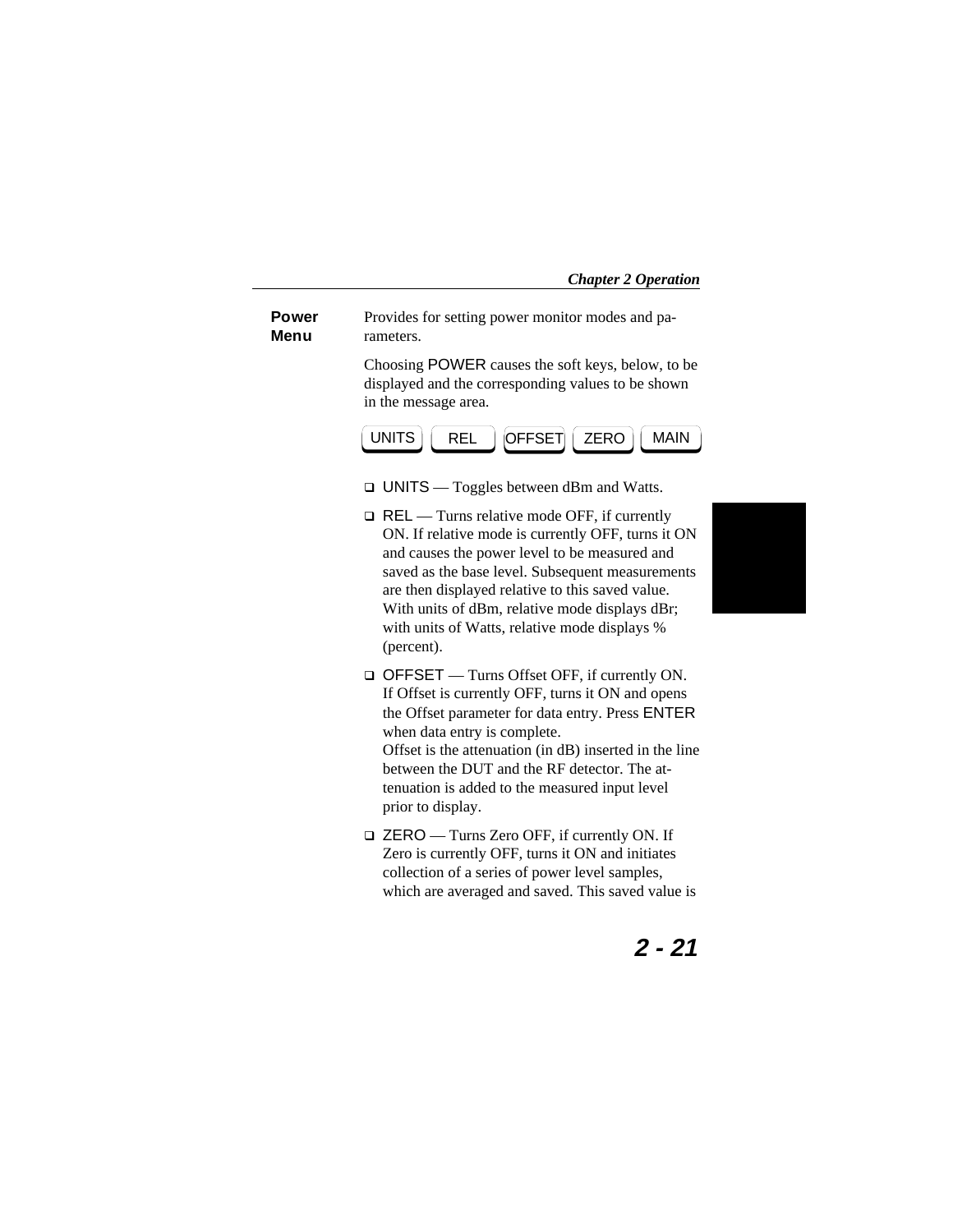## Power Menu

Provides for setting power monitor modes and parameters.

Choosing POWER causes the soft keys, below, to be displayed and the corresponding values to be shown in the message area.

UNITS | REL | OFFSET | ZERO | MAIN

- UNITS — Toggles between dBm and Watts.
- REL — Turns relative mode OFF, if currently ON. If relative mode is currently OFF, turns it ON and causes the power level to be measured and saved as the base level. Subsequent measurements are then displayed relative to this saved value. With units of dBm, relative mode displays dBr; with units of Watts, relative mode displays % (percent).
- OFFSET — Turns Offset OFF, if currently ON. If Offset is currently OFF, turns it ON and opens the Offset parameter for data entry. Press ENTER when data entry is complete.
  Offset is the attenuation (in dB) inserted in the line between the DUT and the RF detector. The attenuation is added to the measured input level prior to display.
- ZERO — Turns Zero OFF, if currently ON. If Zero is currently OFF, turns it ON and initiates collection of a series of power level samples, which are averaged and saved. This saved value is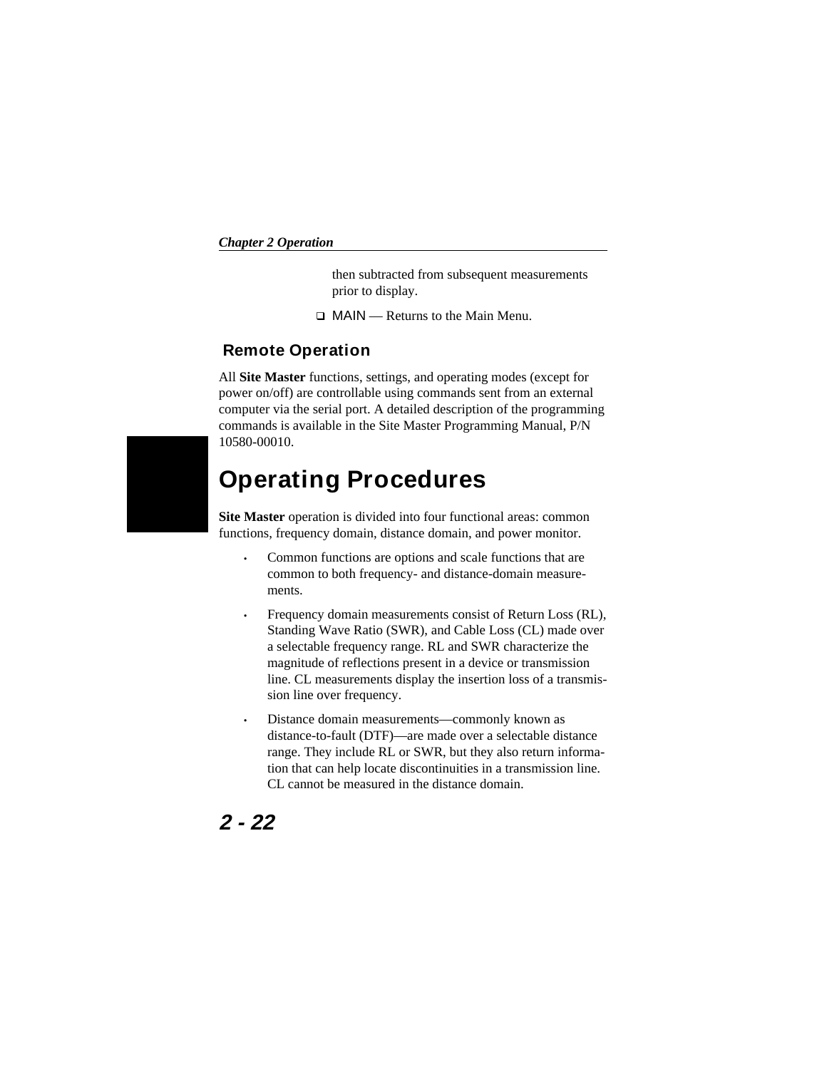then subtracted from subsequent measurements prior to display.

- MAIN — Returns to the Main Menu.

### Remote Operation

All **Site Master** functions, settings, and operating modes (except for power on/off) are controllable using commands sent from an external computer via the serial port. A detailed description of the programming commands is available in the Site Master Programming Manual, P/N 10580-00010.

## Operating Procedures

**Site Master** operation is divided into four functional areas: common functions, frequency domain, distance domain, and power monitor.

- Common functions are options and scale functions that are common to both frequency- and distance-domain measurements.
- Frequency domain measurements consist of Return Loss (RL), Standing Wave Ratio (SWR), and Cable Loss (CL) made over a selectable frequency range. RL and SWR characterize the magnitude of reflections present in a device or transmission line. CL measurements display the insertion loss of a transmission line over frequency.
- Distance domain measurements—commonly known as distance-to-fault (DTF)—are made over a selectable distance range. They include RL or SWR, but they also return information that can help locate discontinuities in a transmission line. CL cannot be measured in the distance domain.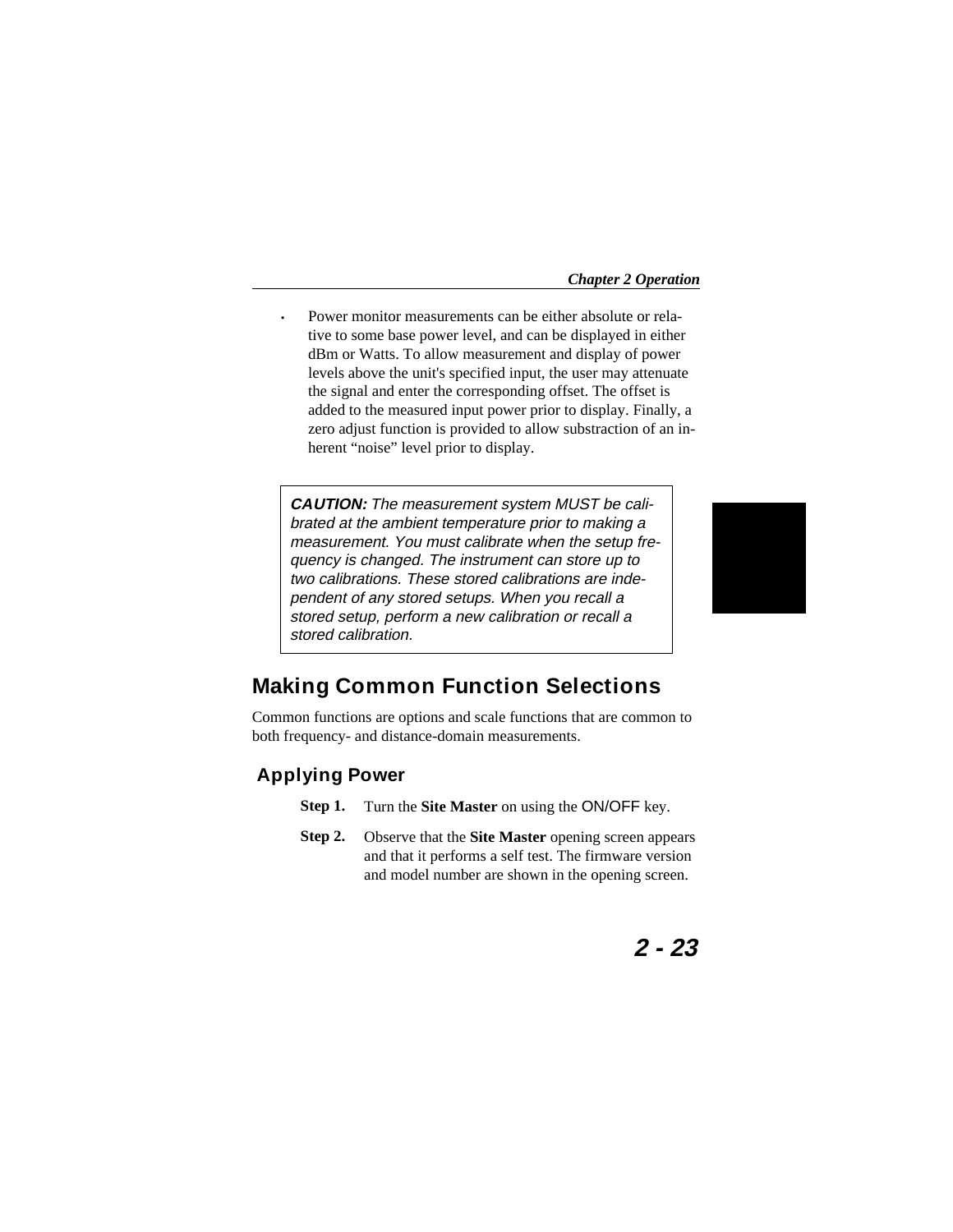- Power monitor measurements can be either absolute or relative to some base power level, and can be displayed in either dBm or Watts. To allow measurement and display of power levels above the unit's specified input, the user may attenuate the signal and enter the corresponding offset. The offset is added to the measured input power prior to display. Finally, a zero adjust function is provided to allow substraction of an inherent “noise” level prior to display.

> ***CAUTION:*** *The measurement system MUST be calibrated at the ambient temperature prior to making a measurement. You must calibrate when the setup frequency is changed. The instrument can store up to two calibrations. These stored calibrations are independent of any stored setups. When you recall a stored setup, perform a new calibration or recall a stored calibration.*

## Making Common Function Selections

Common functions are options and scale functions that are common to both frequency- and distance-domain measurements.

### Applying Power

**Step 1.** Turn the **Site Master** on using the ON/OFF key.

**Step 2.** Observe that the **Site Master** opening screen appears and that it performs a self test. The firmware version and model number are shown in the opening screen.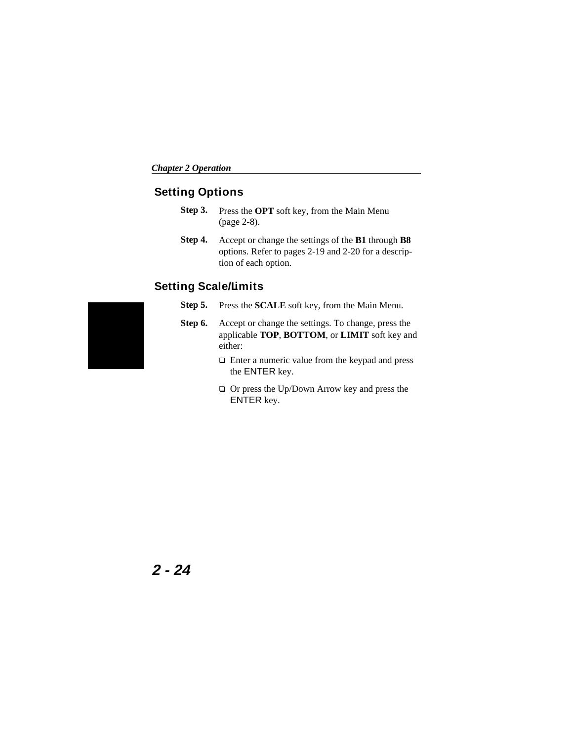## Setting Options

**Step 3.** Press the **OPT** soft key, from the Main Menu (page 2-8).

**Step 4.** Accept or change the settings of the **B1** through **B8** options. Refer to pages 2-19 and 2-20 for a description of each option.

## Setting Scale/Limits

**Step 5.** Press the **SCALE** soft key, from the Main Menu.

**Step 6.** Accept or change the settings. To change, press the applicable **TOP**, **BOTTOM**, or **LIMIT** soft key and either:

- Enter a numeric value from the keypad and press the ENTER key.
- Or press the Up/Down Arrow key and press the ENTER key.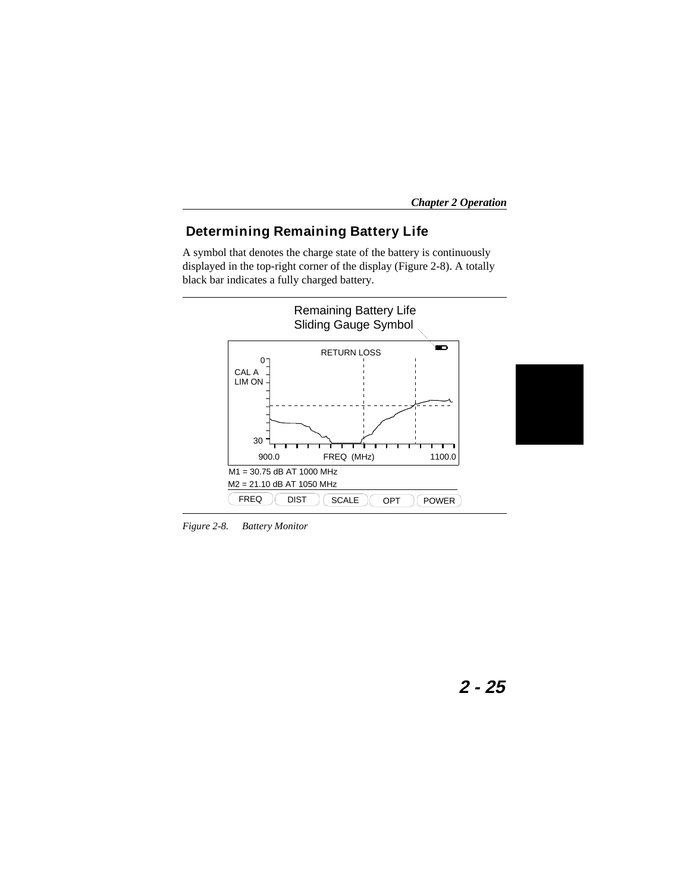## Determining Remaining Battery Life

A symbol that denotes the charge state of the battery is continuously displayed in the top-right corner of the display (Figure 2-8). A totally black bar indicates a fully charged battery.

Remaining Battery Life Sliding Gauge Symbol

RETURN LOSS

CAL A
LIM ON

M1 = 30.75 dB AT 1000 MHz
M2 = 21.10 dB AT 1050 MHz

FREQ | DIST | SCALE | OPT | POWER

*Figure 2-8. Battery Monitor*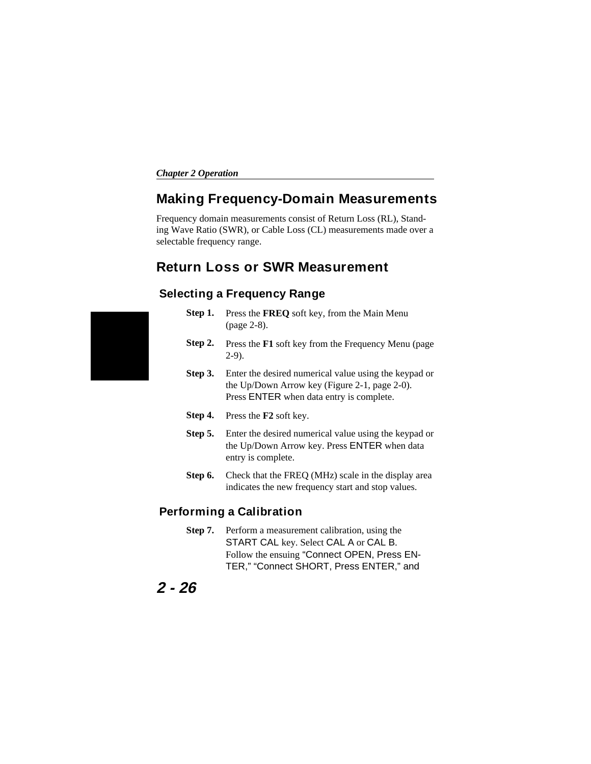## Making Frequency-Domain Measurements

Frequency domain measurements consist of Return Loss (RL), Standing Wave Ratio (SWR), or Cable Loss (CL) measurements made over a selectable frequency range.

## Return Loss or SWR Measurement

### Selecting a Frequency Range

**Step 1.** Press the **FREQ** soft key, from the Main Menu (page 2-8).

**Step 2.** Press the **F1** soft key from the Frequency Menu (page 2-9).

**Step 3.** Enter the desired numerical value using the keypad or the Up/Down Arrow key (Figure 2-1, page 2-0). Press ENTER when data entry is complete.

**Step 4.** Press the **F2** soft key.

**Step 5.** Enter the desired numerical value using the keypad or the Up/Down Arrow key. Press ENTER when data entry is complete.

**Step 6.** Check that the FREQ (MHz) scale in the display area indicates the new frequency start and stop values.

### Performing a Calibration

**Step 7.** Perform a measurement calibration, using the START CAL key. Select CAL A or CAL B. Follow the ensuing "Connect OPEN, Press ENTER," "Connect SHORT, Press ENTER," and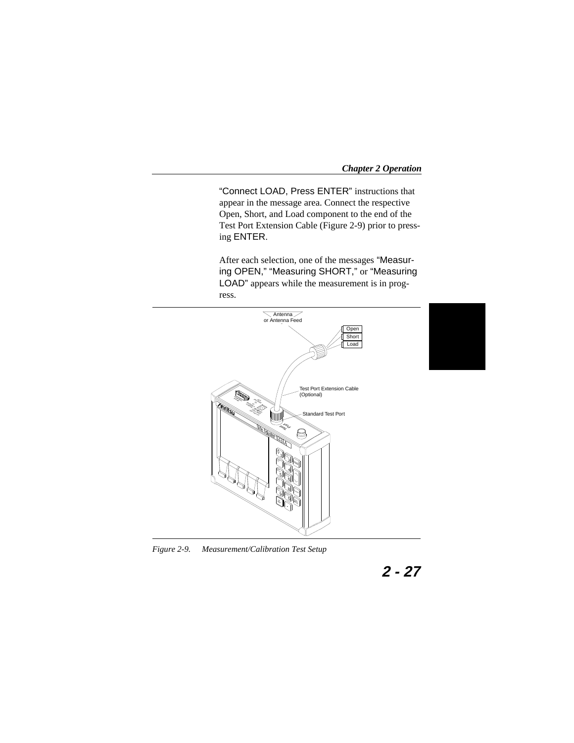"Connect LOAD, Press ENTER" instructions that appear in the message area. Connect the respective Open, Short, and Load component to the end of the Test Port Extension Cable (Figure 2-9) prior to pressing ENTER.

After each selection, one of the messages "Measuring OPEN," "Measuring SHORT," or "Measuring LOAD" appears while the measurement is in progress.

*Figure 2-9. Measurement/Calibration Test Setup*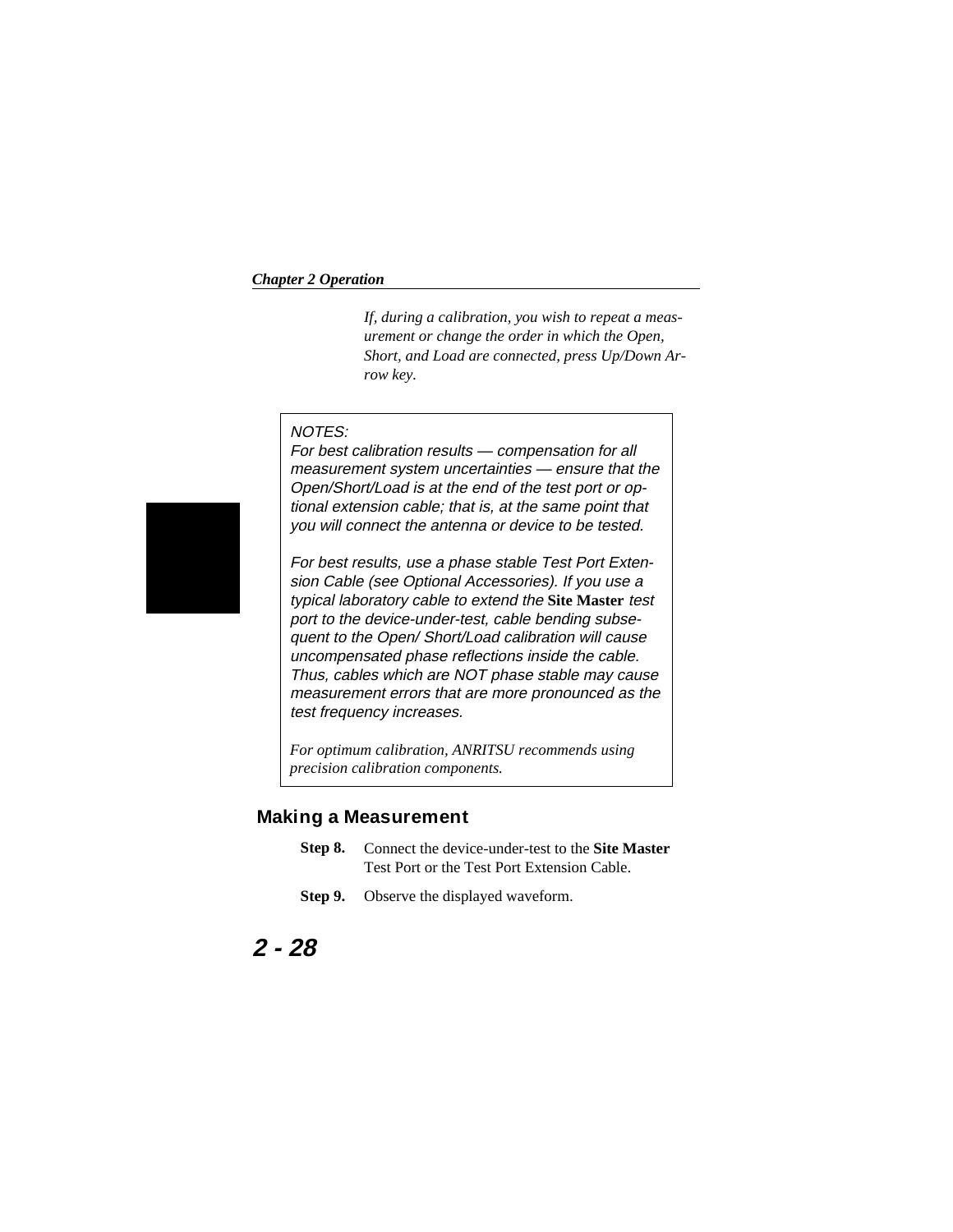*If, during a calibration, you wish to repeat a measurement or change the order in which the Open, Short, and Load are connected, press Up/Down Arrow key.*

> *NOTES:*
> *For best calibration results — compensation for all measurement system uncertainties — ensure that the Open/Short/Load is at the end of the test port or optional extension cable; that is, at the same point that you will connect the antenna or device to be tested.*
>
> *For best results, use a phase stable Test Port Extension Cable (see Optional Accessories). If you use a typical laboratory cable to extend the* **Site Master** *test port to the device-under-test, cable bending subsequent to the Open/ Short/Load calibration will cause uncompensated phase reflections inside the cable. Thus, cables which are NOT phase stable may cause measurement errors that are more pronounced as the test frequency increases.*
>
> *For optimum calibration, ANRITSU recommends using precision calibration components.*

## Making a Measurement

**Step 8.** Connect the device-under-test to the **Site Master** Test Port or the Test Port Extension Cable.

**Step 9.** Observe the displayed waveform.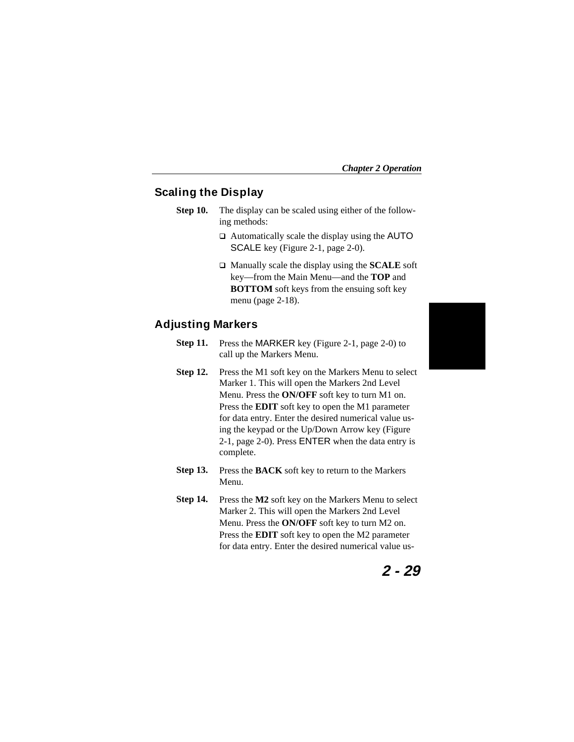## Scaling the Display

**Step 10.** The display can be scaled using either of the following methods:

- Automatically scale the display using the AUTO SCALE key (Figure 2-1, page 2-0).
- Manually scale the display using the **SCALE** soft key—from the Main Menu—and the **TOP** and **BOTTOM** soft keys from the ensuing soft key menu (page 2-18).

## Adjusting Markers

**Step 11.** Press the MARKER key (Figure 2-1, page 2-0) to call up the Markers Menu.

**Step 12.** Press the M1 soft key on the Markers Menu to select Marker 1. This will open the Markers 2nd Level Menu. Press the **ON/OFF** soft key to turn M1 on. Press the **EDIT** soft key to open the M1 parameter for data entry. Enter the desired numerical value using the keypad or the Up/Down Arrow key (Figure 2-1, page 2-0). Press ENTER when the data entry is complete.

**Step 13.** Press the **BACK** soft key to return to the Markers Menu.

**Step 14.** Press the **M2** soft key on the Markers Menu to select Marker 2. This will open the Markers 2nd Level Menu. Press the **ON/OFF** soft key to turn M2 on. Press the **EDIT** soft key to open the M2 parameter for data entry. Enter the desired numerical value us-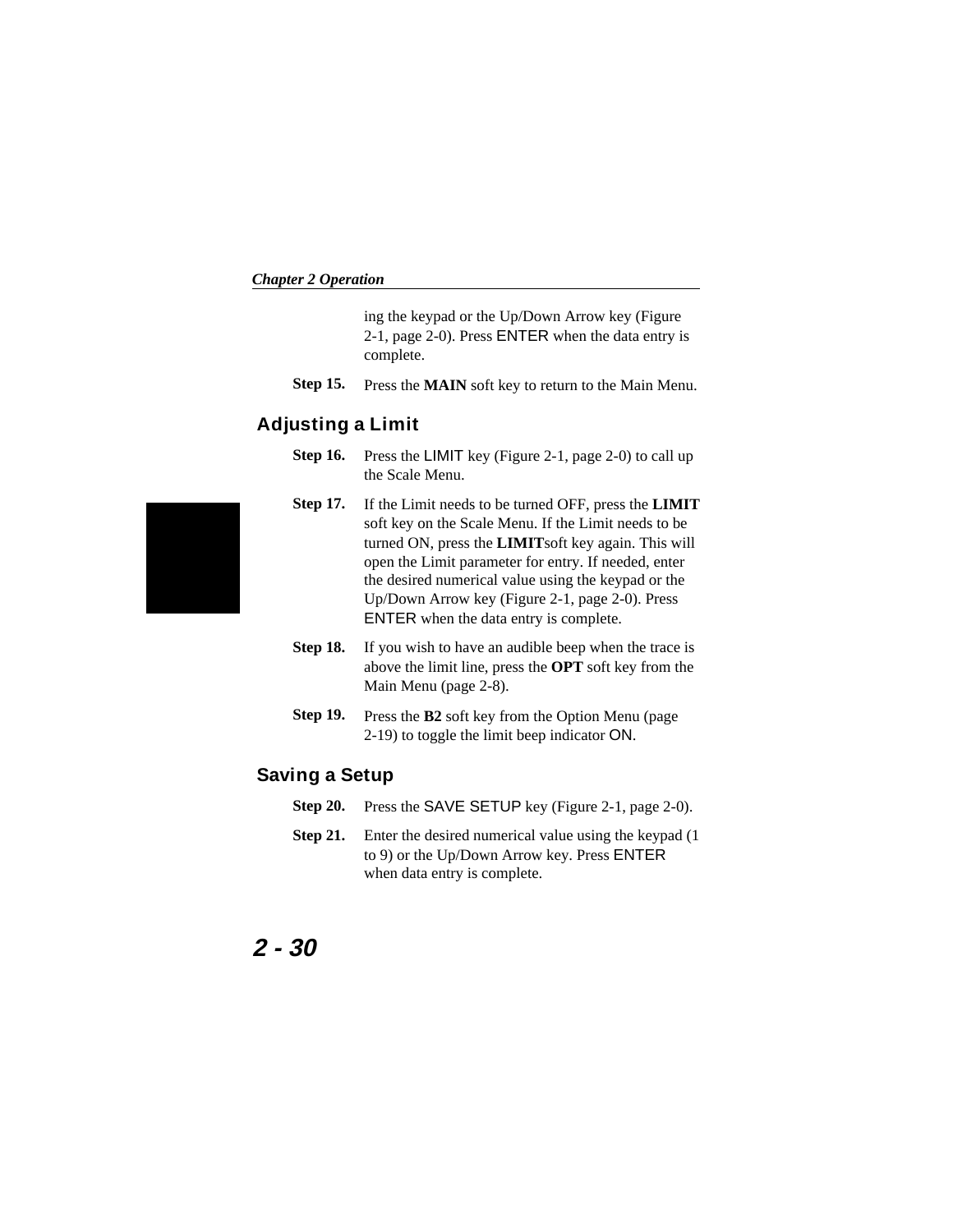ing the keypad or the Up/Down Arrow key (Figure 2-1, page 2-0). Press ENTER when the data entry is complete.

**Step 15.** Press the **MAIN** soft key to return to the Main Menu.

## Adjusting a Limit

**Step 16.** Press the LIMIT key (Figure 2-1, page 2-0) to call up the Scale Menu.

**Step 17.** If the Limit needs to be turned OFF, press the **LIMIT** soft key on the Scale Menu. If the Limit needs to be turned ON, press the **LIMIT**soft key again. This will open the Limit parameter for entry. If needed, enter the desired numerical value using the keypad or the Up/Down Arrow key (Figure 2-1, page 2-0). Press ENTER when the data entry is complete.

**Step 18.** If you wish to have an audible beep when the trace is above the limit line, press the **OPT** soft key from the Main Menu (page 2-8).

**Step 19.** Press the **B2** soft key from the Option Menu (page 2-19) to toggle the limit beep indicator ON.

## Saving a Setup

**Step 20.** Press the SAVE SETUP key (Figure 2-1, page 2-0).

**Step 21.** Enter the desired numerical value using the keypad (1 to 9) or the Up/Down Arrow key. Press ENTER when data entry is complete.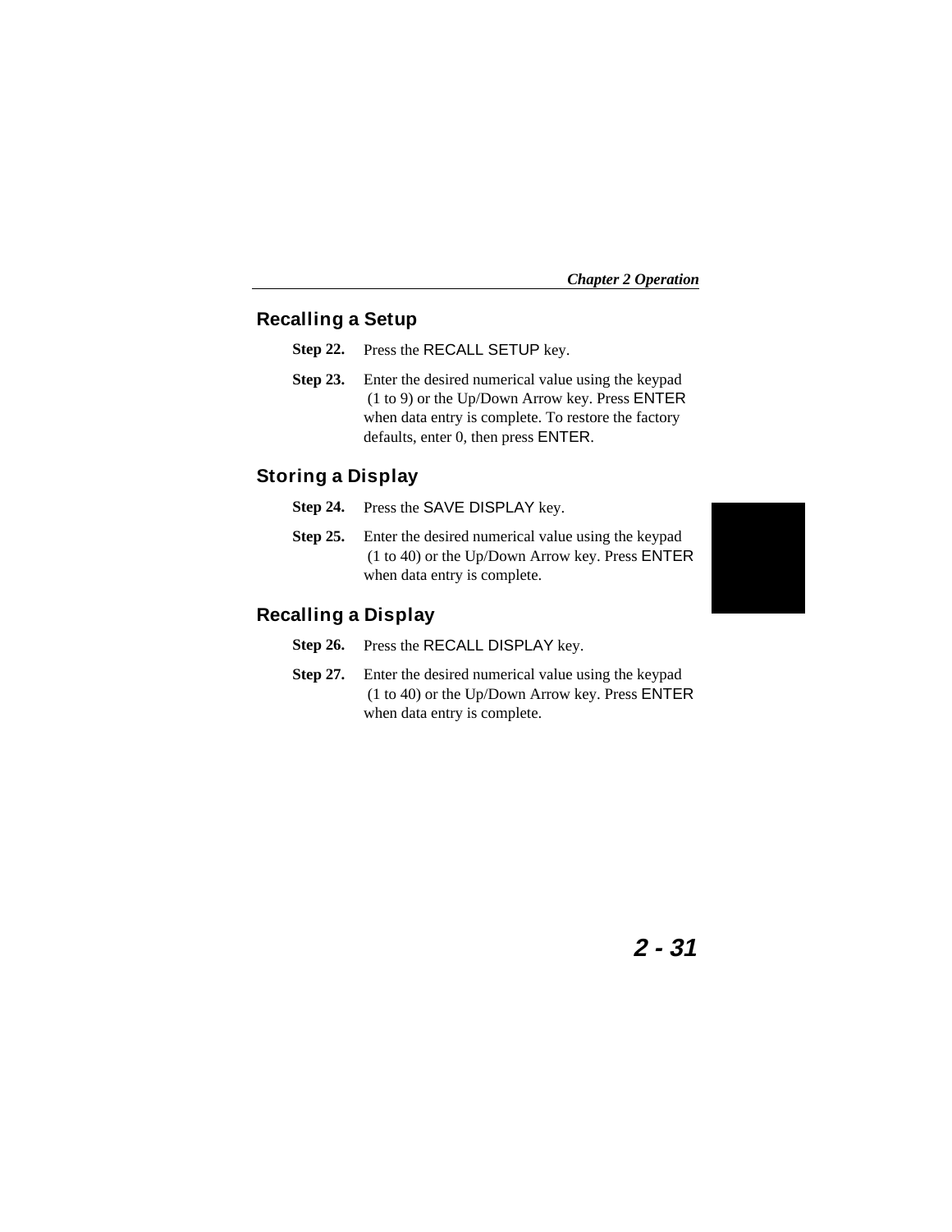## Recalling a Setup

**Step 22.** Press the RECALL SETUP key.

**Step 23.** Enter the desired numerical value using the keypad (1 to 9) or the Up/Down Arrow key. Press ENTER when data entry is complete. To restore the factory defaults, enter 0, then press ENTER.

## Storing a Display

**Step 24.** Press the SAVE DISPLAY key.

**Step 25.** Enter the desired numerical value using the keypad (1 to 40) or the Up/Down Arrow key. Press ENTER when data entry is complete.

## Recalling a Display

**Step 26.** Press the RECALL DISPLAY key.

**Step 27.** Enter the desired numerical value using the keypad (1 to 40) or the Up/Down Arrow key. Press ENTER when data entry is complete.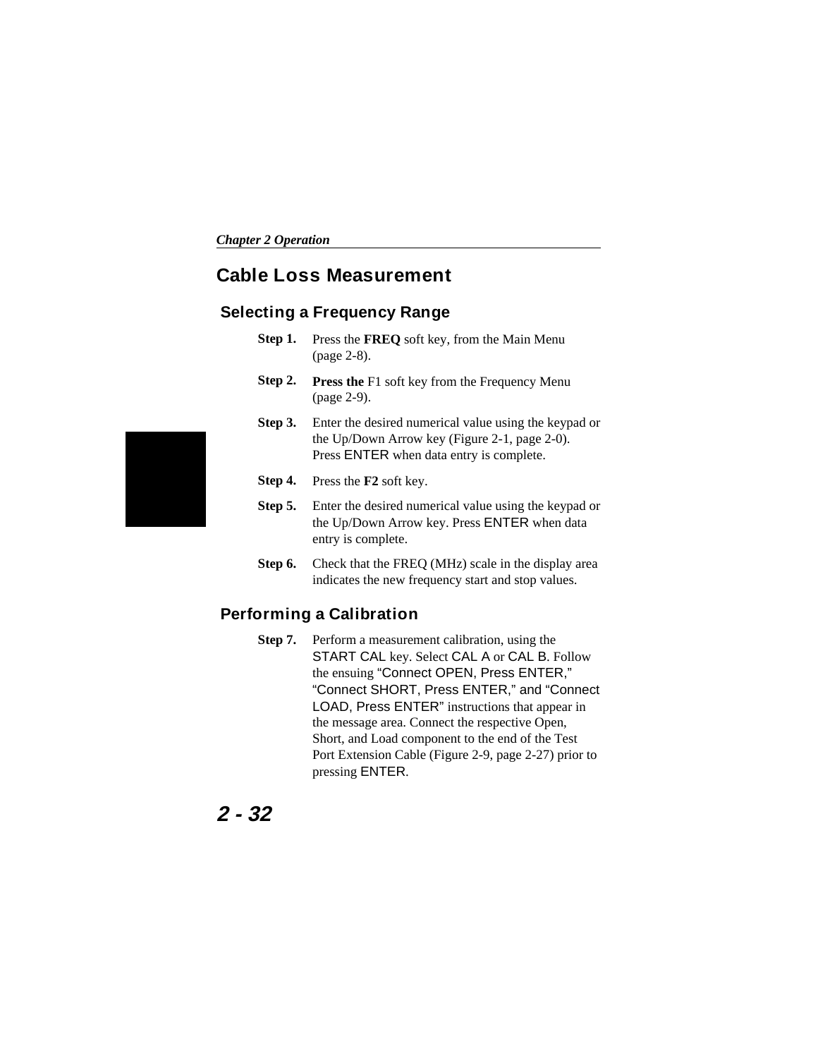# Cable Loss Measurement

## Selecting a Frequency Range

**Step 1.** Press the **FREQ** soft key, from the Main Menu (page 2-8).

**Step 2.** **Press the** F1 soft key from the Frequency Menu (page 2-9).

**Step 3.** Enter the desired numerical value using the keypad or the Up/Down Arrow key (Figure 2-1, page 2-0). Press ENTER when data entry is complete.

**Step 4.** Press the **F2** soft key.

**Step 5.** Enter the desired numerical value using the keypad or the Up/Down Arrow key. Press ENTER when data entry is complete.

**Step 6.** Check that the FREQ (MHz) scale in the display area indicates the new frequency start and stop values.

## Performing a Calibration

**Step 7.** Perform a measurement calibration, using the START CAL key. Select CAL A or CAL B. Follow the ensuing "Connect OPEN, Press ENTER," "Connect SHORT, Press ENTER," and "Connect LOAD, Press ENTER" instructions that appear in the message area. Connect the respective Open, Short, and Load component to the end of the Test Port Extension Cable (Figure 2-9, page 2-27) prior to pressing ENTER.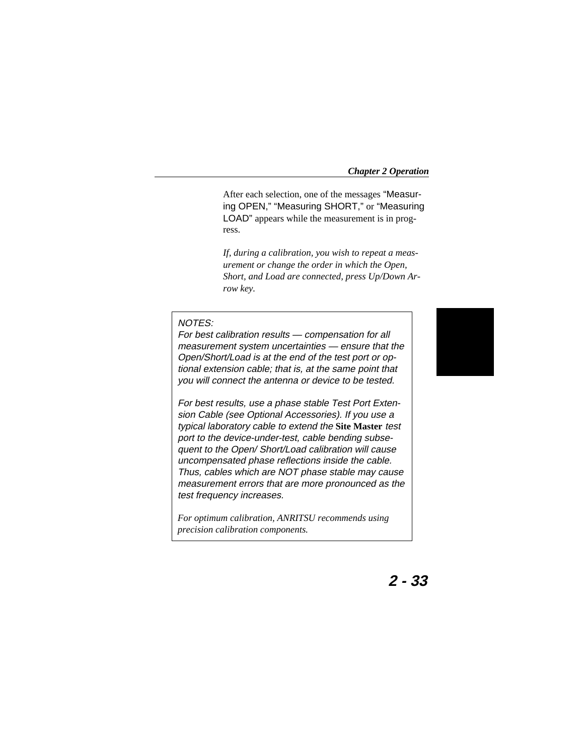After each selection, one of the messages “Measuring OPEN,” “Measuring SHORT,” or “Measuring LOAD” appears while the measurement is in progress.

*If, during a calibration, you wish to repeat a measurement or change the order in which the Open, Short, and Load are connected, press Up/Down Arrow key.*

> *NOTES:*
> *For best calibration results — compensation for all measurement system uncertainties — ensure that the Open/Short/Load is at the end of the test port or optional extension cable; that is, at the same point that you will connect the antenna or device to be tested.*
>
> *For best results, use a phase stable Test Port Extension Cable (see Optional Accessories). If you use a typical laboratory cable to extend the* **Site Master** *test port to the device-under-test, cable bending subsequent to the Open/ Short/Load calibration will cause uncompensated phase reflections inside the cable. Thus, cables which are NOT phase stable may cause measurement errors that are more pronounced as the test frequency increases.*
>
> *For optimum calibration, ANRITSU recommends using precision calibration components.*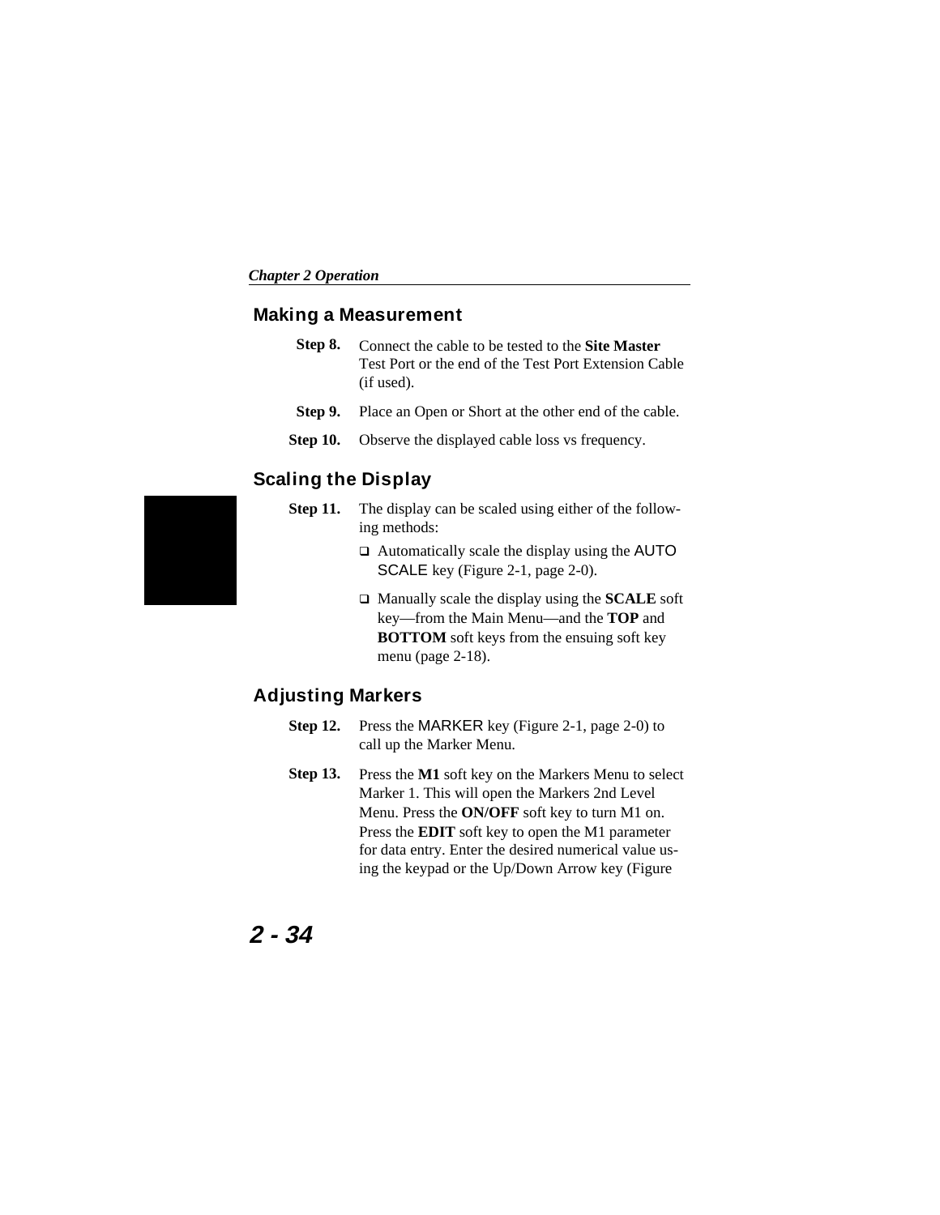## Making a Measurement

**Step 8.** Connect the cable to be tested to the **Site Master** Test Port or the end of the Test Port Extension Cable (if used).

**Step 9.** Place an Open or Short at the other end of the cable.

**Step 10.** Observe the displayed cable loss vs frequency.

## Scaling the Display

**Step 11.** The display can be scaled using either of the following methods:

- Automatically scale the display using the AUTO SCALE key (Figure 2-1, page 2-0).
- Manually scale the display using the **SCALE** soft key—from the Main Menu—and the **TOP** and **BOTTOM** soft keys from the ensuing soft key menu (page 2-18).

## Adjusting Markers

**Step 12.** Press the MARKER key (Figure 2-1, page 2-0) to call up the Marker Menu.

**Step 13.** Press the **M1** soft key on the Markers Menu to select Marker 1. This will open the Markers 2nd Level Menu. Press the **ON/OFF** soft key to turn M1 on. Press the **EDIT** soft key to open the M1 parameter for data entry. Enter the desired numerical value using the keypad or the Up/Down Arrow key (Figure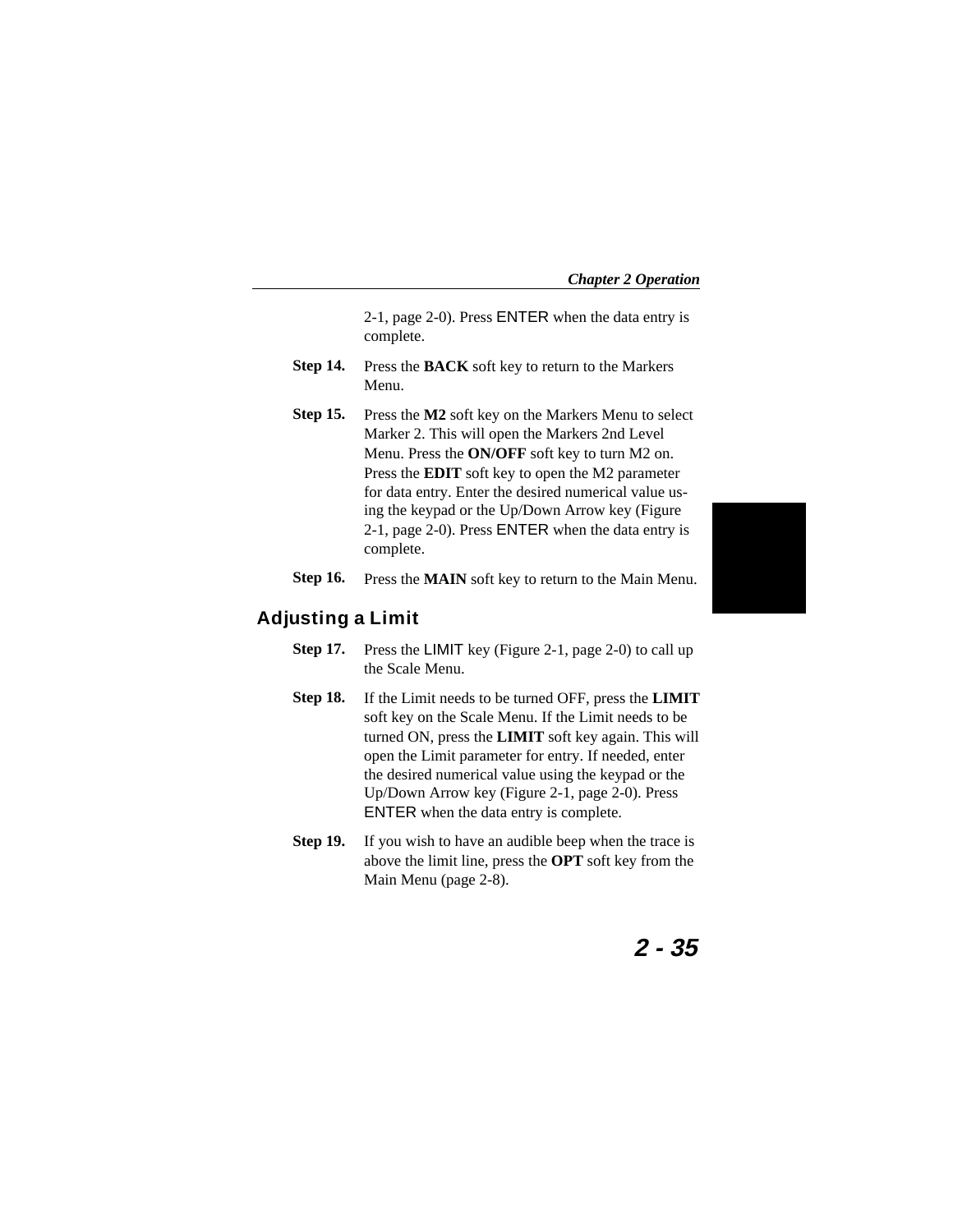2-1, page 2-0). Press ENTER when the data entry is complete.

**Step 14.** Press the **BACK** soft key to return to the Markers Menu.

**Step 15.** Press the **M2** soft key on the Markers Menu to select Marker 2. This will open the Markers 2nd Level Menu. Press the **ON/OFF** soft key to turn M2 on. Press the **EDIT** soft key to open the M2 parameter for data entry. Enter the desired numerical value using the keypad or the Up/Down Arrow key (Figure 2-1, page 2-0). Press ENTER when the data entry is complete.

**Step 16.** Press the **MAIN** soft key to return to the Main Menu.

## Adjusting a Limit

**Step 17.** Press the LIMIT key (Figure 2-1, page 2-0) to call up the Scale Menu.

**Step 18.** If the Limit needs to be turned OFF, press the **LIMIT** soft key on the Scale Menu. If the Limit needs to be turned ON, press the **LIMIT** soft key again. This will open the Limit parameter for entry. If needed, enter the desired numerical value using the keypad or the Up/Down Arrow key (Figure 2-1, page 2-0). Press ENTER when the data entry is complete.

**Step 19.** If you wish to have an audible beep when the trace is above the limit line, press the **OPT** soft key from the Main Menu (page 2-8).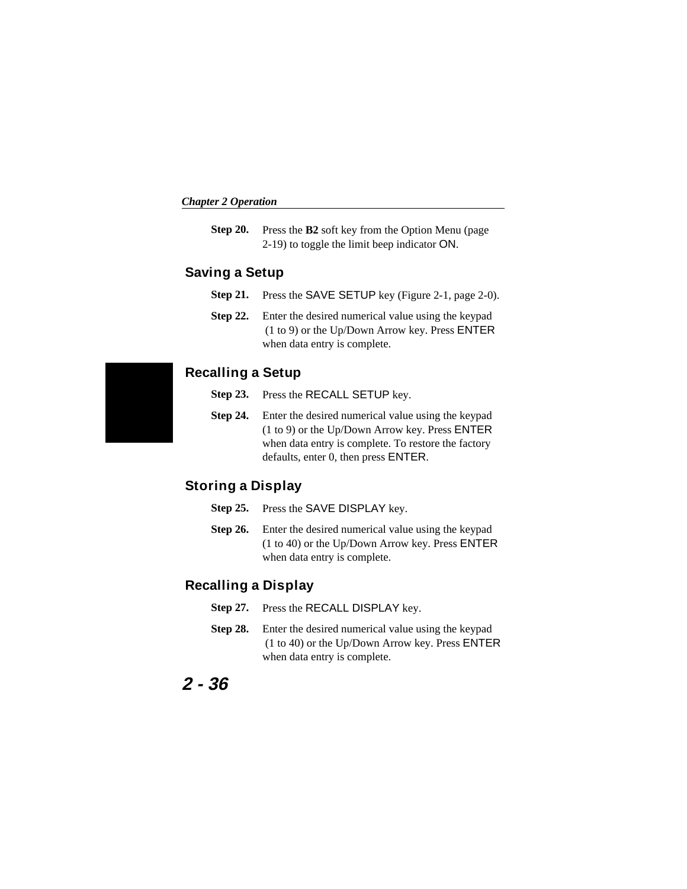**Step 20.** Press the **B2** soft key from the Option Menu (page 2-19) to toggle the limit beep indicator ON.

## Saving a Setup

**Step 21.** Press the SAVE SETUP key (Figure 2-1, page 2-0).

**Step 22.** Enter the desired numerical value using the keypad (1 to 9) or the Up/Down Arrow key. Press ENTER when data entry is complete.

## Recalling a Setup

**Step 23.** Press the RECALL SETUP key.

**Step 24.** Enter the desired numerical value using the keypad (1 to 9) or the Up/Down Arrow key. Press ENTER when data entry is complete. To restore the factory defaults, enter 0, then press ENTER.

## Storing a Display

**Step 25.** Press the SAVE DISPLAY key.

**Step 26.** Enter the desired numerical value using the keypad (1 to 40) or the Up/Down Arrow key. Press ENTER when data entry is complete.

## Recalling a Display

**Step 27.** Press the RECALL DISPLAY key.

**Step 28.** Enter the desired numerical value using the keypad (1 to 40) or the Up/Down Arrow key. Press ENTER when data entry is complete.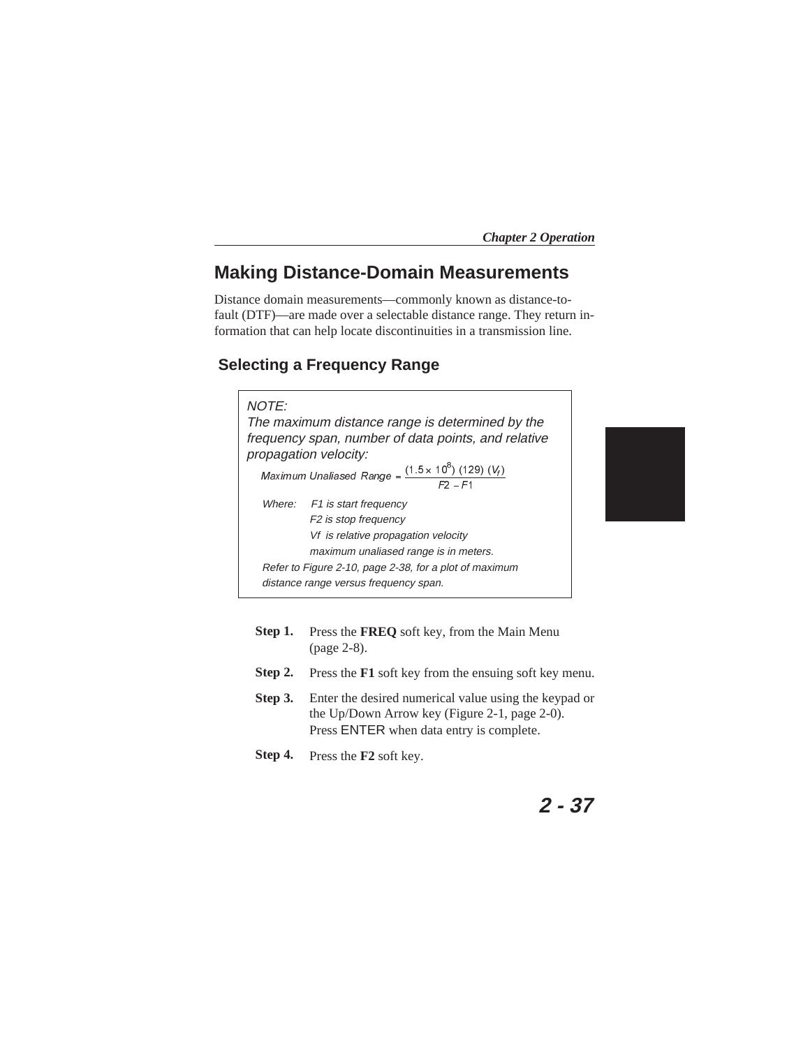## Making Distance-Domain Measurements

Distance domain measurements—commonly known as distance-to-fault (DTF)—are made over a selectable distance range. They return information that can help locate discontinuities in a transmission line.

### Selecting a Frequency Range

> *NOTE:*
> *The maximum distance range is determined by the frequency span, number of data points, and relative propagation velocity:*
>
> $$\text{Maximum Unaliased Range} = \frac{(1.5 \times 10^8)\ (129)\ (V_f)}{F2 - F1}$$
>
> *Where: F1 is start frequency*
> *F2 is stop frequency*
> *Vf is relative propagation velocity*
> *maximum unaliased range is in meters.*
>
> *Refer to Figure 2-10, page 2-38, for a plot of maximum distance range versus frequency span.*

**Step 1.** Press the **FREQ** soft key, from the Main Menu (page 2-8).

**Step 2.** Press the **F1** soft key from the ensuing soft key menu.

**Step 3.** Enter the desired numerical value using the keypad or the Up/Down Arrow key (Figure 2-1, page 2-0). Press ENTER when data entry is complete.

**Step 4.** Press the **F2** soft key.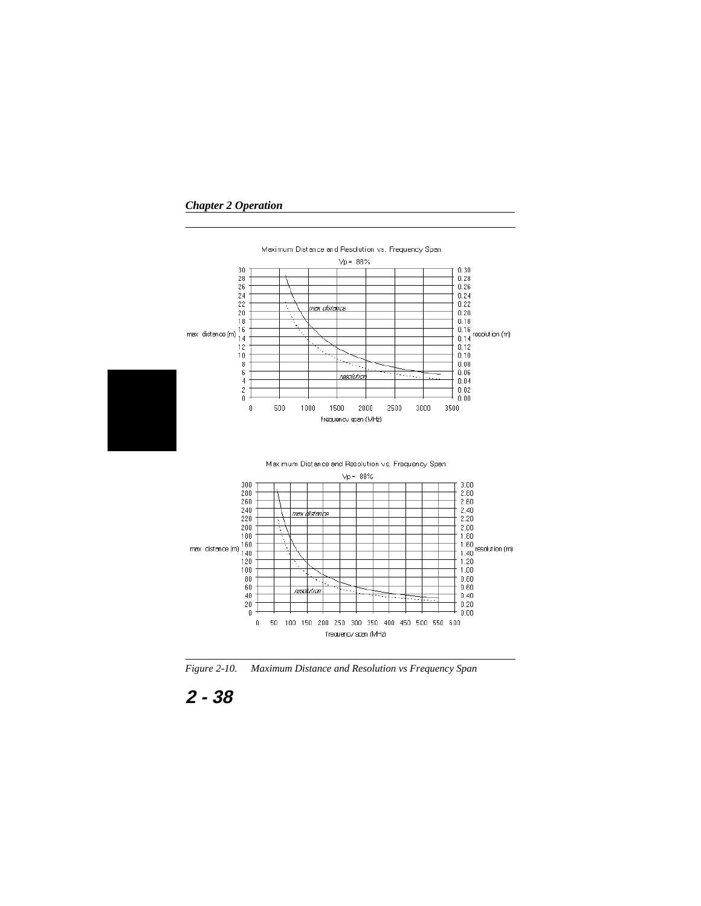Maximum Distance and Resolution vs. Frequency Span

Vp = 88%

max. distance (m) | resolution (m)

frequency span (MHz)

Maximum Distance and Resolution vs. Frequency Span

Vp = 88%

max. distance (m) | resolution (m)

frequency span (MHz)

*Figure 2-10. Maximum Distance and Resolution vs Frequency Span*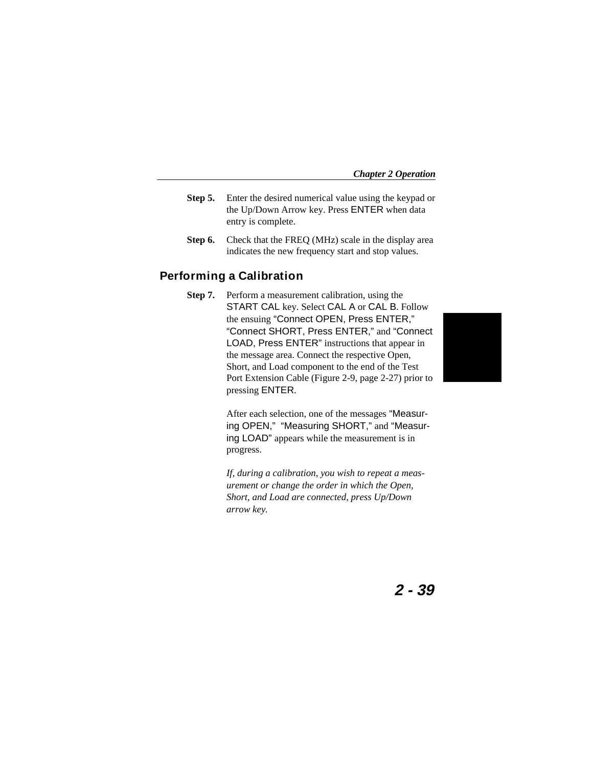**Step 5.** Enter the desired numerical value using the keypad or the Up/Down Arrow key. Press ENTER when data entry is complete.

**Step 6.** Check that the FREQ (MHz) scale in the display area indicates the new frequency start and stop values.

## Performing a Calibration

**Step 7.** Perform a measurement calibration, using the START CAL key. Select CAL A or CAL B. Follow the ensuing "Connect OPEN, Press ENTER," "Connect SHORT, Press ENTER," and "Connect LOAD, Press ENTER" instructions that appear in the message area. Connect the respective Open, Short, and Load component to the end of the Test Port Extension Cable (Figure 2-9, page 2-27) prior to pressing ENTER.

After each selection, one of the messages "Measuring OPEN," "Measuring SHORT," and "Measuring LOAD" appears while the measurement is in progress.

*If, during a calibration, you wish to repeat a measurement or change the order in which the Open, Short, and Load are connected, press Up/Down arrow key.*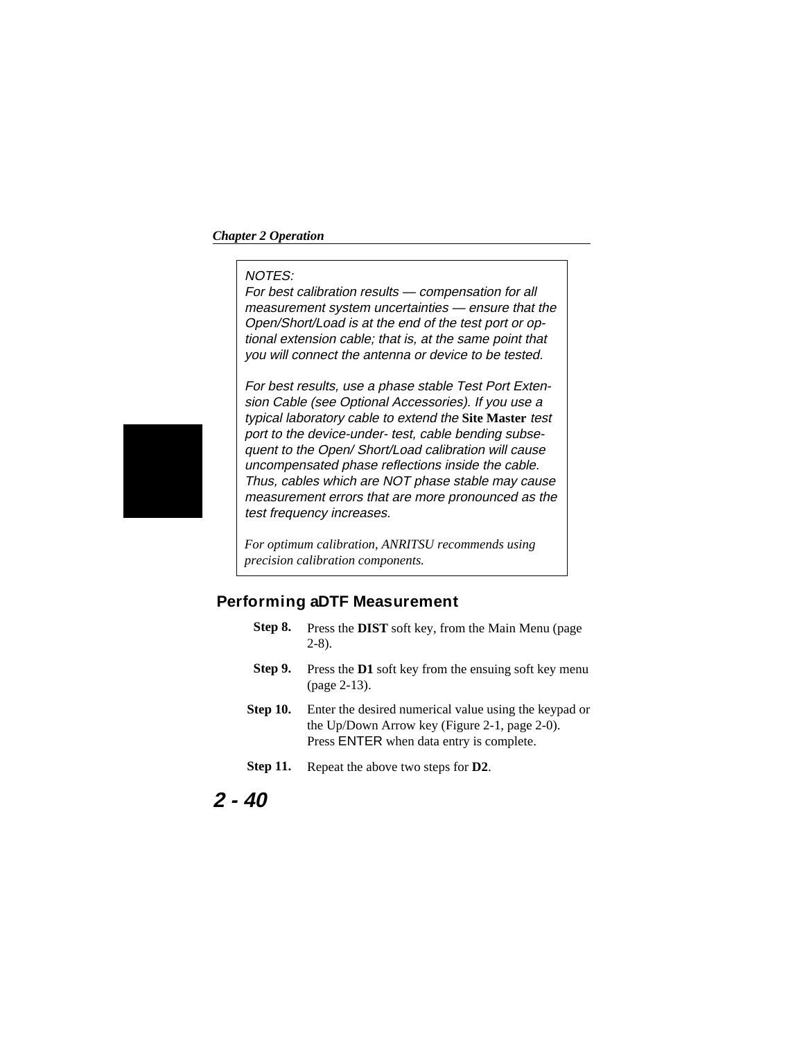NOTES:

*For best calibration results — compensation for all measurement system uncertainties — ensure that the Open/Short/Load is at the end of the test port or optional extension cable; that is, at the same point that you will connect the antenna or device to be tested.*

*For best results, use a phase stable Test Port Extension Cable (see Optional Accessories). If you use a typical laboratory cable to extend the* **Site Master** *test port to the device-under- test, cable bending subsequent to the Open/ Short/Load calibration will cause uncompensated phase reflections inside the cable. Thus, cables which are NOT phase stable may cause measurement errors that are more pronounced as the test frequency increases.*

*For optimum calibration, ANRITSU recommends using precision calibration components.*

## Performing aDTF Measurement

**Step 8.** Press the **DIST** soft key, from the Main Menu (page 2-8).

**Step 9.** Press the **D1** soft key from the ensuing soft key menu (page 2-13).

**Step 10.** Enter the desired numerical value using the keypad or the Up/Down Arrow key (Figure 2-1, page 2-0). Press ENTER when data entry is complete.

**Step 11.** Repeat the above two steps for **D2**.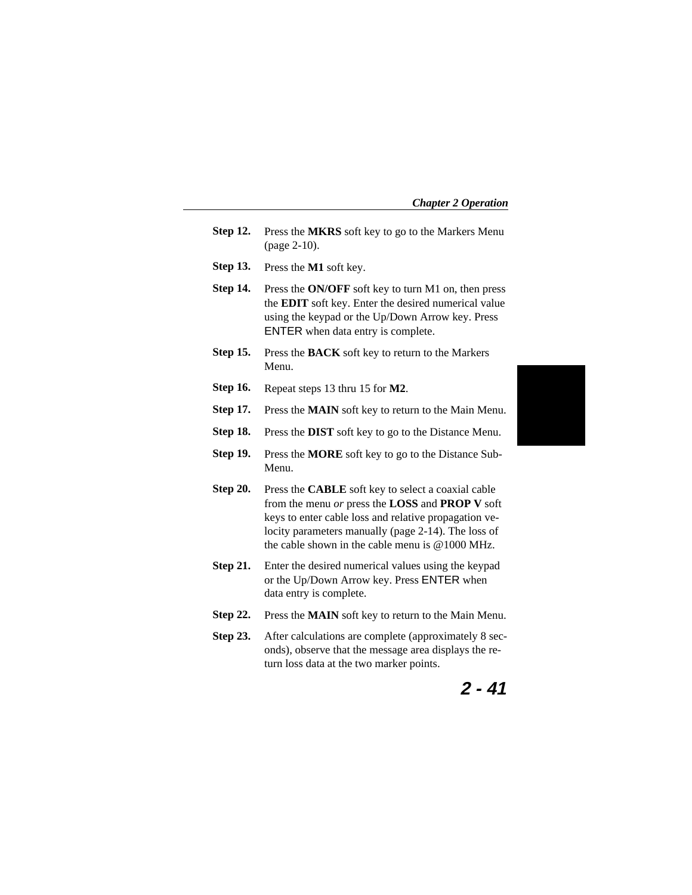**Step 12.** Press the **MKRS** soft key to go to the Markers Menu (page 2-10).

**Step 13.** Press the **M1** soft key.

**Step 14.** Press the **ON/OFF** soft key to turn M1 on, then press the **EDIT** soft key. Enter the desired numerical value using the keypad or the Up/Down Arrow key. Press ENTER when data entry is complete.

**Step 15.** Press the **BACK** soft key to return to the Markers Menu.

**Step 16.** Repeat steps 13 thru 15 for **M2**.

**Step 17.** Press the **MAIN** soft key to return to the Main Menu.

**Step 18.** Press the **DIST** soft key to go to the Distance Menu.

**Step 19.** Press the **MORE** soft key to go to the Distance Sub-Menu.

**Step 20.** Press the **CABLE** soft key to select a coaxial cable from the menu *or* press the **LOSS** and **PROP V** soft keys to enter cable loss and relative propagation velocity parameters manually (page 2-14). The loss of the cable shown in the cable menu is @1000 MHz.

**Step 21.** Enter the desired numerical values using the keypad or the Up/Down Arrow key. Press ENTER when data entry is complete.

**Step 22.** Press the **MAIN** soft key to return to the Main Menu.

**Step 23.** After calculations are complete (approximately 8 seconds), observe that the message area displays the return loss data at the two marker points.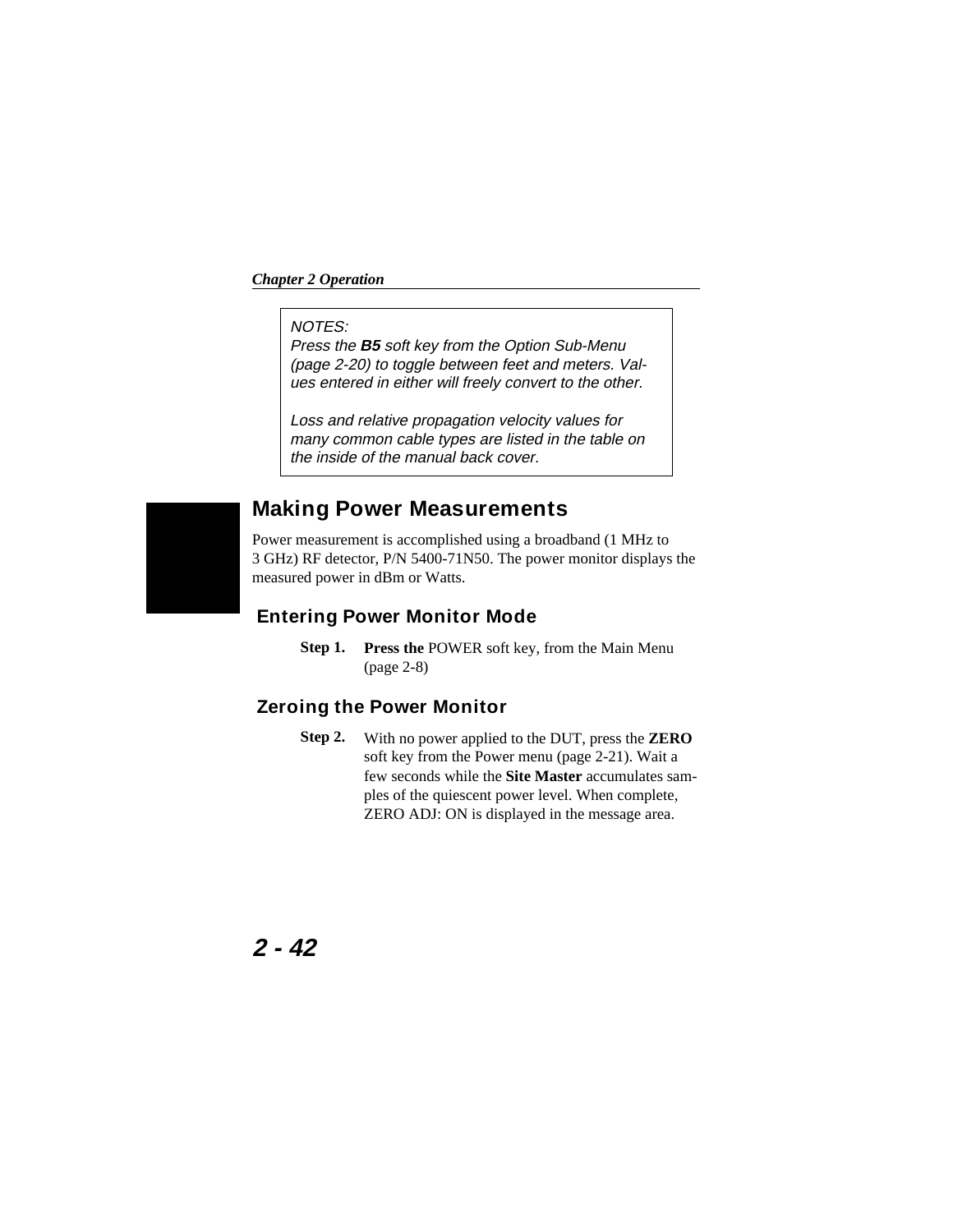> *NOTES:*
> *Press the* ***B5*** *soft key from the Option Sub-Menu (page 2-20) to toggle between feet and meters. Values entered in either will freely convert to the other.*
>
> *Loss and relative propagation velocity values for many common cable types are listed in the table on the inside of the manual back cover.*

## Making Power Measurements

Power measurement is accomplished using a broadband (1 MHz to 3 GHz) RF detector, P/N 5400-71N50. The power monitor displays the measured power in dBm or Watts.

### Entering Power Monitor Mode

**Step 1.** **Press the** POWER soft key, from the Main Menu (page 2-8)

### Zeroing the Power Monitor

**Step 2.** With no power applied to the DUT, press the **ZERO** soft key from the Power menu (page 2-21). Wait a few seconds while the **Site Master** accumulates samples of the quiescent power level. When complete, ZERO ADJ: ON is displayed in the message area.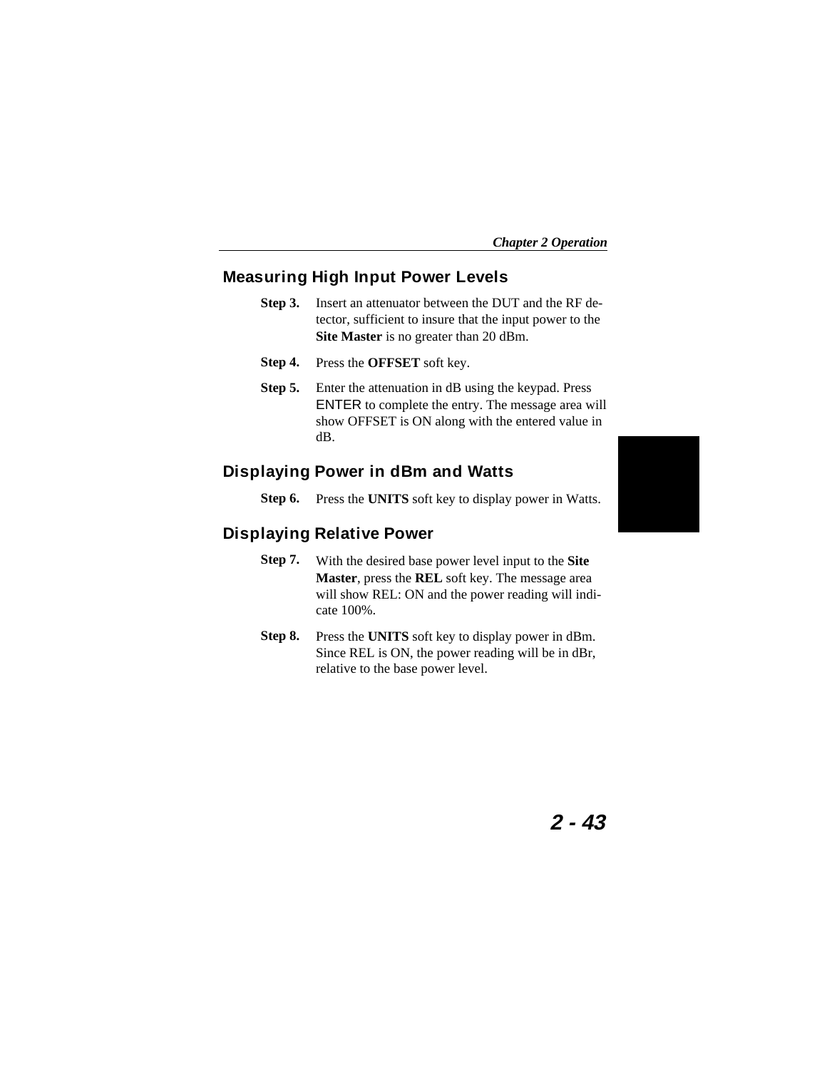## Measuring High Input Power Levels

**Step 3.** Insert an attenuator between the DUT and the RF detector, sufficient to insure that the input power to the **Site Master** is no greater than 20 dBm.

**Step 4.** Press the **OFFSET** soft key.

**Step 5.** Enter the attenuation in dB using the keypad. Press ENTER to complete the entry. The message area will show OFFSET is ON along with the entered value in dB.

## Displaying Power in dBm and Watts

**Step 6.** Press the **UNITS** soft key to display power in Watts.

## Displaying Relative Power

**Step 7.** With the desired base power level input to the **Site Master**, press the **REL** soft key. The message area will show REL: ON and the power reading will indicate 100%.

**Step 8.** Press the **UNITS** soft key to display power in dBm. Since REL is ON, the power reading will be in dBr, relative to the base power level.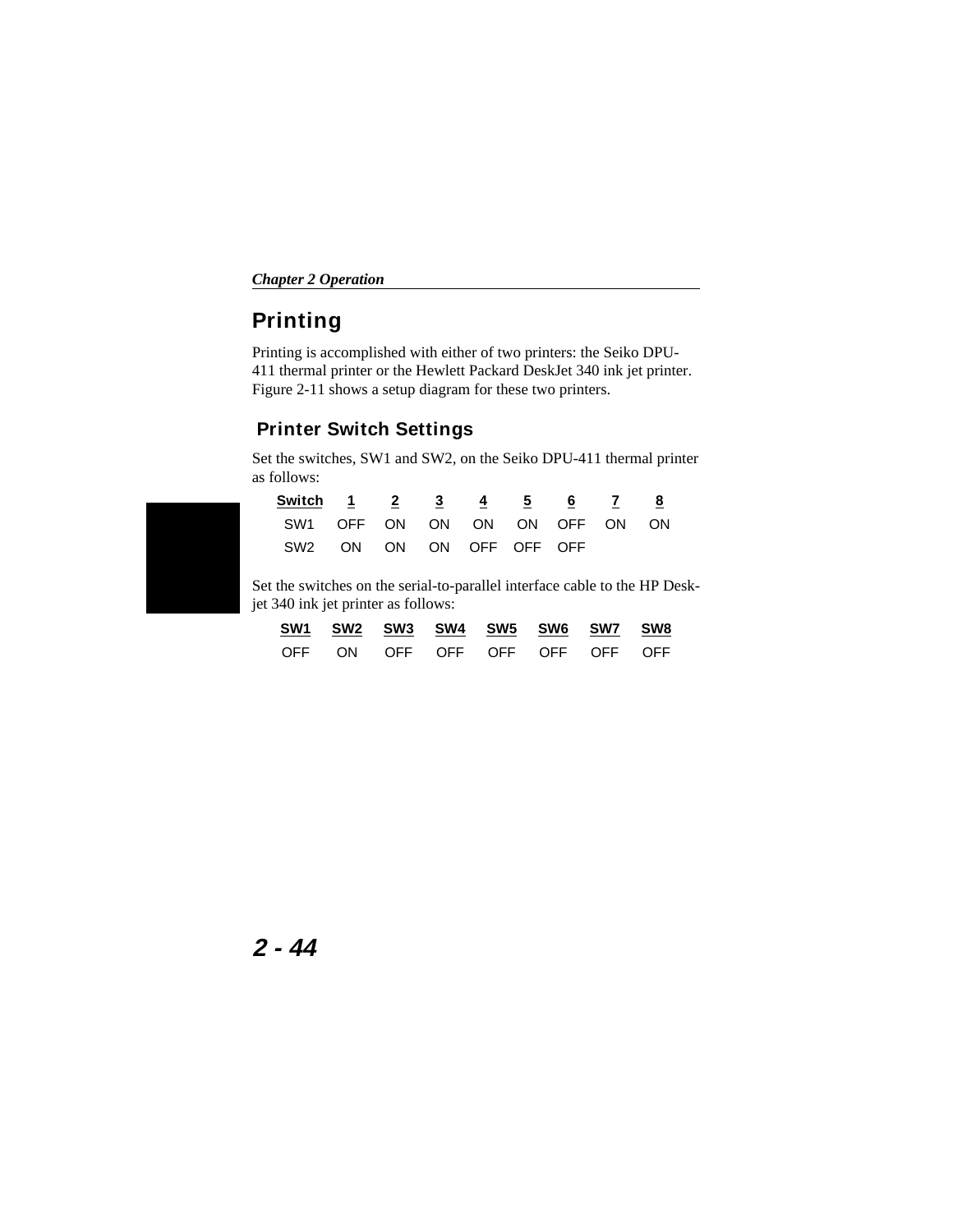# Printing

Printing is accomplished with either of two printers: the Seiko DPU-411 thermal printer or the Hewlett Packard DeskJet 340 ink jet printer. Figure 2-11 shows a setup diagram for these two printers.

## Printer Switch Settings

Set the switches, SW1 and SW2, on the Seiko DPU-411 thermal printer as follows:

| Switch | 1 | 2 | 3 | 4 | 5 | 6 | 7 | 8 |
|---|---|---|---|---|---|---|---|---|
| SW1 | OFF | ON | ON | ON | ON | OFF | ON | ON |
| SW2 | ON | ON | ON | OFF | OFF | OFF | | |

Set the switches on the serial-to-parallel interface cable to the HP Desk-jet 340 ink jet printer as follows:

| SW1 | SW2 | SW3 | SW4 | SW5 | SW6 | SW7 | SW8 |
|---|---|---|---|---|---|---|---|
| OFF | ON | OFF | OFF | OFF | OFF | OFF | OFF |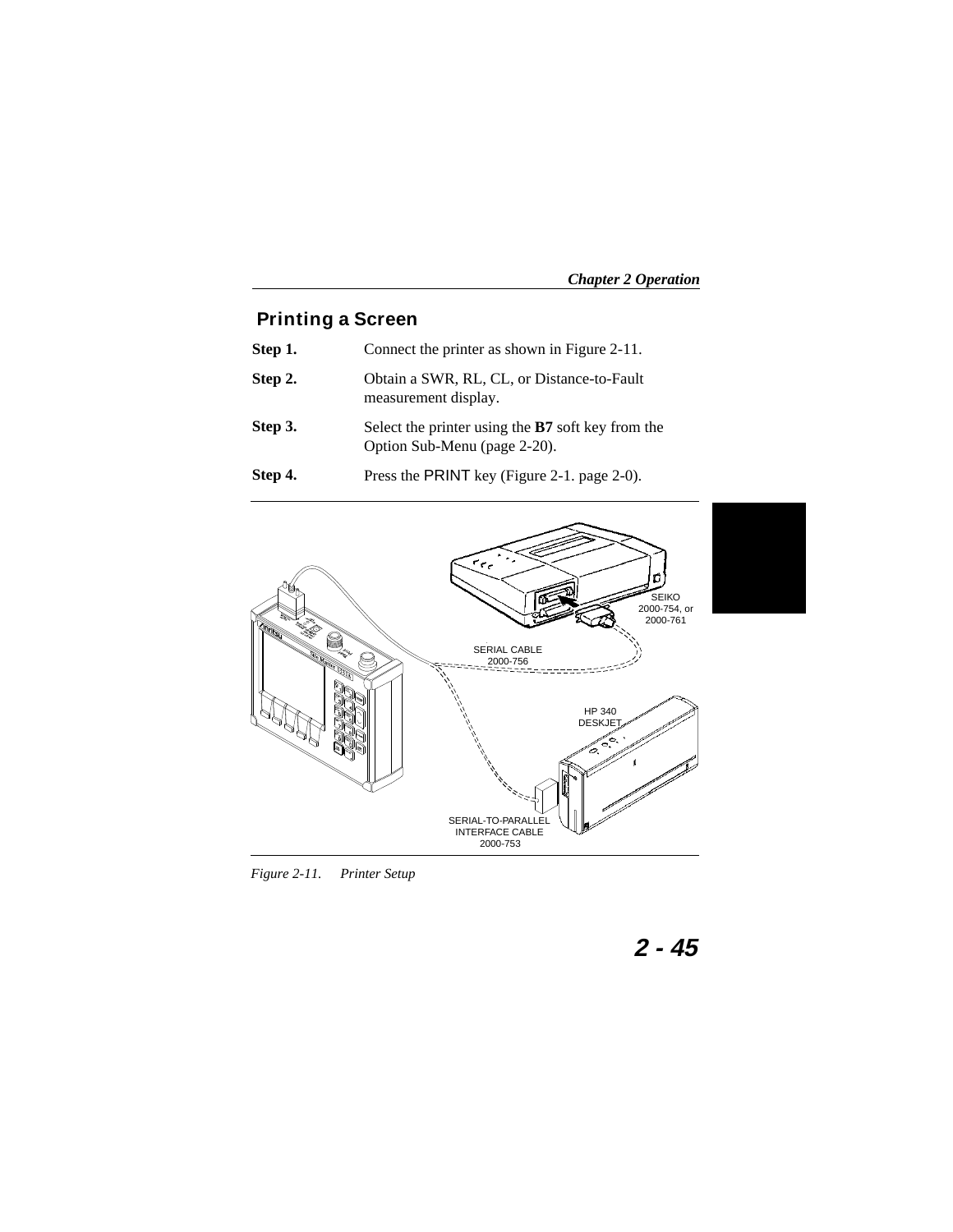## Printing a Screen

**Step 1.** Connect the printer as shown in Figure 2-11.

**Step 2.** Obtain a SWR, RL, CL, or Distance-to-Fault measurement display.

**Step 3.** Select the printer using the **B7** soft key from the Option Sub-Menu (page 2-20).

**Step 4.** Press the PRINT key (Figure 2-1. page 2-0).

SEIKO 2000-754, or 2000-761

SERIAL CABLE 2000-756

HP 340 DESKJET

SERIAL-TO-PARALLEL INTERFACE CABLE 2000-753

*Figure 2-11. Printer Setup*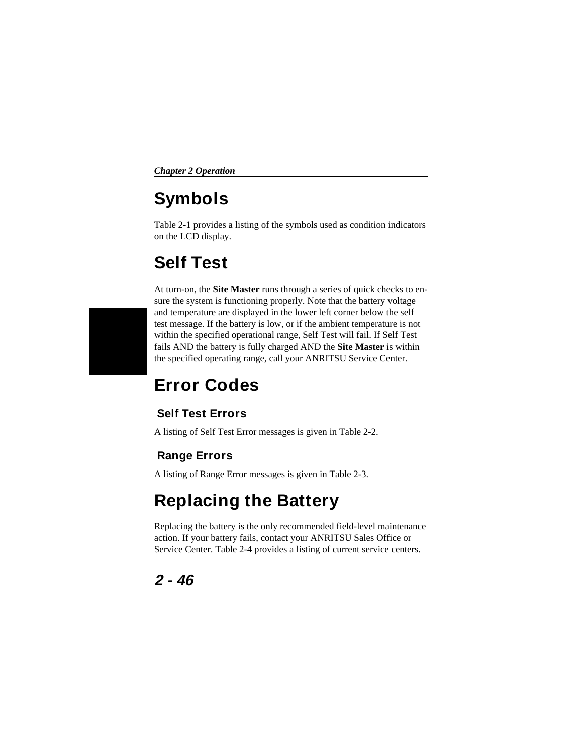# Symbols

Table 2-1 provides a listing of the symbols used as condition indicators on the LCD display.

# Self Test

At turn-on, the **Site Master** runs through a series of quick checks to ensure the system is functioning properly. Note that the battery voltage and temperature are displayed in the lower left corner below the self test message. If the battery is low, or if the ambient temperature is not within the specified operational range, Self Test will fail. If Self Test fails AND the battery is fully charged AND the **Site Master** is within the specified operating range, call your ANRITSU Service Center.

# Error Codes

## Self Test Errors

A listing of Self Test Error messages is given in Table 2-2.

## Range Errors

A listing of Range Error messages is given in Table 2-3.

# Replacing the Battery

Replacing the battery is the only recommended field-level maintenance action. If your battery fails, contact your ANRITSU Sales Office or Service Center. Table 2-4 provides a listing of current service centers.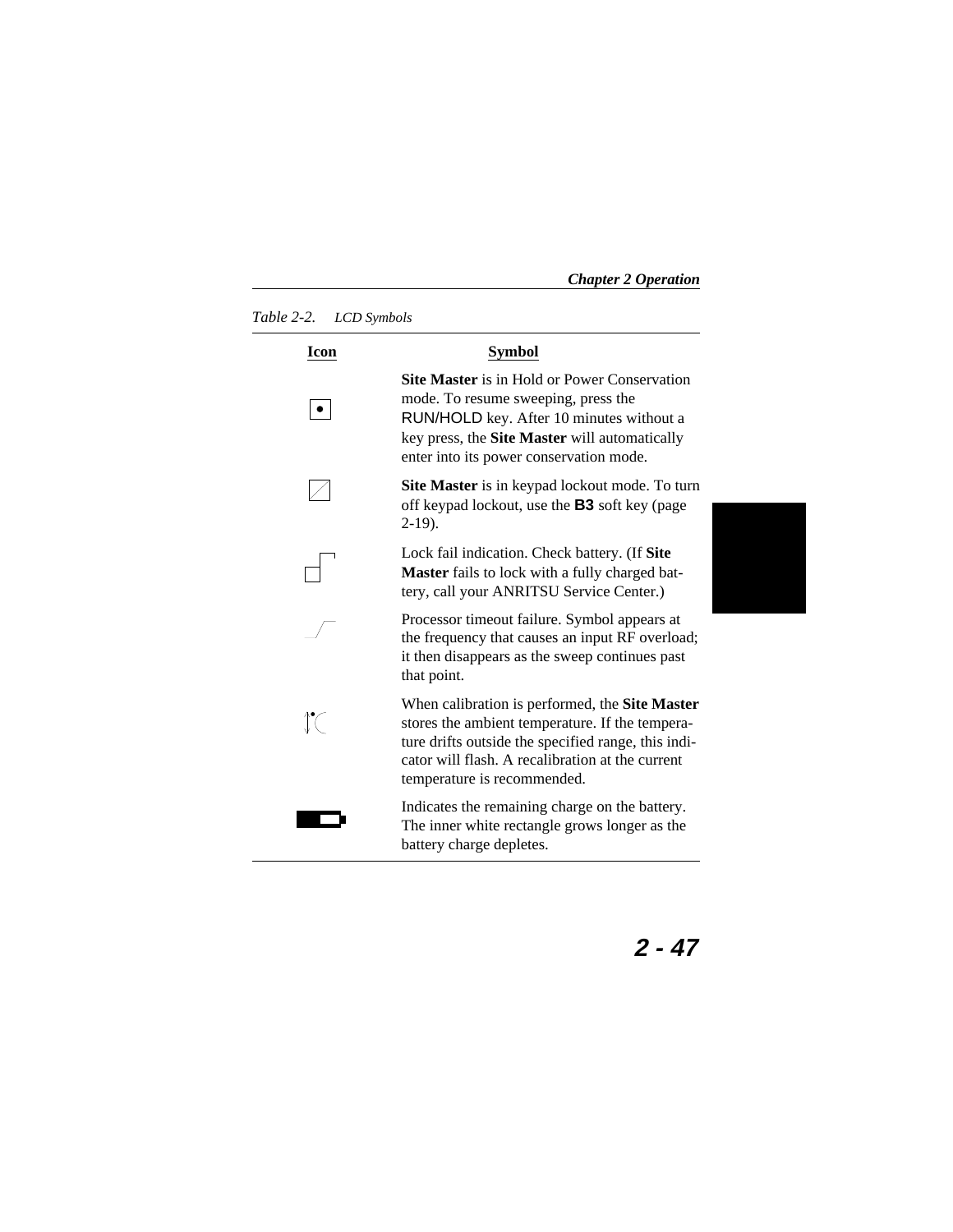*Table 2-2. LCD Symbols*

| Icon | Symbol |
|---|---|
| | **Site Master** is in Hold or Power Conservation mode. To resume sweeping, press the RUN/HOLD key. After 10 minutes without a key press, the **Site Master** will automatically enter into its power conservation mode. |
| | **Site Master** is in keypad lockout mode. To turn off keypad lockout, use the **B3** soft key (page 2-19). |
| | Lock fail indication. Check battery. (If **Site Master** fails to lock with a fully charged battery, call your ANRITSU Service Center.) |
| | Processor timeout failure. Symbol appears at the frequency that causes an input RF overload; it then disappears as the sweep continues past that point. |
| | When calibration is performed, the **Site Master** stores the ambient temperature. If the temperature drifts outside the specified range, this indicator will flash. A recalibration at the current temperature is recommended. |
| | Indicates the remaining charge on the battery. The inner white rectangle grows longer as the battery charge depletes. |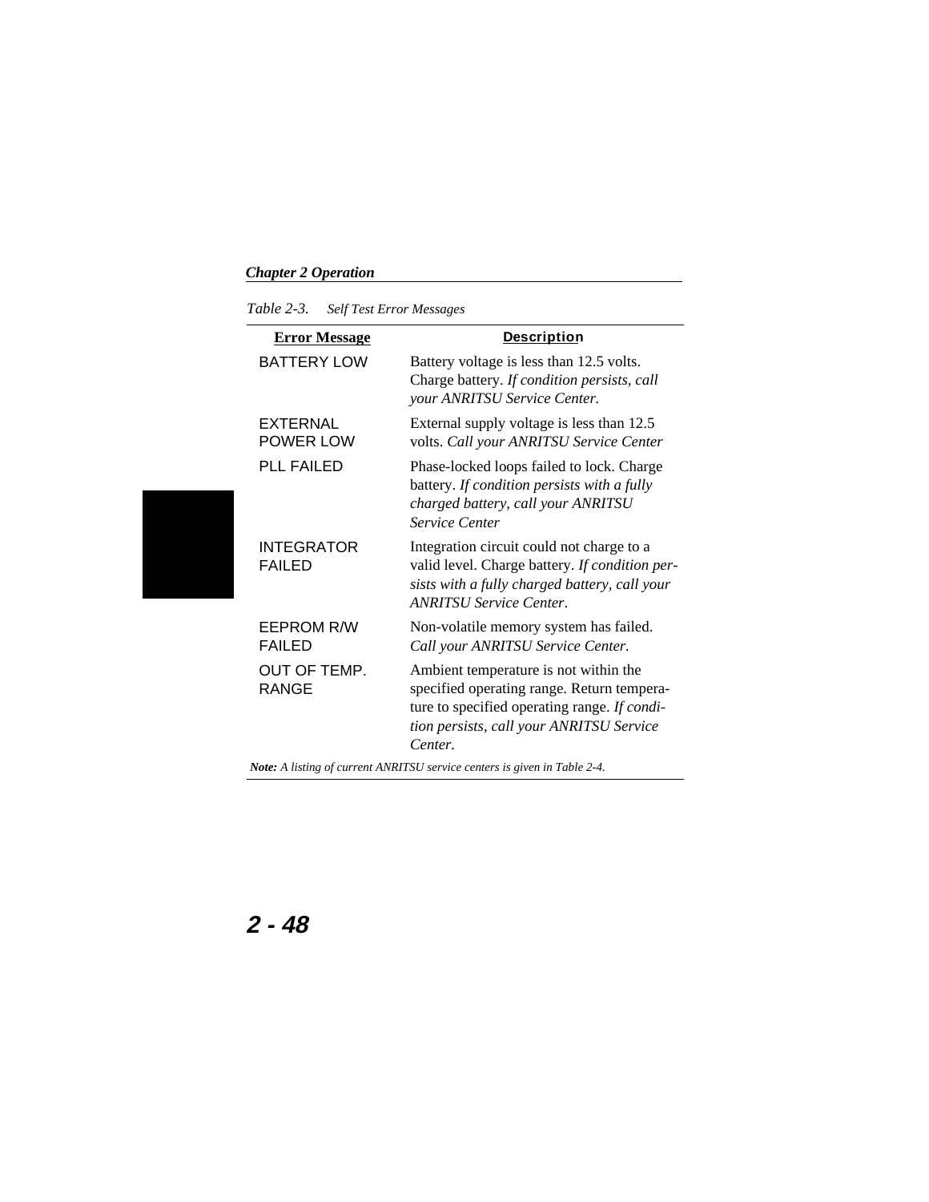*Table 2-3. Self Test Error Messages*

| Error Message | Description |
| --- | --- |
| BATTERY LOW | Battery voltage is less than 12.5 volts. Charge battery. *If condition persists, call your ANRITSU Service Center.* |
| EXTERNAL POWER LOW | External supply voltage is less than 12.5 volts. *Call your ANRITSU Service Center* |
| PLL FAILED | Phase-locked loops failed to lock. Charge battery. *If condition persists with a fully charged battery, call your ANRITSU Service Center* |
| INTEGRATOR FAILED | Integration circuit could not charge to a valid level. Charge battery. *If condition persists with a fully charged battery, call your ANRITSU Service Center*. |
| EEPROM R/W FAILED | Non-volatile memory system has failed. *Call your ANRITSU Service Center.* |
| OUT OF TEMP. RANGE | Ambient temperature is not within the specified operating range. Return temperature to specified operating range. *If condition persists, call your ANRITSU Service Center.* |

***Note:*** *A listing of current ANRITSU service centers is given in Table 2-4.*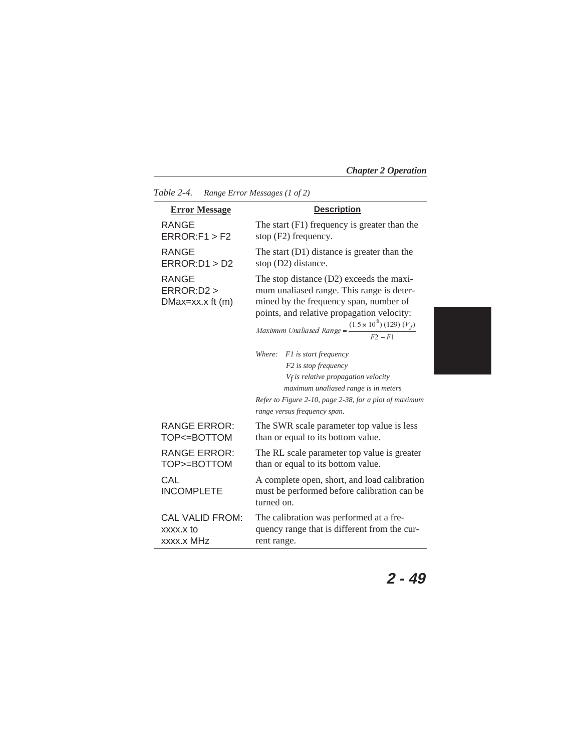*Table 2-4. Range Error Messages (1 of 2)*

| Error Message | Description |
|---|---|
| RANGE ERROR:F1 > F2 | The start (F1) frequency is greater than the stop (F2) frequency. |
| RANGE ERROR:D1 > D2 | The start (D1) distance is greater than the stop (D2) distance. |
| RANGE ERROR:D2 > DMax=xx.x ft (m) | The stop distance (D2) exceeds the maximum unaliased range. This range is determined by the frequency span, number of points, and relative propagation velocity: $\text{Maximum Unaliased Range} = \frac{(1.5 \times 10^{8})(129)(V_f)}{F2 - F1}$ *Where: F1 is start frequency; F2 is stop frequency; $V_f$ is relative propagation velocity; maximum unaliased range is in meters.* *Refer to Figure 2-10, page 2-38, for a plot of maximum range versus frequency span.* |
| RANGE ERROR: TOP<=BOTTOM | The SWR scale parameter top value is less than or equal to its bottom value. |
| RANGE ERROR: TOP>=BOTTOM | The RL scale parameter top value is greater than or equal to its bottom value. |
| CAL INCOMPLETE | A complete open, short, and load calibration must be performed before calibration can be turned on. |
| CAL VALID FROM: xxxx.x to xxxx.x MHz | The calibration was performed at a frequency range that is different from the current range. |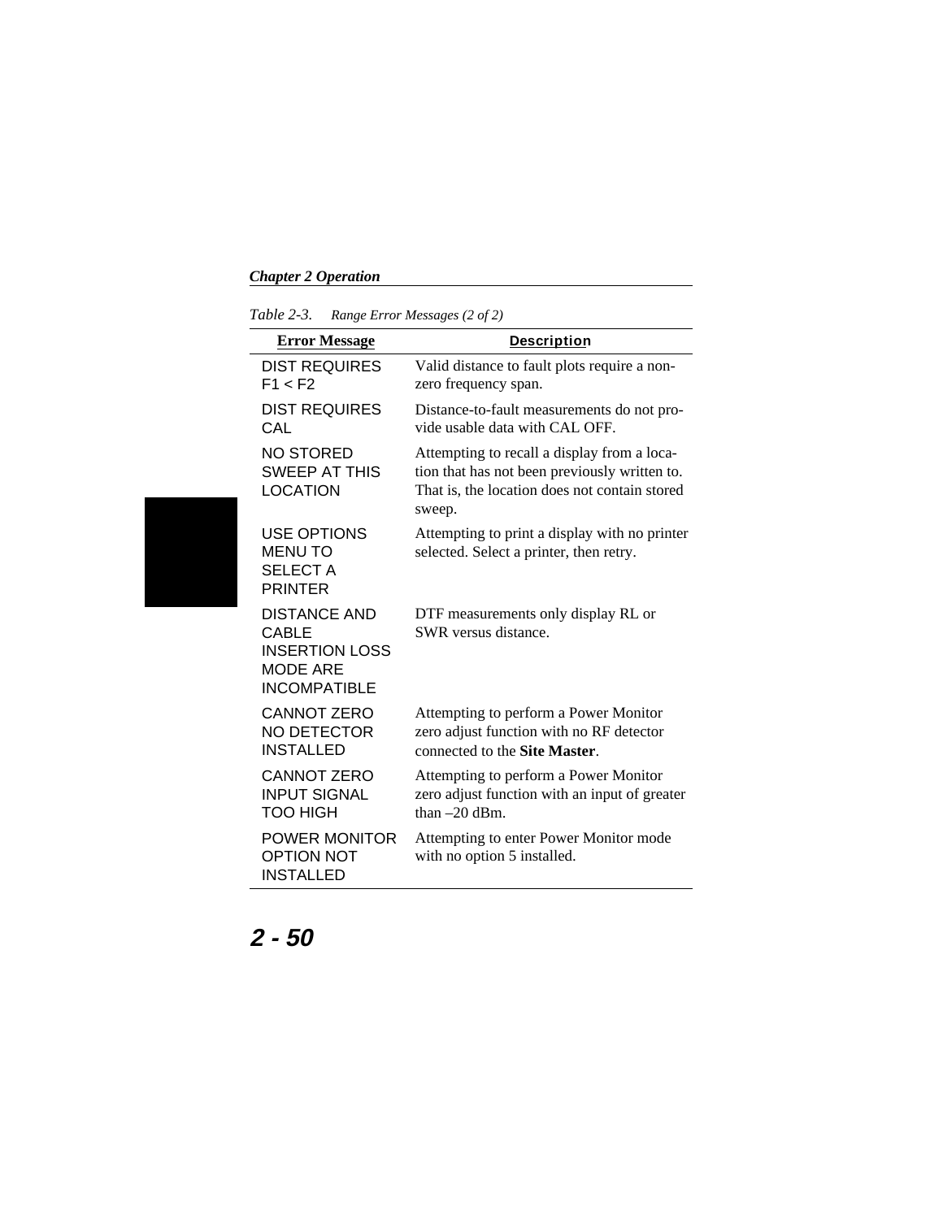*Table 2-3. Range Error Messages (2 of 2)*

| Error Message | Description |
|---|---|
| DIST REQUIRES F1 < F2 | Valid distance to fault plots require a non-zero frequency span. |
| DIST REQUIRES CAL | Distance-to-fault measurements do not provide usable data with CAL OFF. |
| NO STORED SWEEP AT THIS LOCATION | Attempting to recall a display from a location that has not been previously written to. That is, the location does not contain stored sweep. |
| USE OPTIONS MENU TO SELECT A PRINTER | Attempting to print a display with no printer selected. Select a printer, then retry. |
| DISTANCE AND CABLE INSERTION LOSS MODE ARE INCOMPATIBLE | DTF measurements only display RL or SWR versus distance. |
| CANNOT ZERO NO DETECTOR INSTALLED | Attempting to perform a Power Monitor zero adjust function with no RF detector connected to the **Site Master**. |
| CANNOT ZERO INPUT SIGNAL TOO HIGH | Attempting to perform a Power Monitor zero adjust function with an input of greater than –20 dBm. |
| POWER MONITOR OPTION NOT INSTALLED | Attempting to enter Power Monitor mode with no option 5 installed. |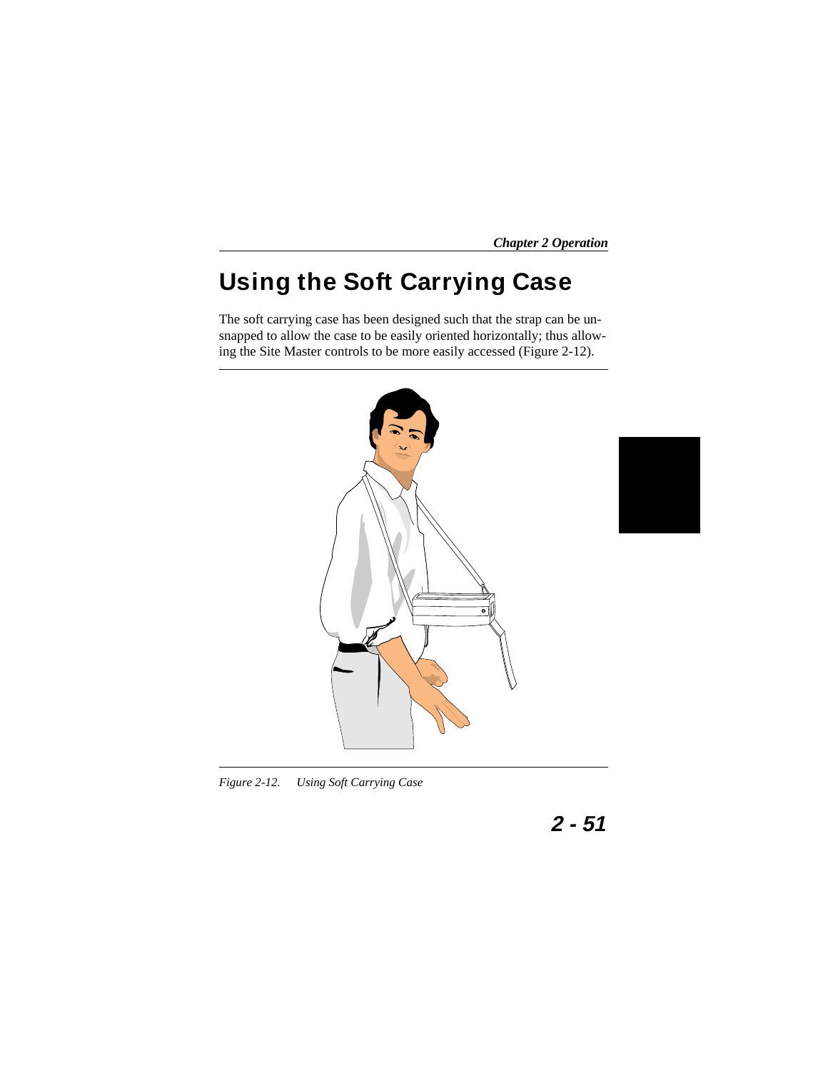# Using the Soft Carrying Case

The soft carrying case has been designed such that the strap can be unsnapped to allow the case to be easily oriented horizontally; thus allowing the Site Master controls to be more easily accessed (Figure 2-12).

*Figure 2-12. Using Soft Carrying Case*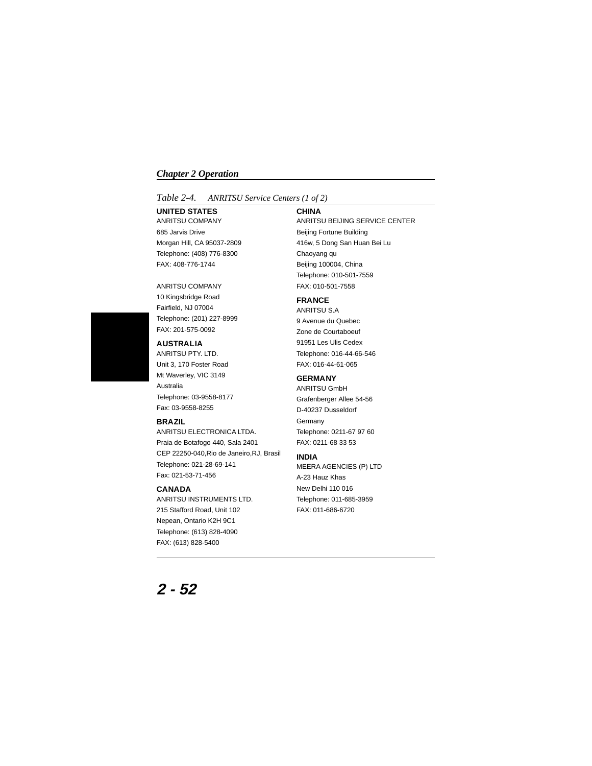*Table 2-4. ANRITSU Service Centers (1 of 2)*

**UNITED STATES**
ANRITSU COMPANY
685 Jarvis Drive
Morgan Hill, CA 95037-2809
Telephone: (408) 776-8300
FAX: 408-776-1744

ANRITSU COMPANY
10 Kingsbridge Road
Fairfield, NJ 07004
Telephone: (201) 227-8999
FAX: 201-575-0092

**AUSTRALIA**
ANRITSU PTY. LTD.
Unit 3, 170 Foster Road
Mt Waverley, VIC 3149
Australia
Telephone: 03-9558-8177
Fax: 03-9558-8255

**BRAZIL**
ANRITSU ELECTRONICA LTDA.
Praia de Botafogo 440, Sala 2401
CEP 22250-040,Rio de Janeiro,RJ, Brasil
Telephone: 021-28-69-141
Fax: 021-53-71-456

**CANADA**
ANRITSU INSTRUMENTS LTD.
215 Stafford Road, Unit 102
Nepean, Ontario K2H 9C1
Telephone: (613) 828-4090
FAX: (613) 828-5400

**CHINA**
ANRITSU BEIJING SERVICE CENTER
Beijing Fortune Building
416w, 5 Dong San Huan Bei Lu
Chaoyang qu
Beijing 100004, China
Telephone: 010-501-7559
FAX: 010-501-7558

**FRANCE**
ANRITSU S.A
9 Avenue du Quebec
Zone de Courtaboeuf
91951 Les Ulis Cedex
Telephone: 016-44-66-546
FAX: 016-44-61-065

**GERMANY**
ANRITSU GmbH
Grafenberger Allee 54-56
D-40237 Dusseldorf
Germany
Telephone: 0211-67 97 60
FAX: 0211-68 33 53

**INDIA**
MEERA AGENCIES (P) LTD
A-23 Hauz Khas
New Delhi 110 016
Telephone: 011-685-3959
FAX: 011-686-6720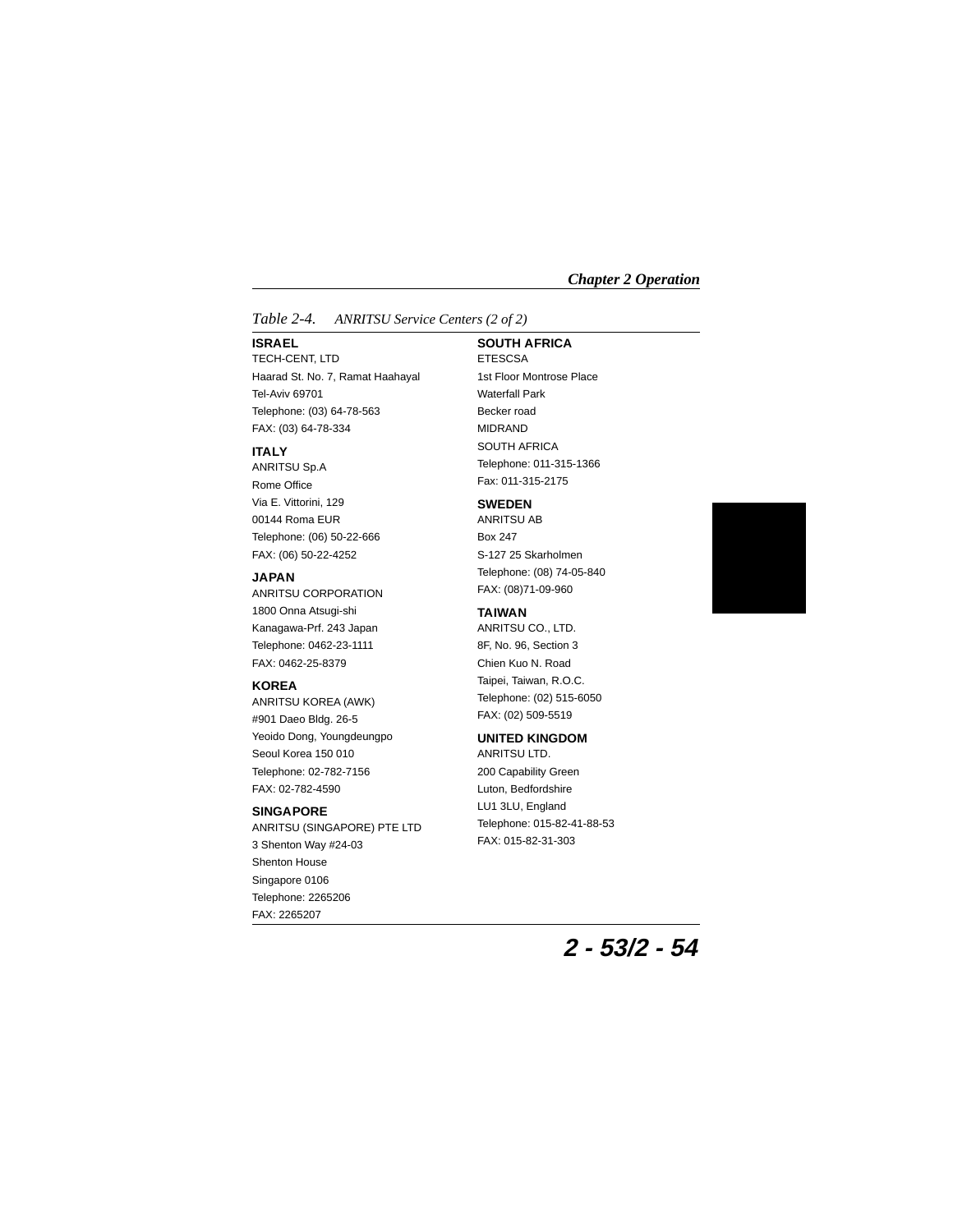*Table 2-4. ANRITSU Service Centers (2 of 2)*

**ISRAEL**
TECH-CENT, LTD
Haarad St. No. 7, Ramat Haahayal
Tel-Aviv 69701
Telephone: (03) 64-78-563
FAX: (03) 64-78-334

**ITALY**
ANRITSU Sp.A
Rome Office
Via E. Vittorini, 129
00144 Roma EUR
Telephone: (06) 50-22-666
FAX: (06) 50-22-4252

**JAPAN**
ANRITSU CORPORATION
1800 Onna Atsugi-shi
Kanagawa-Prf. 243 Japan
Telephone: 0462-23-1111
FAX: 0462-25-8379

**KOREA**
ANRITSU KOREA (AWK)
#901 Daeo Bldg. 26-5
Yeoido Dong, Youngdeungpo
Seoul Korea 150 010
Telephone: 02-782-7156
FAX: 02-782-4590

**SINGAPORE**
ANRITSU (SINGAPORE) PTE LTD
3 Shenton Way #24-03
Shenton House
Singapore 0106
Telephone: 2265206
FAX: 2265207

**SOUTH AFRICA**
ETESCSA
1st Floor Montrose Place
Waterfall Park
Becker road
MIDRAND
SOUTH AFRICA
Telephone: 011-315-1366
Fax: 011-315-2175

**SWEDEN**
ANRITSU AB
Box 247
S-127 25 Skarholmen
Telephone: (08) 74-05-840
FAX: (08)71-09-960

**TAIWAN**
ANRITSU CO., LTD.
8F, No. 96, Section 3
Chien Kuo N. Road
Taipei, Taiwan, R.O.C.
Telephone: (02) 515-6050
FAX: (02) 509-5519

**UNITED KINGDOM**
ANRITSU LTD.
200 Capability Green
Luton, Bedfordshire
LU1 3LU, England
Telephone: 015-82-41-88-53
FAX: 015-82-31-303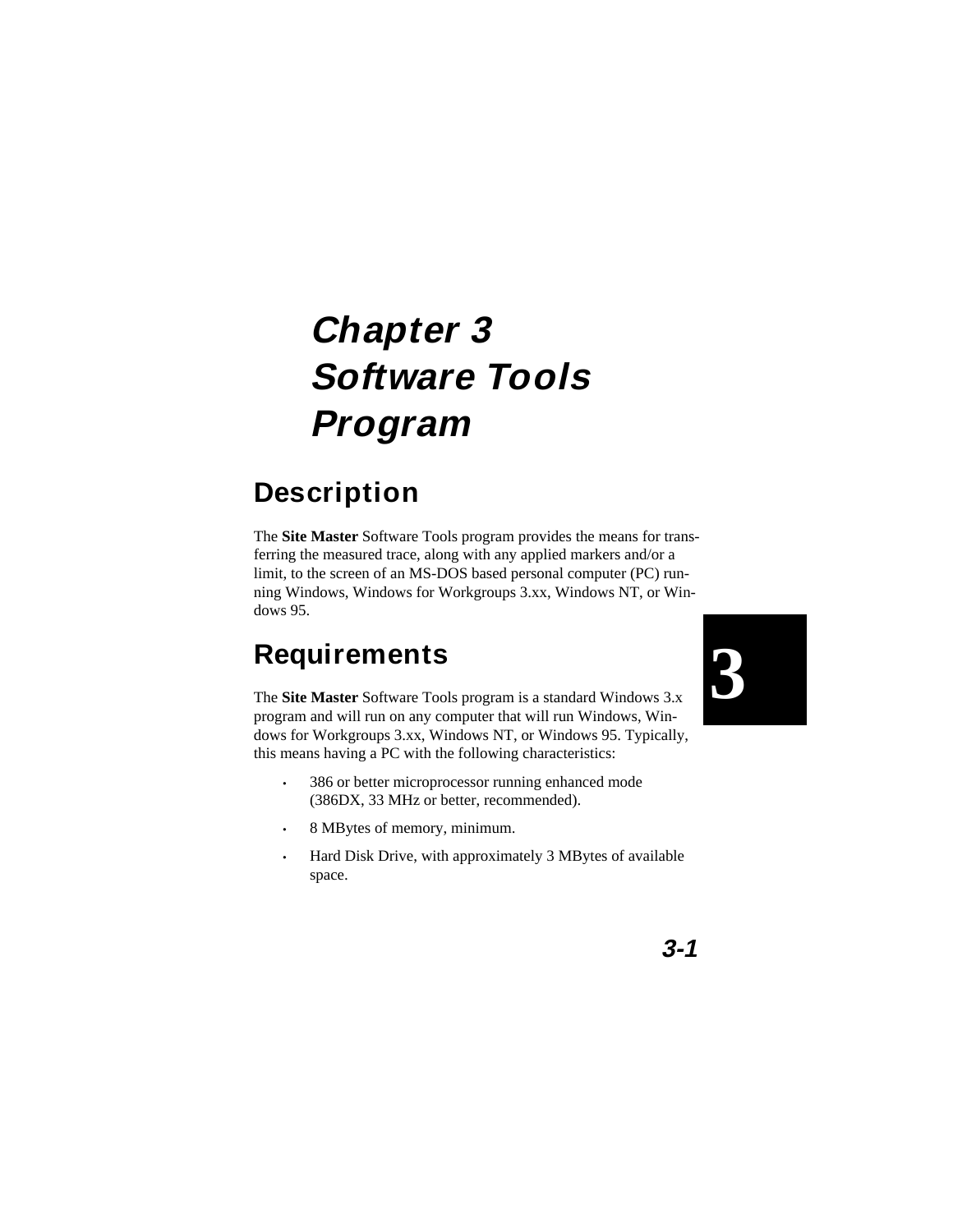# Chapter 3 Software Tools Program

## Description

The **Site Master** Software Tools program provides the means for transferring the measured trace, along with any applied markers and/or a limit, to the screen of an MS-DOS based personal computer (PC) running Windows, Windows for Workgroups 3.xx, Windows NT, or Windows 95.

## Requirements

The **Site Master** Software Tools program is a standard Windows 3.x program and will run on any computer that will run Windows, Windows for Workgroups 3.xx, Windows NT, or Windows 95. Typically, this means having a PC with the following characteristics:

- 386 or better microprocessor running enhanced mode (386DX, 33 MHz or better, recommended).
- 8 MBytes of memory, minimum.
- Hard Disk Drive, with approximately 3 MBytes of available space.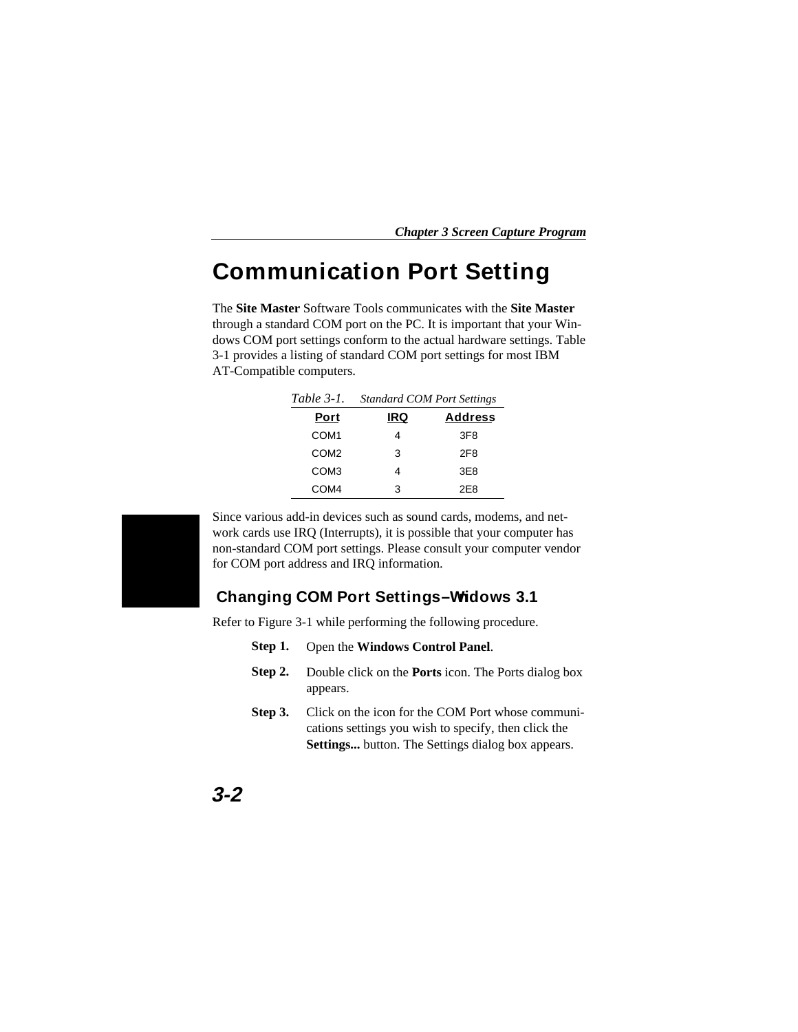# Communication Port Setting

The **Site Master** Software Tools communicates with the **Site Master** through a standard COM port on the PC. It is important that your Windows COM port settings conform to the actual hardware settings. Table 3-1 provides a listing of standard COM port settings for most IBM AT-Compatible computers.

*Table 3-1. Standard COM Port Settings*

| Port | IRQ | Address |
|---|---|---|
| COM1 | 4 | 3F8 |
| COM2 | 3 | 2F8 |
| COM3 | 4 | 3E8 |
| COM4 | 3 | 2E8 |

Since various add-in devices such as sound cards, modems, and network cards use IRQ (Interrupts), it is possible that your computer has non-standard COM port settings. Please consult your computer vendor for COM port address and IRQ information.

## Changing COM Port Settings–Windows 3.1

Refer to Figure 3-1 while performing the following procedure.

**Step 1.** Open the **Windows Control Panel**.

**Step 2.** Double click on the **Ports** icon. The Ports dialog box appears.

**Step 3.** Click on the icon for the COM Port whose communications settings you wish to specify, then click the **Settings...** button. The Settings dialog box appears.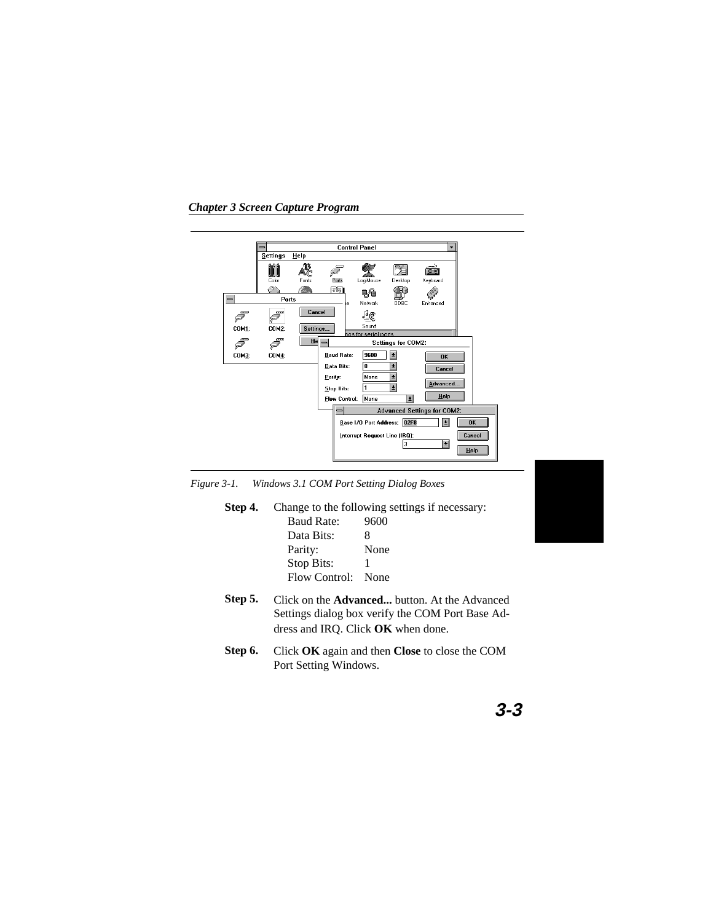*Figure 3-1.   Windows 3.1 COM Port Setting Dialog Boxes*

**Step 4.** Change to the following settings if necessary:

| | |
|---|---|
| Baud Rate: | 9600 |
| Data Bits: | 8 |
| Parity: | None |
| Stop Bits: | 1 |
| Flow Control: | None |

**Step 5.** Click on the **Advanced...** button. At the Advanced Settings dialog box verify the COM Port Base Address and IRQ. Click **OK** when done.

**Step 6.** Click **OK** again and then **Close** to close the COM Port Setting Windows.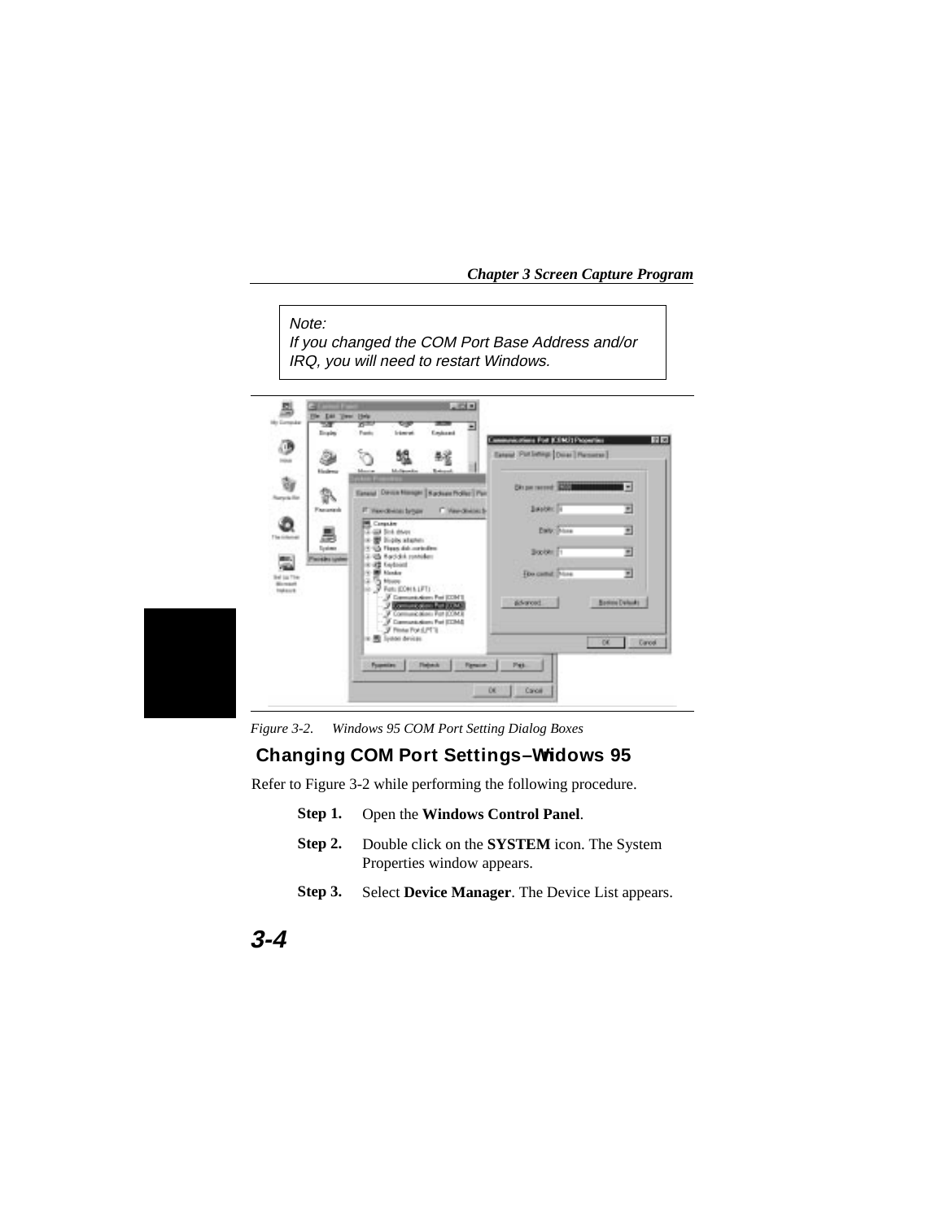Note:
If you changed the COM Port Base Address and/or IRQ, you will need to restart Windows.

Figure 3-2. Windows 95 COM Port Setting Dialog Boxes

## Changing COM Port Settings–Widows 95

Refer to Figure 3-2 while performing the following procedure.

**Step 1.** Open the **Windows Control Panel**.

**Step 2.** Double click on the **SYSTEM** icon. The System Properties window appears.

**Step 3.** Select **Device Manager**. The Device List appears.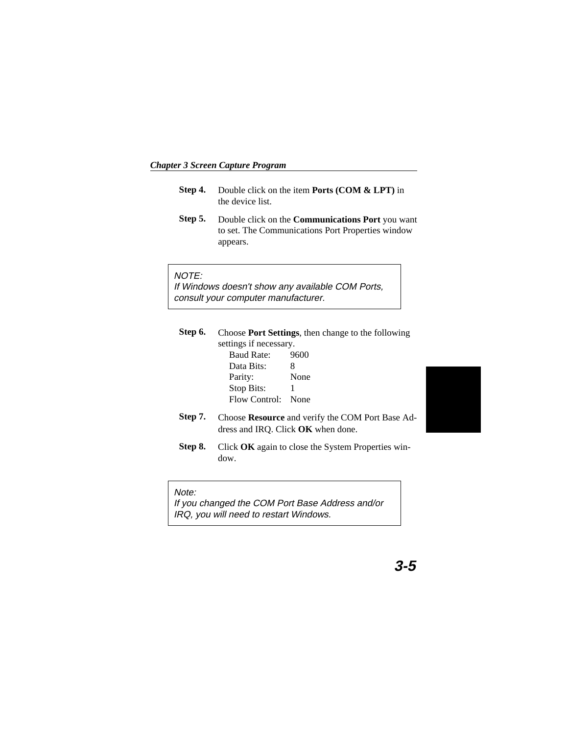**Step 4.** Double click on the item **Ports (COM & LPT)** in the device list.

**Step 5.** Double click on the **Communications Port** you want to set. The Communications Port Properties window appears.

> *NOTE:*
> *If Windows doesn't show any available COM Ports, consult your computer manufacturer.*

**Step 6.** Choose **Port Settings**, then change to the following settings if necessary.

| | |
|---|---|
| Baud Rate: | 9600 |
| Data Bits: | 8 |
| Parity: | None |
| Stop Bits: | 1 |
| Flow Control: | None |

**Step 7.** Choose **Resource** and verify the COM Port Base Address and IRQ. Click **OK** when done.

**Step 8.** Click **OK** again to close the System Properties window.

> *Note:*
> *If you changed the COM Port Base Address and/or IRQ, you will need to restart Windows.*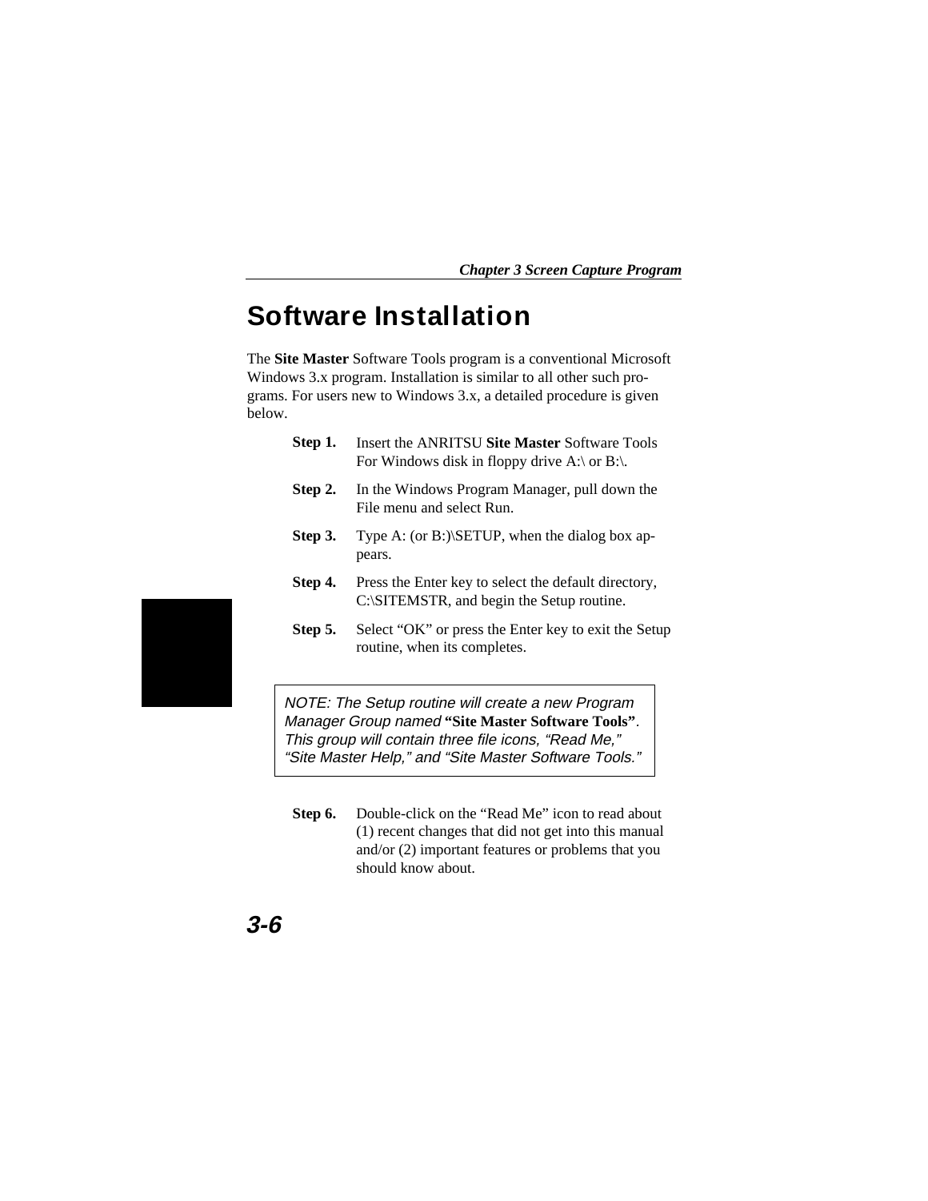# Software Installation

The **Site Master** Software Tools program is a conventional Microsoft Windows 3.x program. Installation is similar to all other such programs. For users new to Windows 3.x, a detailed procedure is given below.

**Step 1.** Insert the ANRITSU **Site Master** Software Tools For Windows disk in floppy drive A:\ or B:\.

**Step 2.** In the Windows Program Manager, pull down the File menu and select Run.

**Step 3.** Type A: (or B:)\SETUP, when the dialog box appears.

**Step 4.** Press the Enter key to select the default directory, C:\SITEMSTR, and begin the Setup routine.

**Step 5.** Select "OK" or press the Enter key to exit the Setup routine, when its completes.

> *NOTE: The Setup routine will create a new Program Manager Group named* **"Site Master Software Tools"**. *This group will contain three file icons, "Read Me," "Site Master Help," and "Site Master Software Tools."*

**Step 6.** Double-click on the "Read Me" icon to read about (1) recent changes that did not get into this manual and/or (2) important features or problems that you should know about.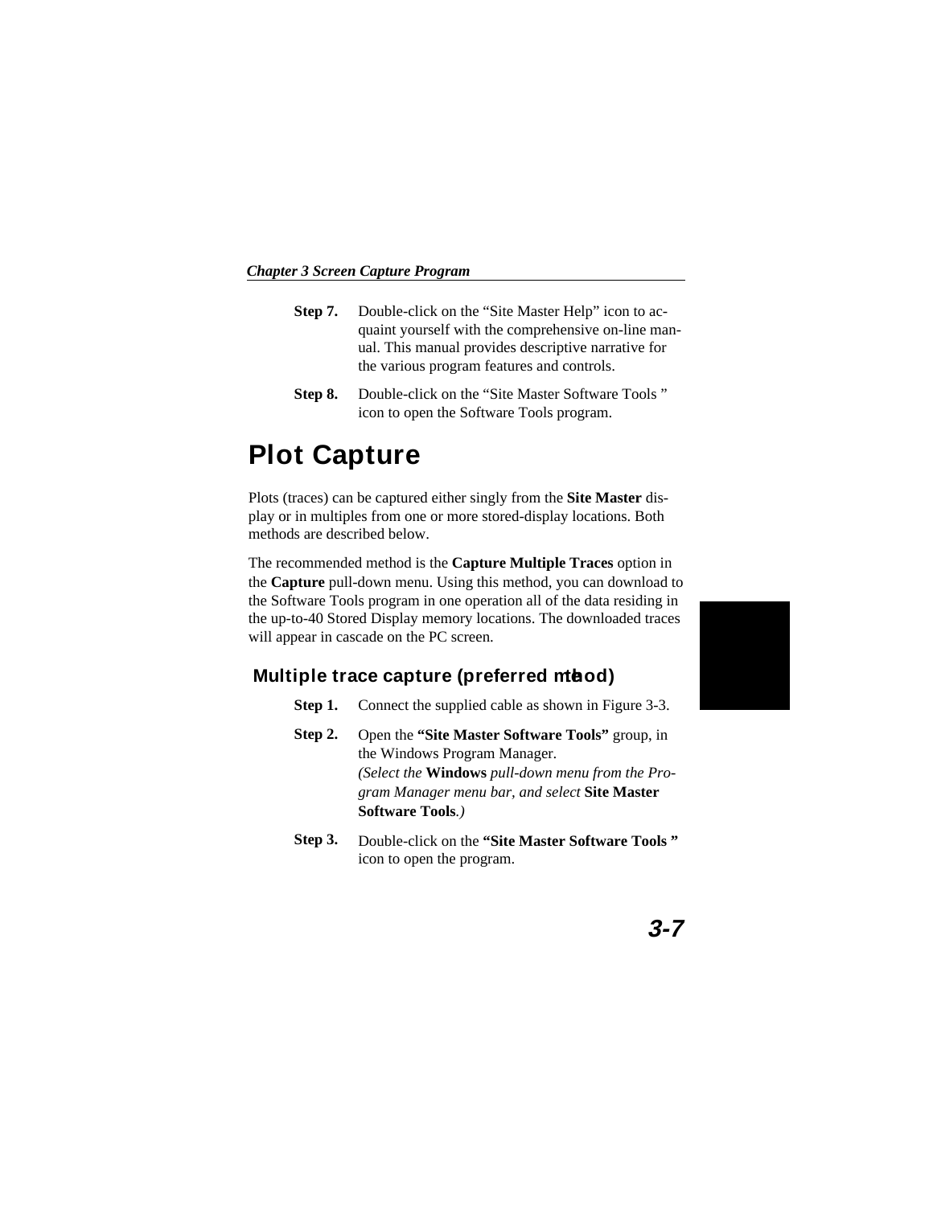**Step 7.** Double-click on the “Site Master Help” icon to acquaint yourself with the comprehensive on-line manual. This manual provides descriptive narrative for the various program features and controls.

**Step 8.** Double-click on the “Site Master Software Tools ” icon to open the Software Tools program.

# Plot Capture

Plots (traces) can be captured either singly from the **Site Master** display or in multiples from one or more stored-display locations. Both methods are described below.

The recommended method is the **Capture Multiple Traces** option in the **Capture** pull-down menu. Using this method, you can download to the Software Tools program in one operation all of the data residing in the up-to-40 Stored Display memory locations. The downloaded traces will appear in cascade on the PC screen.

## Multiple trace capture (preferred method)

**Step 1.** Connect the supplied cable as shown in Figure 3-3.

**Step 2.** Open the **“Site Master Software Tools”** group, in the Windows Program Manager.
*(Select the* **Windows** *pull-down menu from the Program Manager menu bar, and select* **Site Master Software Tools***.)*

**Step 3.** Double-click on the **“Site Master Software Tools ”** icon to open the program.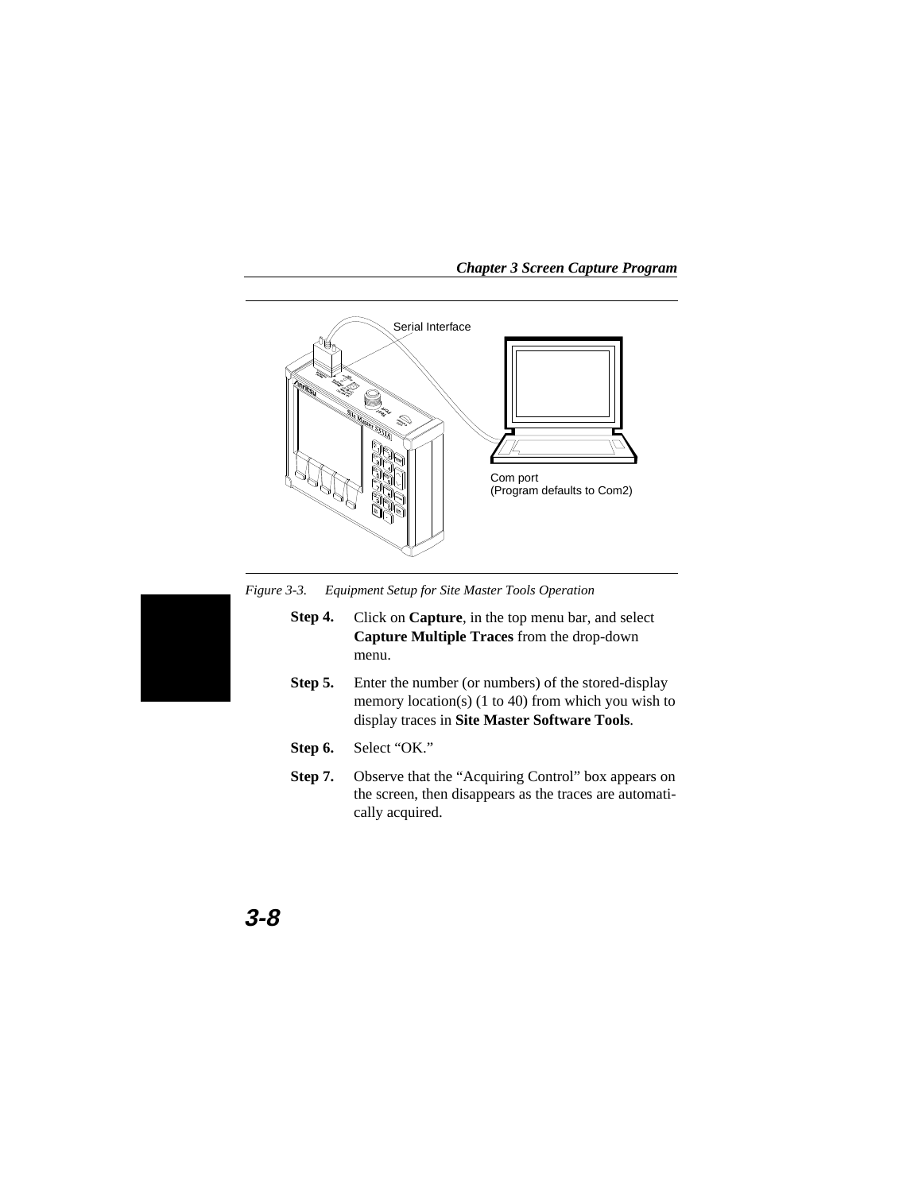Serial Interface

Com port
(Program defaults to Com2)

*Figure 3-3. Equipment Setup for Site Master Tools Operation*

**Step 4.** Click on **Capture**, in the top menu bar, and select **Capture Multiple Traces** from the drop-down menu.

**Step 5.** Enter the number (or numbers) of the stored-display memory location(s) (1 to 40) from which you wish to display traces in **Site Master Software Tools**.

**Step 6.** Select “OK.”

**Step 7.** Observe that the “Acquiring Control” box appears on the screen, then disappears as the traces are automatically acquired.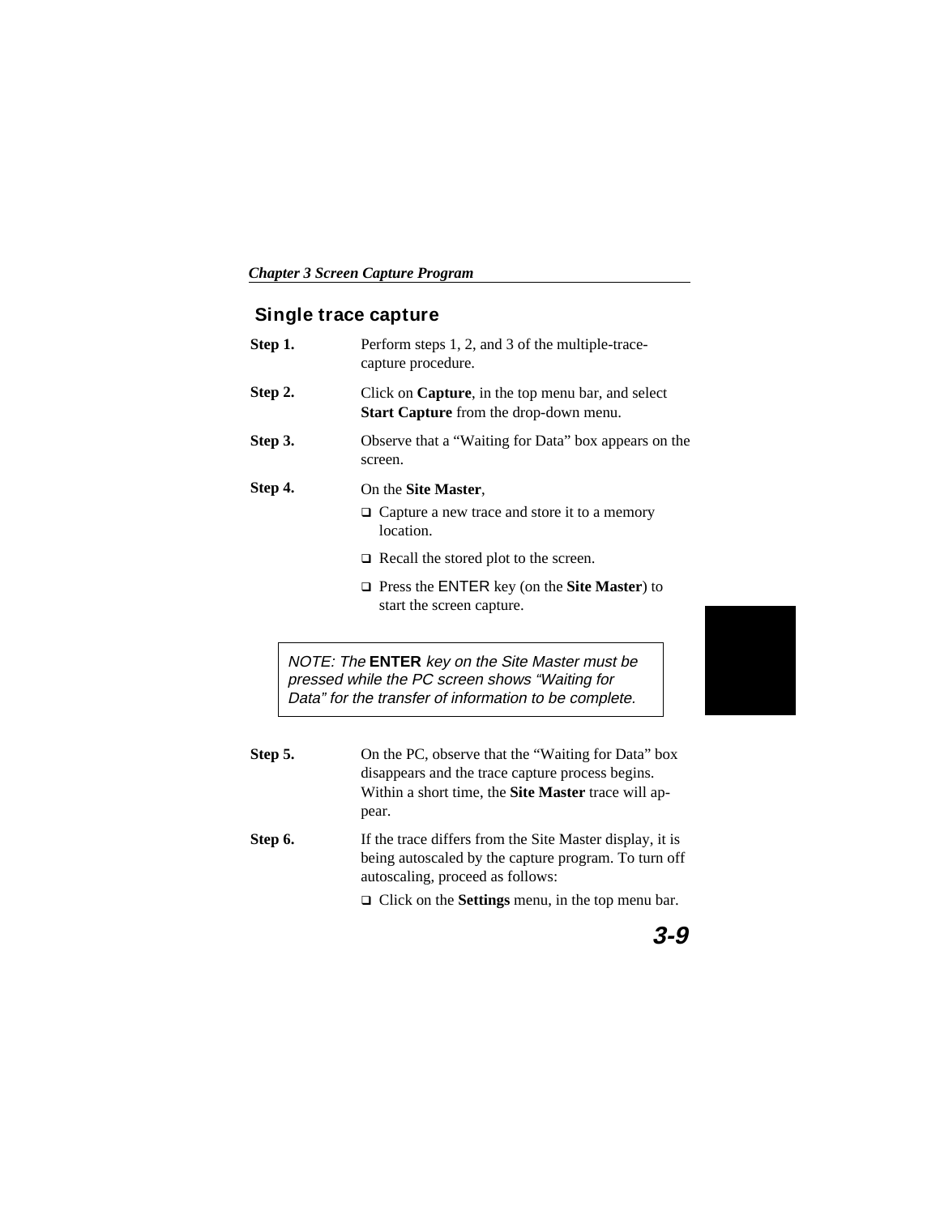## Single trace capture

**Step 1.** Perform steps 1, 2, and 3 of the multiple-trace-capture procedure.

**Step 2.** Click on **Capture**, in the top menu bar, and select **Start Capture** from the drop-down menu.

**Step 3.** Observe that a “Waiting for Data” box appears on the screen.

**Step 4.** On the **Site Master**,

- Capture a new trace and store it to a memory location.
- Recall the stored plot to the screen.
- Press the ENTER key (on the **Site Master**) to start the screen capture.

> *NOTE: The* **ENTER** *key on the Site Master must be pressed while the PC screen shows “Waiting for Data” for the transfer of information to be complete.*

**Step 5.** On the PC, observe that the “Waiting for Data” box disappears and the trace capture process begins. Within a short time, the **Site Master** trace will appear.

**Step 6.** If the trace differs from the Site Master display, it is being autoscaled by the capture program. To turn off autoscaling, proceed as follows:

- Click on the **Settings** menu, in the top menu bar.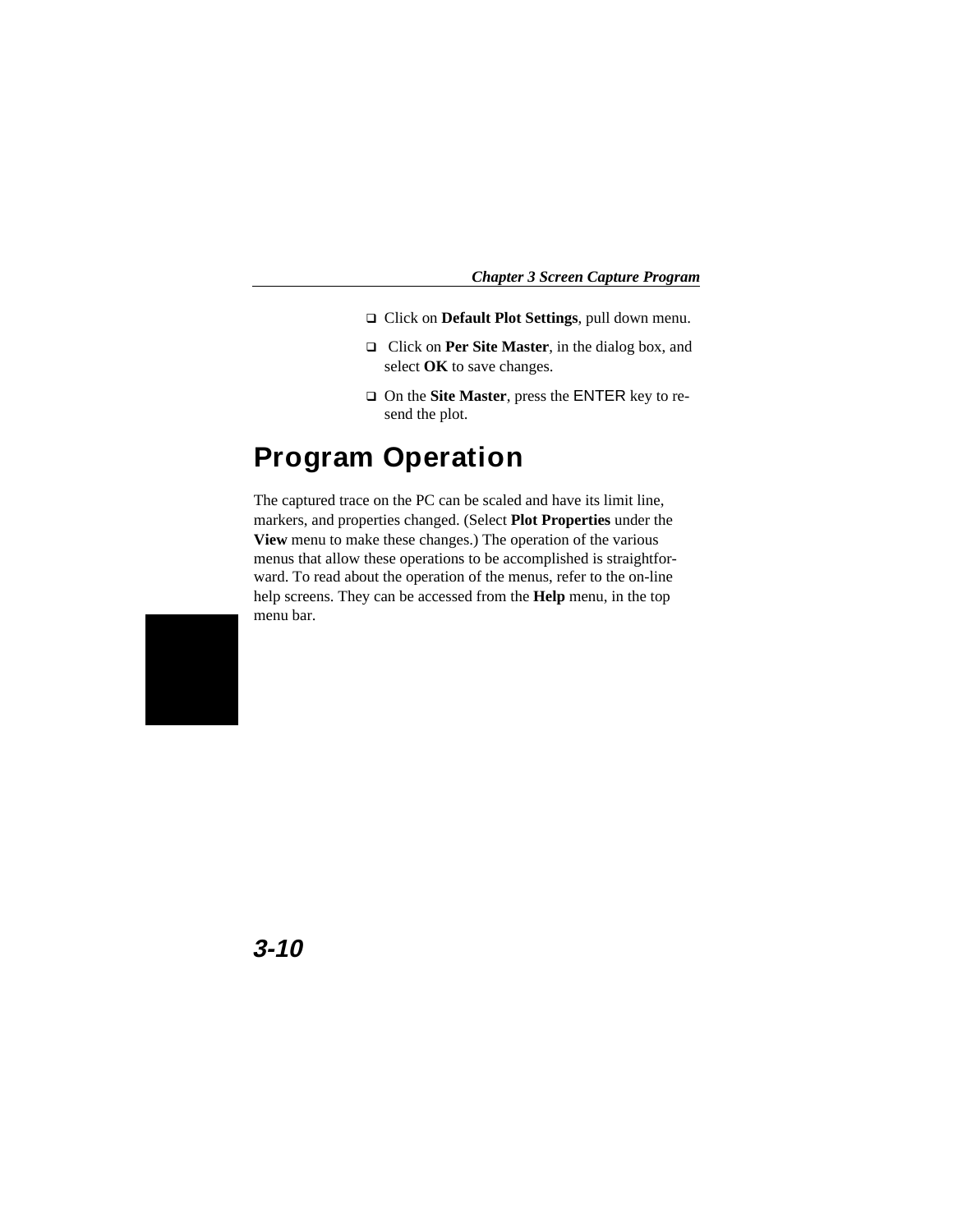- Click on **Default Plot Settings**, pull down menu.
- Click on **Per Site Master**, in the dialog box, and select **OK** to save changes.
- On the **Site Master**, press the ENTER key to re-send the plot.

# Program Operation

The captured trace on the PC can be scaled and have its limit line, markers, and properties changed. (Select **Plot Properties** under the **View** menu to make these changes.) The operation of the various menus that allow these operations to be accomplished is straightforward. To read about the operation of the menus, refer to the on-line help screens. They can be accessed from the **Help** menu, in the top menu bar.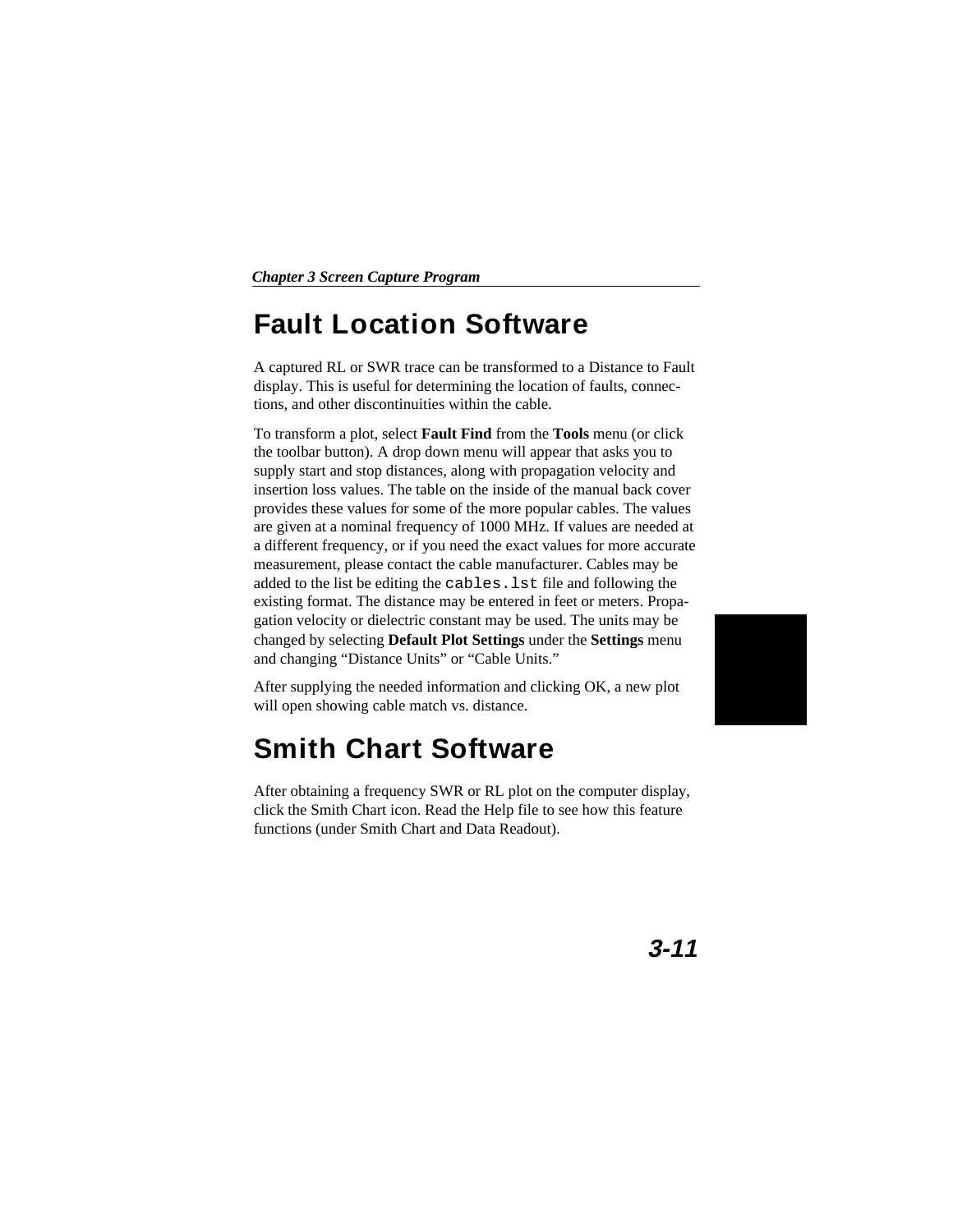# Fault Location Software

A captured RL or SWR trace can be transformed to a Distance to Fault display. This is useful for determining the location of faults, connections, and other discontinuities within the cable.

To transform a plot, select **Fault Find** from the **Tools** menu (or click the toolbar button). A drop down menu will appear that asks you to supply start and stop distances, along with propagation velocity and insertion loss values. The table on the inside of the manual back cover provides these values for some of the more popular cables. The values are given at a nominal frequency of 1000 MHz. If values are needed at a different frequency, or if you need the exact values for more accurate measurement, please contact the cable manufacturer. Cables may be added to the list be editing the `cables.lst` file and following the existing format. The distance may be entered in feet or meters. Propagation velocity or dielectric constant may be used. The units may be changed by selecting **Default Plot Settings** under the **Settings** menu and changing "Distance Units" or "Cable Units."

After supplying the needed information and clicking OK, a new plot will open showing cable match vs. distance.

# Smith Chart Software

After obtaining a frequency SWR or RL plot on the computer display, click the Smith Chart icon. Read the Help file to see how this feature functions (under Smith Chart and Data Readout).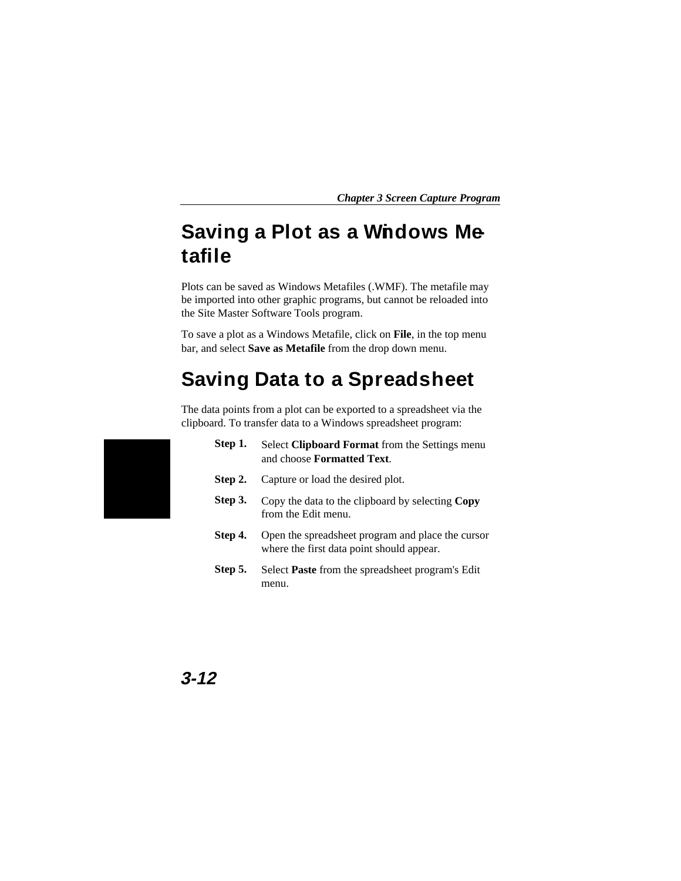# Saving a Plot as a Windows Metafile

Plots can be saved as Windows Metafiles (.WMF). The metafile may be imported into other graphic programs, but cannot be reloaded into the Site Master Software Tools program.

To save a plot as a Windows Metafile, click on **File**, in the top menu bar, and select **Save as Metafile** from the drop down menu.

# Saving Data to a Spreadsheet

The data points from a plot can be exported to a spreadsheet via the clipboard. To transfer data to a Windows spreadsheet program:

**Step 1.** Select **Clipboard Format** from the Settings menu and choose **Formatted Text**.

**Step 2.** Capture or load the desired plot.

**Step 3.** Copy the data to the clipboard by selecting **Copy** from the Edit menu.

**Step 4.** Open the spreadsheet program and place the cursor where the first data point should appear.

**Step 5.** Select **Paste** from the spreadsheet program's Edit menu.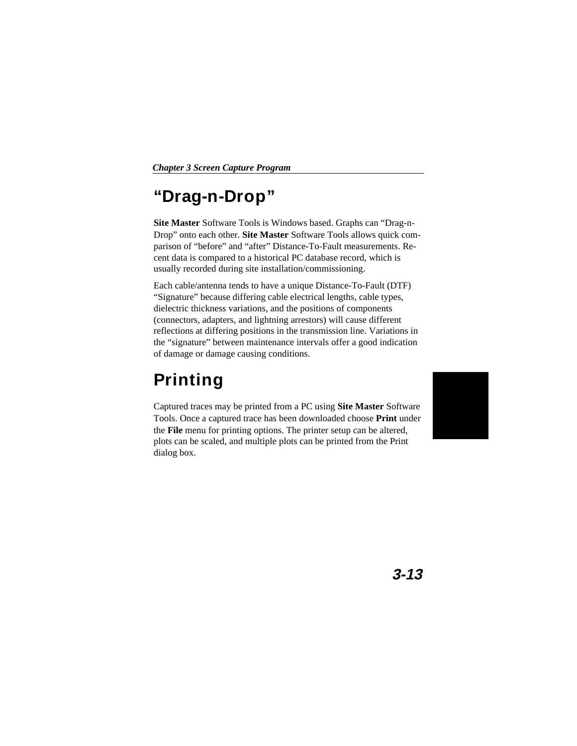## “Drag-n-Drop”

**Site Master** Software Tools is Windows based. Graphs can “Drag-n-Drop” onto each other. **Site Master** Software Tools allows quick comparison of “before” and “after” Distance-To-Fault measurements. Recent data is compared to a historical PC database record, which is usually recorded during site installation/commissioning.

Each cable/antenna tends to have a unique Distance-To-Fault (DTF) “Signature” because differing cable electrical lengths, cable types, dielectric thickness variations, and the positions of components (connectors, adapters, and lightning arrestors) will cause different reflections at differing positions in the transmission line. Variations in the “signature” between maintenance intervals offer a good indication of damage or damage causing conditions.

## Printing

Captured traces may be printed from a PC using **Site Master** Software Tools. Once a captured trace has been downloaded choose **Print** under the **File** menu for printing options. The printer setup can be altered, plots can be scaled, and multiple plots can be printed from the Print dialog box.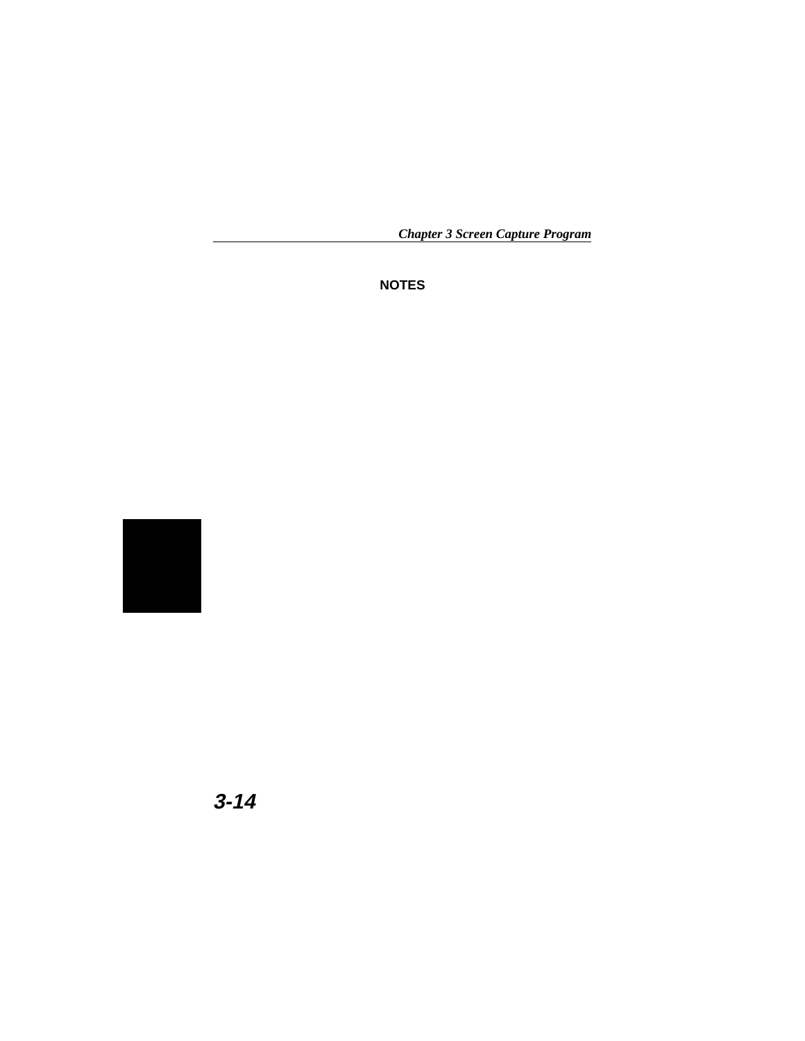**NOTES**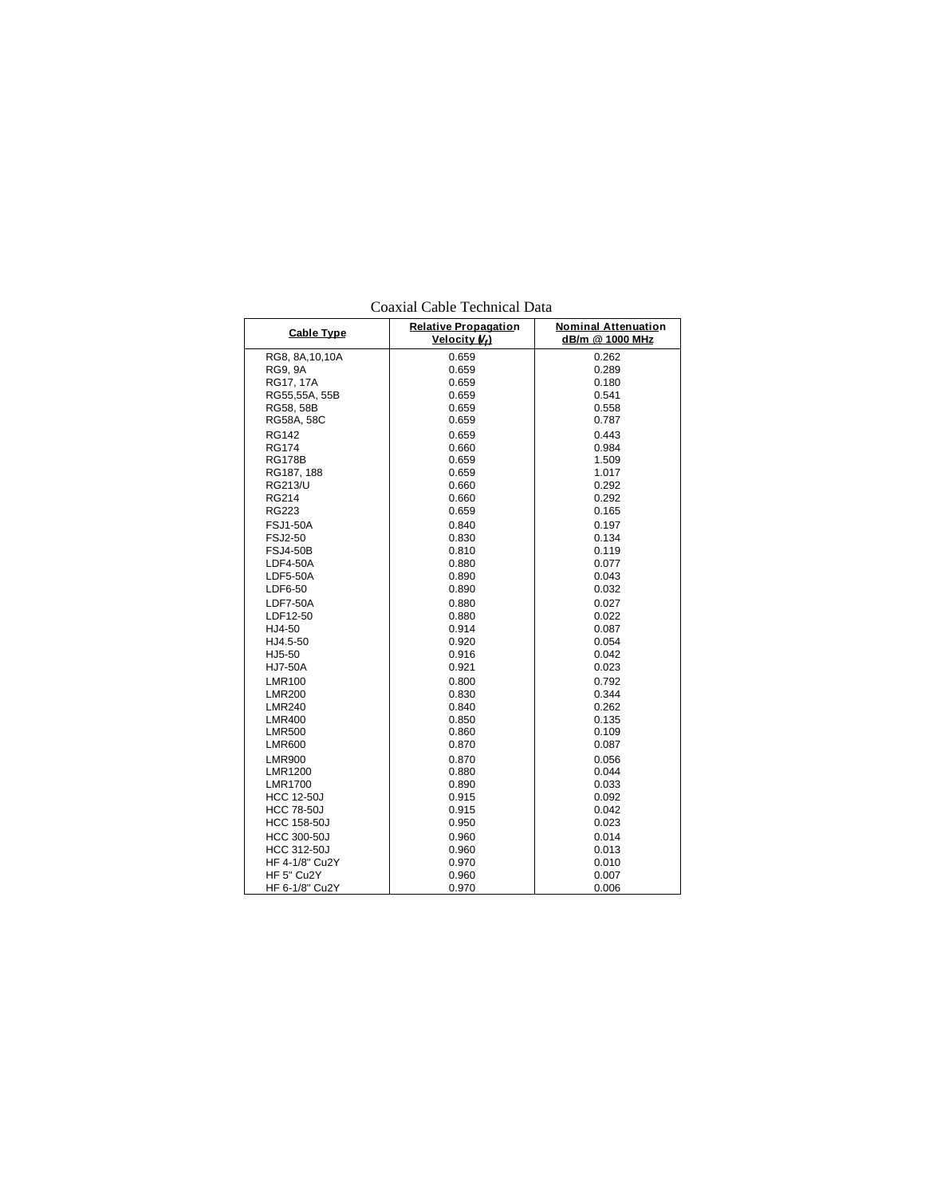Coaxial Cable Technical Data

| Cable Type | Relative Propagation Velocity ($V_r$) | Nominal Attenuation dB/m @ 1000 MHz |
|---|---|---|
| RG8, 8A,10,10A | 0.659 | 0.262 |
| RG9, 9A | 0.659 | 0.289 |
| RG17, 17A | 0.659 | 0.180 |
| RG55,55A, 55B | 0.659 | 0.541 |
| RG58, 58B | 0.659 | 0.558 |
| RG58A, 58C | 0.659 | 0.787 |
| RG142 | 0.659 | 0.443 |
| RG174 | 0.660 | 0.984 |
| RG178B | 0.659 | 1.509 |
| RG187, 188 | 0.659 | 1.017 |
| RG213/U | 0.660 | 0.292 |
| RG214 | 0.660 | 0.292 |
| RG223 | 0.659 | 0.165 |
| FSJ1-50A | 0.840 | 0.197 |
| FSJ2-50 | 0.830 | 0.134 |
| FSJ4-50B | 0.810 | 0.119 |
| LDF4-50A | 0.880 | 0.077 |
| LDF5-50A | 0.890 | 0.043 |
| LDF6-50 | 0.890 | 0.032 |
| LDF7-50A | 0.880 | 0.027 |
| LDF12-50 | 0.880 | 0.022 |
| HJ4-50 | 0.914 | 0.087 |
| HJ4.5-50 | 0.920 | 0.054 |
| HJ5-50 | 0.916 | 0.042 |
| HJ7-50A | 0.921 | 0.023 |
| LMR100 | 0.800 | 0.792 |
| LMR200 | 0.830 | 0.344 |
| LMR240 | 0.840 | 0.262 |
| LMR400 | 0.850 | 0.135 |
| LMR500 | 0.860 | 0.109 |
| LMR600 | 0.870 | 0.087 |
| LMR900 | 0.870 | 0.056 |
| LMR1200 | 0.880 | 0.044 |
| LMR1700 | 0.890 | 0.033 |
| HCC 12-50J | 0.915 | 0.092 |
| HCC 78-50J | 0.915 | 0.042 |
| HCC 158-50J | 0.950 | 0.023 |
| HCC 300-50J | 0.960 | 0.014 |
| HCC 312-50J | 0.960 | 0.013 |
| HF 4-1/8" Cu2Y | 0.970 | 0.010 |
| HF 5" Cu2Y | 0.960 | 0.007 |
| HF 6-1/8" Cu2Y | 0.970 | 0.006 |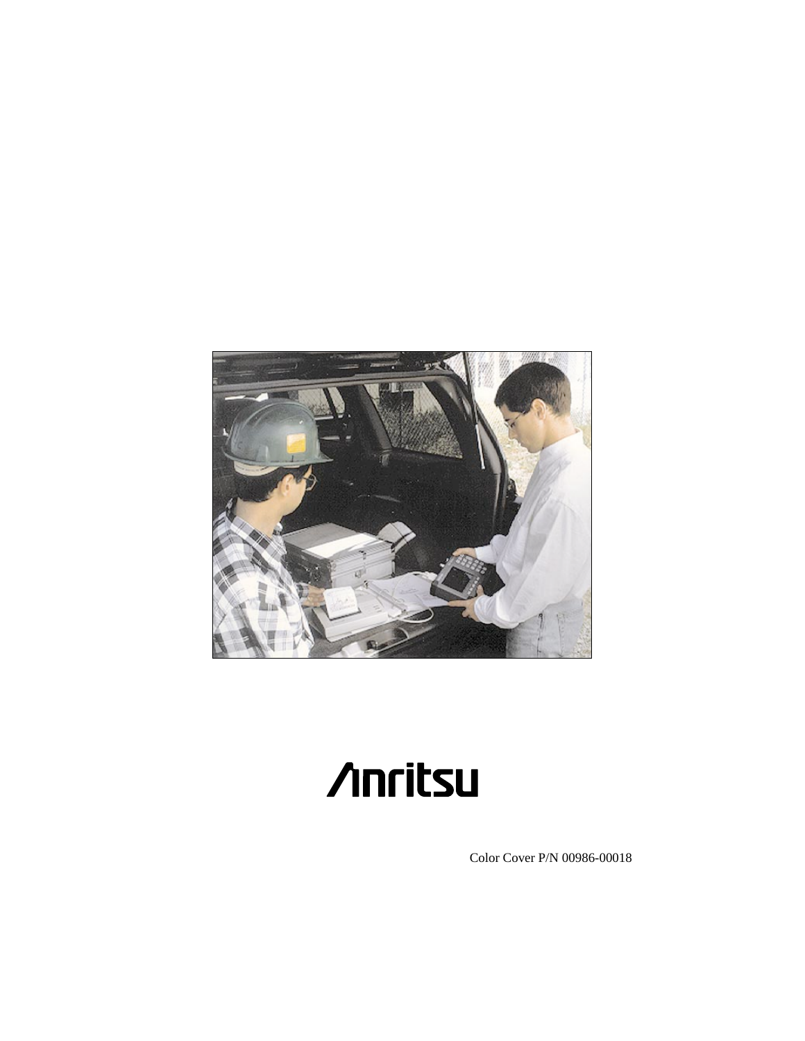Anritsu

Color Cover P/N 00986-00018